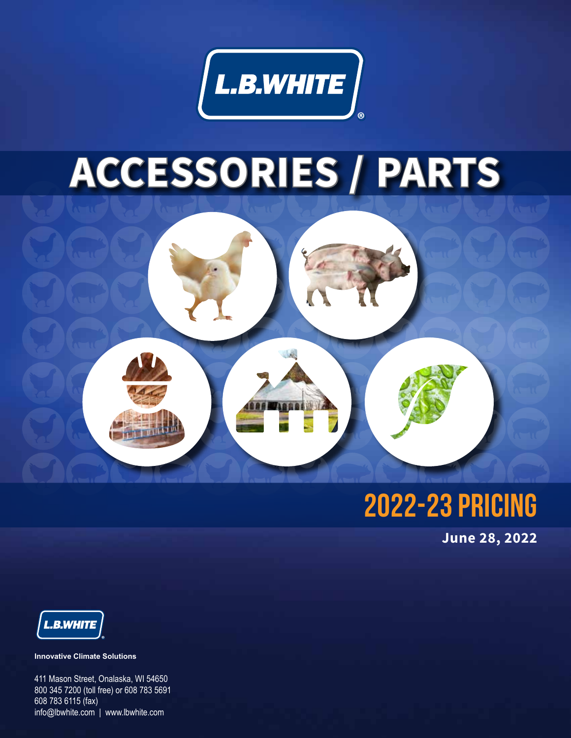L.B.WHITE®

# ACCESSORIES / PARTS

## 2022-23 PRICING

**June 28, 2022**

L.B.WHITE®

**Innovative Climate Solutions**

411 Mason Street, Onalaska, WI 54650
800 345 7200 (toll free) or 608 783 5691
608 783 6115 (fax)
info@lbwhite.com | www.lbwhite.com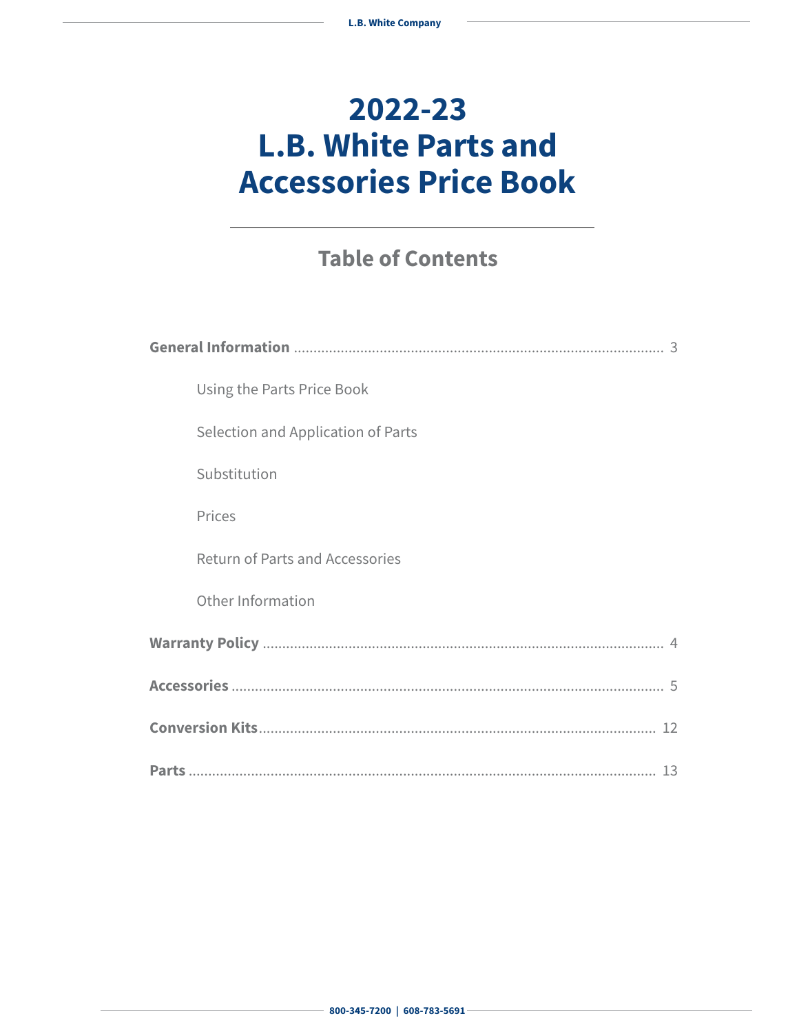# 2022-23 L.B. White Parts and Accessories Price Book

## Table of Contents

**General Information** ........................................ 3

- Using the Parts Price Book
- Selection and Application of Parts
- Substitution
- Prices
- Return of Parts and Accessories
- Other Information

**Warranty Policy** ........................................ 4

**Accessories** ........................................ 5

**Conversion Kits** ........................................ 12

**Parts** ........................................ 13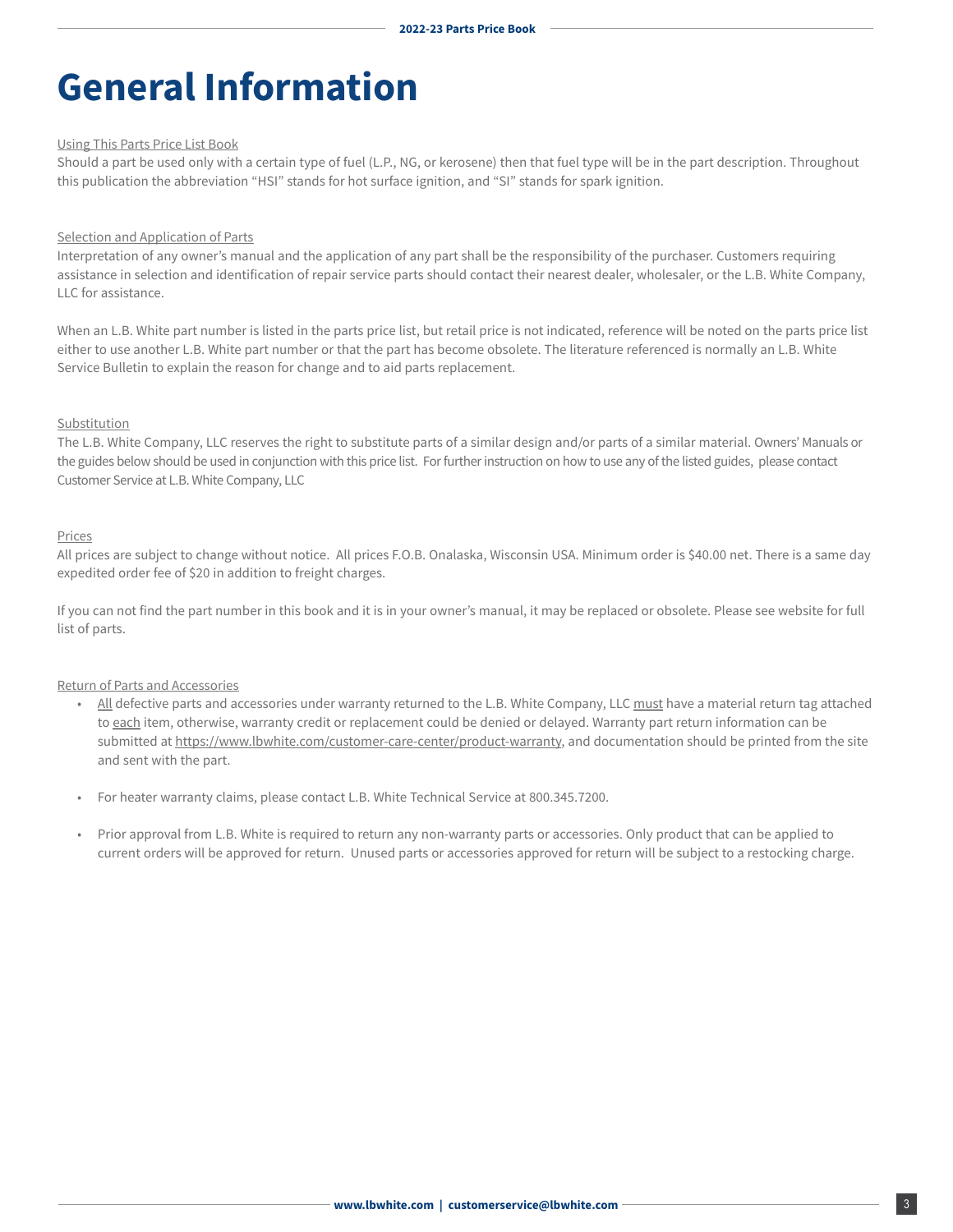# General Information

Using This Parts Price List Book

Should a part be used only with a certain type of fuel (L.P., NG, or kerosene) then that fuel type will be in the part description. Throughout this publication the abbreviation "HSI" stands for hot surface ignition, and "SI" stands for spark ignition.

Selection and Application of Parts

Interpretation of any owner's manual and the application of any part shall be the responsibility of the purchaser. Customers requiring assistance in selection and identification of repair service parts should contact their nearest dealer, wholesaler, or the L.B. White Company, LLC for assistance.

When an L.B. White part number is listed in the parts price list, but retail price is not indicated, reference will be noted on the parts price list either to use another L.B. White part number or that the part has become obsolete. The literature referenced is normally an L.B. White Service Bulletin to explain the reason for change and to aid parts replacement.

Substitution

The L.B. White Company, LLC reserves the right to substitute parts of a similar design and/or parts of a similar material. Owners' Manuals or the guides below should be used in conjunction with this price list. For further instruction on how to use any of the listed guides, please contact Customer Service at L.B. White Company, LLC

Prices

All prices are subject to change without notice. All prices F.O.B. Onalaska, Wisconsin USA. Minimum order is $40.00 net. There is a same day expedited order fee of $20 in addition to freight charges.

If you can not find the part number in this book and it is in your owner's manual, it may be replaced or obsolete. Please see website for full list of parts.

Return of Parts and Accessories

- All defective parts and accessories under warranty returned to the L.B. White Company, LLC must have a material return tag attached to each item, otherwise, warranty credit or replacement could be denied or delayed. Warranty part return information can be submitted at https://www.lbwhite.com/customer-care-center/product-warranty, and documentation should be printed from the site and sent with the part.

- For heater warranty claims, please contact L.B. White Technical Service at 800.345.7200.

- Prior approval from L.B. White is required to return any non-warranty parts or accessories. Only product that can be applied to current orders will be approved for return. Unused parts or accessories approved for return will be subject to a restocking charge.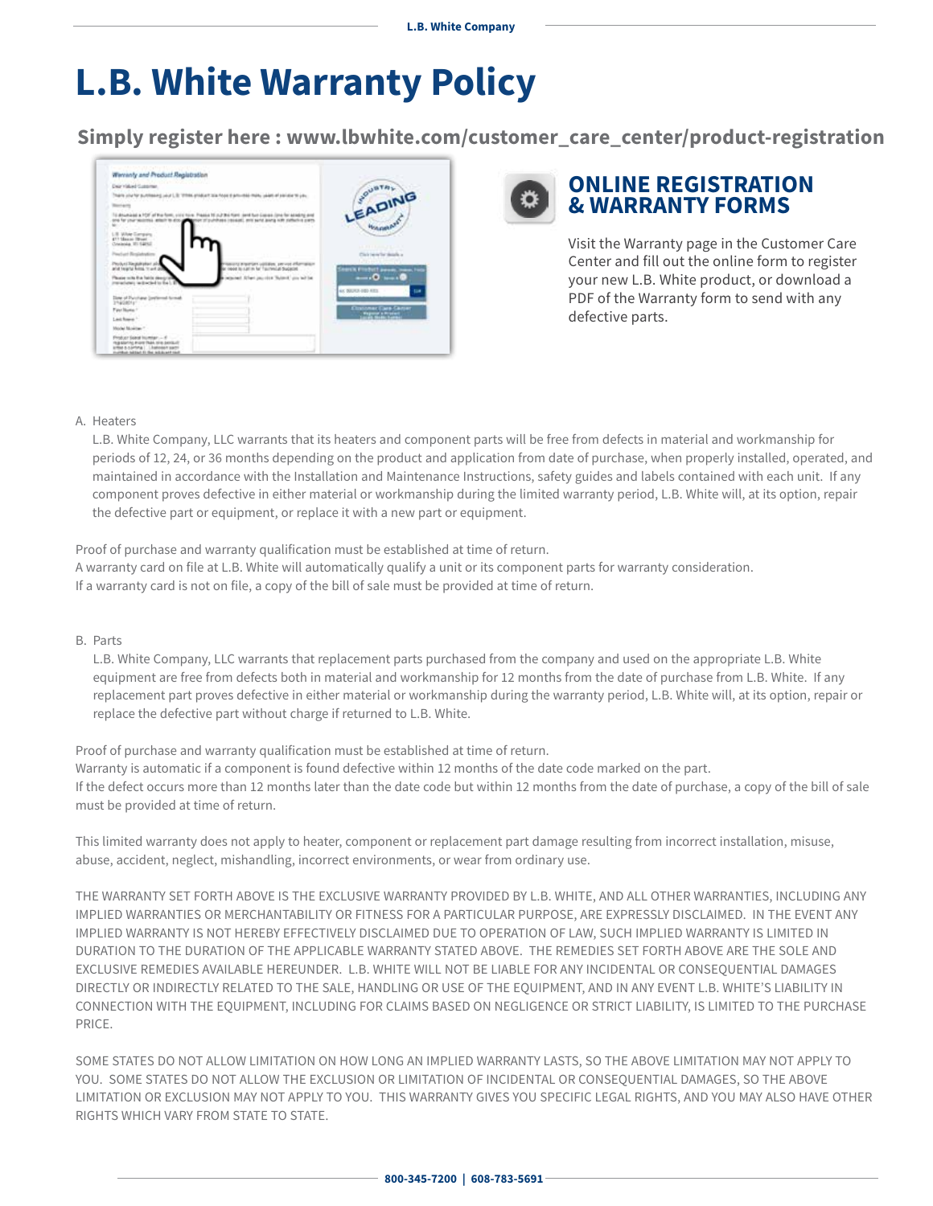# L.B. White Warranty Policy

**Simply register here : www.lbwhite.com/customer_care_center/product-registration**

## ONLINE REGISTRATION & WARRANTY FORMS

Visit the Warranty page in the Customer Care Center and fill out the online form to register your new L.B. White product, or download a PDF of the Warranty form to send with any defective parts.

A. Heaters

L.B. White Company, LLC warrants that its heaters and component parts will be free from defects in material and workmanship for periods of 12, 24, or 36 months depending on the product and application from date of purchase, when properly installed, operated, and maintained in accordance with the Installation and Maintenance Instructions, safety guides and labels contained with each unit. If any component proves defective in either material or workmanship during the limited warranty period, L.B. White will, at its option, repair the defective part or equipment, or replace it with a new part or equipment.

Proof of purchase and warranty qualification must be established at time of return.
A warranty card on file at L.B. White will automatically qualify a unit or its component parts for warranty consideration.
If a warranty card is not on file, a copy of the bill of sale must be provided at time of return.

B. Parts

L.B. White Company, LLC warrants that replacement parts purchased from the company and used on the appropriate L.B. White equipment are free from defects both in material and workmanship for 12 months from the date of purchase from L.B. White. If any replacement part proves defective in either material or workmanship during the warranty period, L.B. White will, at its option, repair or replace the defective part without charge if returned to L.B. White.

Proof of purchase and warranty qualification must be established at time of return.
Warranty is automatic if a component is found defective within 12 months of the date code marked on the part.
If the defect occurs more than 12 months later than the date code but within 12 months from the date of purchase, a copy of the bill of sale must be provided at time of return.

This limited warranty does not apply to heater, component or replacement part damage resulting from incorrect installation, misuse, abuse, accident, neglect, mishandling, incorrect environments, or wear from ordinary use.

THE WARRANTY SET FORTH ABOVE IS THE EXCLUSIVE WARRANTY PROVIDED BY L.B. WHITE, AND ALL OTHER WARRANTIES, INCLUDING ANY IMPLIED WARRANTIES OR MERCHANTABILITY OR FITNESS FOR A PARTICULAR PURPOSE, ARE EXPRESSLY DISCLAIMED. IN THE EVENT ANY IMPLIED WARRANTY IS NOT HEREBY EFFECTIVELY DISCLAIMED DUE TO OPERATION OF LAW, SUCH IMPLIED WARRANTY IS LIMITED IN DURATION TO THE DURATION OF THE APPLICABLE WARRANTY STATED ABOVE. THE REMEDIES SET FORTH ABOVE ARE THE SOLE AND EXCLUSIVE REMEDIES AVAILABLE HEREUNDER. L.B. WHITE WILL NOT BE LIABLE FOR ANY INCIDENTAL OR CONSEQUENTIAL DAMAGES DIRECTLY OR INDIRECTLY RELATED TO THE SALE, HANDLING OR USE OF THE EQUIPMENT, AND IN ANY EVENT L.B. WHITE'S LIABILITY IN CONNECTION WITH THE EQUIPMENT, INCLUDING FOR CLAIMS BASED ON NEGLIGENCE OR STRICT LIABILITY, IS LIMITED TO THE PURCHASE PRICE.

SOME STATES DO NOT ALLOW LIMITATION ON HOW LONG AN IMPLIED WARRANTY LASTS, SO THE ABOVE LIMITATION MAY NOT APPLY TO YOU. SOME STATES DO NOT ALLOW THE EXCLUSION OR LIMITATION OF INCIDENTAL OR CONSEQUENTIAL DAMAGES, SO THE ABOVE LIMITATION OR EXCLUSION MAY NOT APPLY TO YOU. THIS WARRANTY GIVES YOU SPECIFIC LEGAL RIGHTS, AND YOU MAY ALSO HAVE OTHER RIGHTS WHICH VARY FROM STATE TO STATE.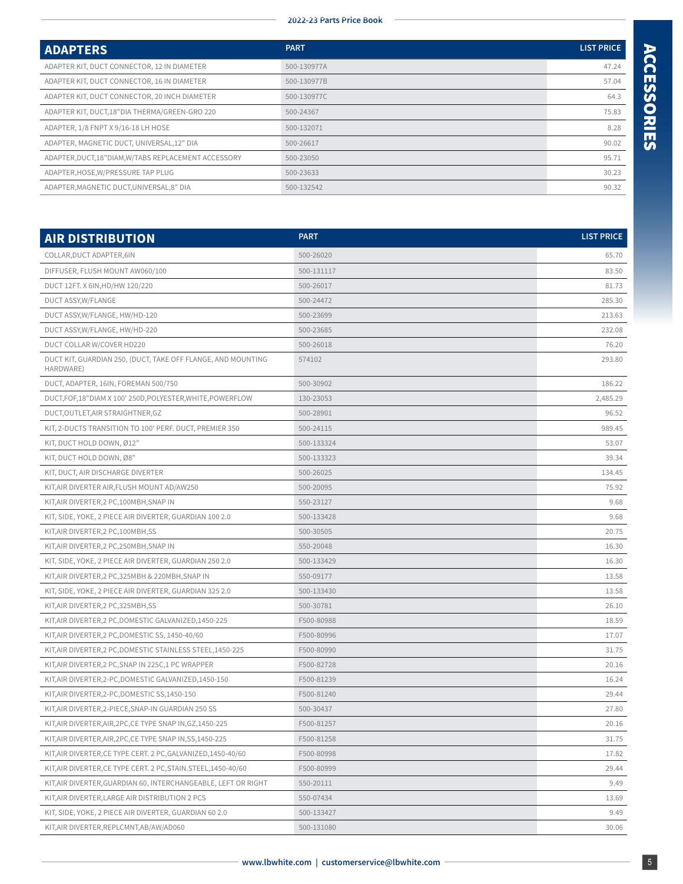## ADAPTERS

| ADAPTERS | PART | LIST PRICE |
|---|---|---|
| ADAPTER KIT, DUCT CONNECTOR, 12 IN DIAMETER | 500-130977A | 47.24 |
| ADAPTER KIT, DUCT CONNECTOR, 16 IN DIAMETER | 500-130977B | 57.04 |
| ADAPTER KIT, DUCT CONNECTOR, 20 INCH DIAMETER | 500-130977C | 64.3 |
| ADAPTER KIT, DUCT,18"DIA THERMA/GREEN-GRO 220 | 500-24367 | 75.83 |
| ADAPTER, 1/8 FNPT X 9/16-18 LH HOSE | 500-132071 | 8.28 |
| ADAPTER, MAGNETIC DUCT, UNIVERSAL,12" DIA | 500-26617 | 90.02 |
| ADAPTER,DUCT,18"DIAM,W/TABS REPLACEMENT ACCESSORY | 500-23050 | 95.71 |
| ADAPTER,HOSE,W/PRESSURE TAP PLUG | 500-23633 | 30.23 |
| ADAPTER,MAGNETIC DUCT,UNIVERSAL,8" DIA | 500-132542 | 90.32 |

## AIR DISTRIBUTION

| AIR DISTRIBUTION | PART | LIST PRICE |
|---|---|---|
| COLLAR,DUCT ADAPTER,6IN | 500-26020 | 65.70 |
| DIFFUSER, FLUSH MOUNT AW060/100 | 500-131117 | 83.50 |
| DUCT 12FT. X 6IN,HD/HW 120/220 | 500-26017 | 81.73 |
| DUCT ASSY,W/FLANGE | 500-24472 | 285.30 |
| DUCT ASSY,W/FLANGE, HW/HD-120 | 500-23699 | 213.63 |
| DUCT ASSY,W/FLANGE, HW/HD-220 | 500-23685 | 232.08 |
| DUCT COLLAR W/COVER HD220 | 500-26018 | 76.20 |
| DUCT KIT, GUARDIAN 250, (DUCT, TAKE OFF FLANGE, AND MOUNTING HARDWARE) | 574102 | 293.80 |
| DUCT, ADAPTER, 16IN, FOREMAN 500/750 | 500-30902 | 186.22 |
| DUCT,FOF,18"DIAM X 100' 250D,POLYESTER,WHITE,POWERFLOW | 130-23053 | 2,485.29 |
| DUCT,OUTLET,AIR STRAIGHTNER,GZ | 500-28901 | 96.52 |
| KIT, 2-DUCTS TRANSITION TO 100' PERF. DUCT, PREMIER 350 | 500-24115 | 989.45 |
| KIT, DUCT HOLD DOWN, Ø12" | 500-133324 | 53.07 |
| KIT, DUCT HOLD DOWN, Ø8" | 500-133323 | 39.34 |
| KIT, DUCT, AIR DISCHARGE DIVERTER | 500-26025 | 134.45 |
| KIT,AIR DIVERTER AIR,FLUSH MOUNT AD/AW250 | 500-20095 | 75.92 |
| KIT,AIR DIVERTER,2 PC,100MBH,SNAP IN | 550-23127 | 9.68 |
| KIT, SIDE, YOKE, 2 PIECE AIR DIVERTER, GUARDIAN 100 2.0 | 500-133428 | 9.68 |
| KIT,AIR DIVERTER,2 PC,100MBH,SS | 500-30505 | 20.75 |
| KIT,AIR DIVERTER,2 PC,250MBH,SNAP IN | 550-20048 | 16.30 |
| KIT, SIDE, YOKE, 2 PIECE AIR DIVERTER, GUARDIAN 250 2.0 | 500-133429 | 16.30 |
| KIT,AIR DIVERTER,2 PC,325MBH & 220MBH,SNAP IN | 550-09177 | 13.58 |
| KIT, SIDE, YOKE, 2 PIECE AIR DIVERTER, GUARDIAN 325 2.0 | 500-133430 | 13.58 |
| KIT,AIR DIVERTER,2 PC,325MBH,SS | 500-30781 | 26.10 |
| KIT,AIR DIVERTER,2 PC,DOMESTIC GALVANIZED,1450-225 | F500-80988 | 18.59 |
| KIT,AIR DIVERTER,2 PC,DOMESTIC SS, 1450-40/60 | F500-80996 | 17.07 |
| KIT,AIR DIVERTER,2 PC,DOMESTIC STAINLESS STEEL,1450-225 | F500-80990 | 31.75 |
| KIT,AIR DIVERTER,2 PC,SNAP IN 225C,1 PC WRAPPER | F500-82728 | 20.16 |
| KIT,AIR DIVERTER,2-PC,DOMESTIC GALVANIZED,1450-150 | F500-81239 | 16.24 |
| KIT,AIR DIVERTER,2-PC,DOMESTIC SS,1450-150 | F500-81240 | 29.44 |
| KIT,AIR DIVERTER,2-PIECE,SNAP-IN GUARDIAN 250 SS | 500-30437 | 27.80 |
| KIT,AIR DIVERTER,AIR,2PC,CE TYPE SNAP IN,GZ,1450-225 | F500-81257 | 20.16 |
| KIT,AIR DIVERTER,AIR,2PC,CE TYPE SNAP IN,SS,1450-225 | F500-81258 | 31.75 |
| KIT,AIR DIVERTER,CE TYPE CERT. 2 PC,GALVANIZED,1450-40/60 | F500-80998 | 17.82 |
| KIT,AIR DIVERTER,CE TYPE CERT. 2 PC,STAIN.STEEL,1450-40/60 | F500-80999 | 29.44 |
| KIT,AIR DIVERTER,GUARDIAN 60, INTERCHANGEABLE, LEFT OR RIGHT | 550-20111 | 9.49 |
| KIT,AIR DIVERTER,LARGE AIR DISTRIBUTION 2 PCS | 550-07434 | 13.69 |
| KIT, SIDE, YOKE, 2 PIECE AIR DIVERTER, GUARDIAN 60 2.0 | 500-133427 | 9.49 |
| KIT,AIR DIVERTER,REPLCMNT,AB/AW/AD060 | 500-131080 | 30.06 |

www.lbwhite.com | customerservice@lbwhite.com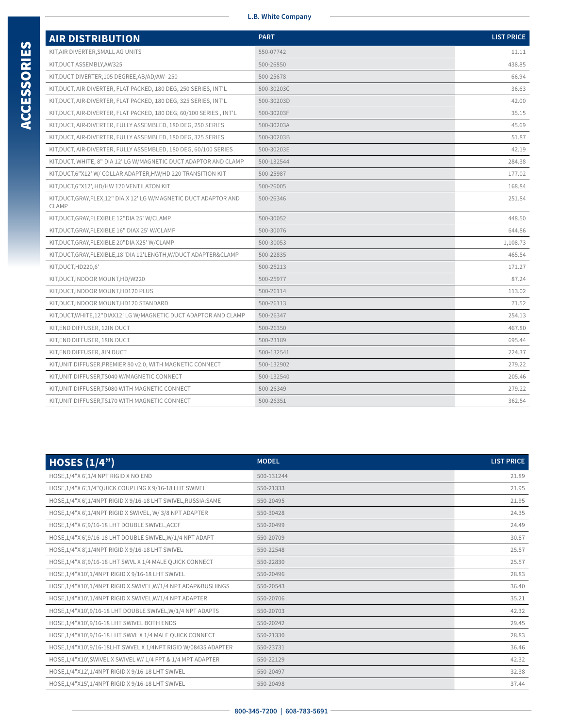# ACCESSORIES

| AIR DISTRIBUTION | PART | LIST PRICE |
|---|---|---|
| KIT,AIR DIVERTER,SMALL AG UNITS | 550-07742 | 11.11 |
| KIT,DUCT ASSEMBLY,AW325 | 500-26850 | 438.85 |
| KIT,DUCT DIVERTER,105 DEGREE,AB/AD/AW- 250 | 500-25678 | 66.94 |
| KIT,DUCT, AIR-DIVERTER, FLAT PACKED, 180 DEG, 250 SERIES, INT'L | 500-30203C | 36.63 |
| KIT,DUCT, AIR-DIVERTER, FLAT PACKED, 180 DEG, 325 SERIES, INT'L | 500-30203D | 42.00 |
| KIT,DUCT, AIR-DIVERTER, FLAT PACKED, 180 DEG, 60/100 SERIES , INT'L | 500-30203F | 35.15 |
| KIT,DUCT, AIR-DIVERTER, FULLY ASSEMBLED, 180 DEG, 250 SERIES | 500-30203A | 45.69 |
| KIT,DUCT, AIR-DIVERTER, FULLY ASSEMBLED, 180 DEG, 325 SERIES | 500-30203B | 51.87 |
| KIT,DUCT, AIR-DIVERTER, FULLY ASSEMBLED, 180 DEG, 60/100 SERIES | 500-30203E | 42.19 |
| KIT,DUCT, WHITE, 8" DIA 12' LG W/MAGNETIC DUCT ADAPTOR AND CLAMP | 500-132544 | 284.38 |
| KIT,DUCT,6"X12' W/ COLLAR ADAPTER,HW/HD 220 TRANSITION KIT | 500-25987 | 177.02 |
| KIT,DUCT,6"X12', HD/HW 120 VENTILATON KIT | 500-26005 | 168.84 |
| KIT,DUCT,GRAY,FLEX,12" DIA.X 12' LG W/MAGNETIC DUCT ADAPTOR AND CLAMP | 500-26346 | 251.84 |
| KIT,DUCT,GRAY,FLEXIBLE 12"DIA 25' W/CLAMP | 500-30052 | 448.50 |
| KIT,DUCT,GRAY,FLEXIBLE 16" DIAX 25' W/CLAMP | 500-30076 | 644.86 |
| KIT,DUCT,GRAY,FLEXIBLE 20"DIA X25' W/CLAMP | 500-30053 | 1,108.73 |
| KIT,DUCT,GRAY,FLEXIBLE,18"DIA 12'LENGTH,W/DUCT ADAPTER&CLAMP | 500-22835 | 465.54 |
| KIT,DUCT,HD220,6' | 500-25213 | 171.27 |
| KIT,DUCT,INDOOR MOUNT,HD/W220 | 500-25977 | 87.24 |
| KIT,DUCT,INDOOR MOUNT,HD120 PLUS | 500-26114 | 113.02 |
| KIT,DUCT,INDOOR MOUNT,HD120 STANDARD | 500-26113 | 71.52 |
| KIT,DUCT,WHITE,12"DIAX12' LG W/MAGNETIC DUCT ADAPTOR AND CLAMP | 500-26347 | 254.13 |
| KIT,END DIFFUSER, 12IN DUCT | 500-26350 | 467.80 |
| KIT,END DIFFUSER, 18IN DUCT | 500-23189 | 695.44 |
| KIT,END DIFFUSER, 8IN DUCT | 500-132541 | 224.37 |
| KIT,UNIT DIFFUSER,PREMIER 80 v2.0, WITH MAGNETIC CONNECT | 500-132902 | 279.22 |
| KIT,UNIT DIFFUSER,TS040 W/MAGNETIC CONNECT | 500-132540 | 205.46 |
| KIT,UNIT DIFFUSER,TS080 WITH MAGNETIC CONNECT | 500-26349 | 279.22 |
| KIT,UNIT DIFFUSER,TS170 WITH MAGNETIC CONNECT | 500-26351 | 362.54 |

| HOSES (1/4") | MODEL | LIST PRICE |
|---|---|---|
| HOSE,1/4"X 6',1/4 NPT RIGID X NO END | 500-131244 | 21.89 |
| HOSE,1/4"X 6',1/4"QUICK COUPLING X 9/16-18 LHT SWIVEL | 550-21333 | 21.95 |
| HOSE,1/4"X 6',1/4NPT RIGID X 9/16-18 LHT SWIVEL,RUSSIA:SAME | 550-20495 | 21.95 |
| HOSE,1/4"X 6',1/4NPT RIGID X SWIVEL, W/ 3/8 NPT ADAPTER | 550-30428 | 24.35 |
| HOSE,1/4"X 6',9/16-18 LHT DOUBLE SWIVEL,ACCF | 550-20499 | 24.49 |
| HOSE,1/4"X 6',9/16-18 LHT DOUBLE SWIVEL,W/1/4 NPT ADAPT | 550-20709 | 30.87 |
| HOSE,1/4"X 8',1/4NPT RIGID X 9/16-18 LHT SWIVEL | 550-22548 | 25.57 |
| HOSE,1/4"X 8',9/16-18 LHT SWVL X 1/4 MALE QUICK CONNECT | 550-22830 | 25.57 |
| HOSE,1/4"X10',1/4NPT RIGID X 9/16-18 LHT SWIVEL | 550-20496 | 28.83 |
| HOSE,1/4"X10',1/4NPT RIGID X SWIVEL,W/1/4 NPT ADAP&BUSHINGS | 550-20543 | 36.40 |
| HOSE,1/4"X10',1/4NPT RIGID X SWIVEL,W/1/4 NPT ADAPTER | 550-20706 | 35.21 |
| HOSE,1/4"X10',9/16-18 LHT DOUBLE SWIVEL,W/1/4 NPT ADAPTS | 550-20703 | 42.32 |
| HOSE,1/4"X10',9/16-18 LHT SWIVEL BOTH ENDS | 550-20242 | 29.45 |
| HOSE,1/4"X10',9/16-18 LHT SWVL X 1/4 MALE QUICK CONNECT | 550-21330 | 28.83 |
| HOSE,1/4"X10',9/16-18LHT SWVEL X 1/4NPT RIGID W/08435 ADAPTER | 550-23731 | 36.46 |
| HOSE,1/4"X10',SWIVEL X SWIVEL W/ 1/4 FPT & 1/4 MPT ADAPTER | 550-22129 | 42.32 |
| HOSE,1/4"X12',1/4NPT RIGID X 9/16-18 LHT SWIVEL | 550-20497 | 32.38 |
| HOSE,1/4"X15',1/4NPT RIGID X 9/16-18 LHT SWIVEL | 550-20498 | 37.44 |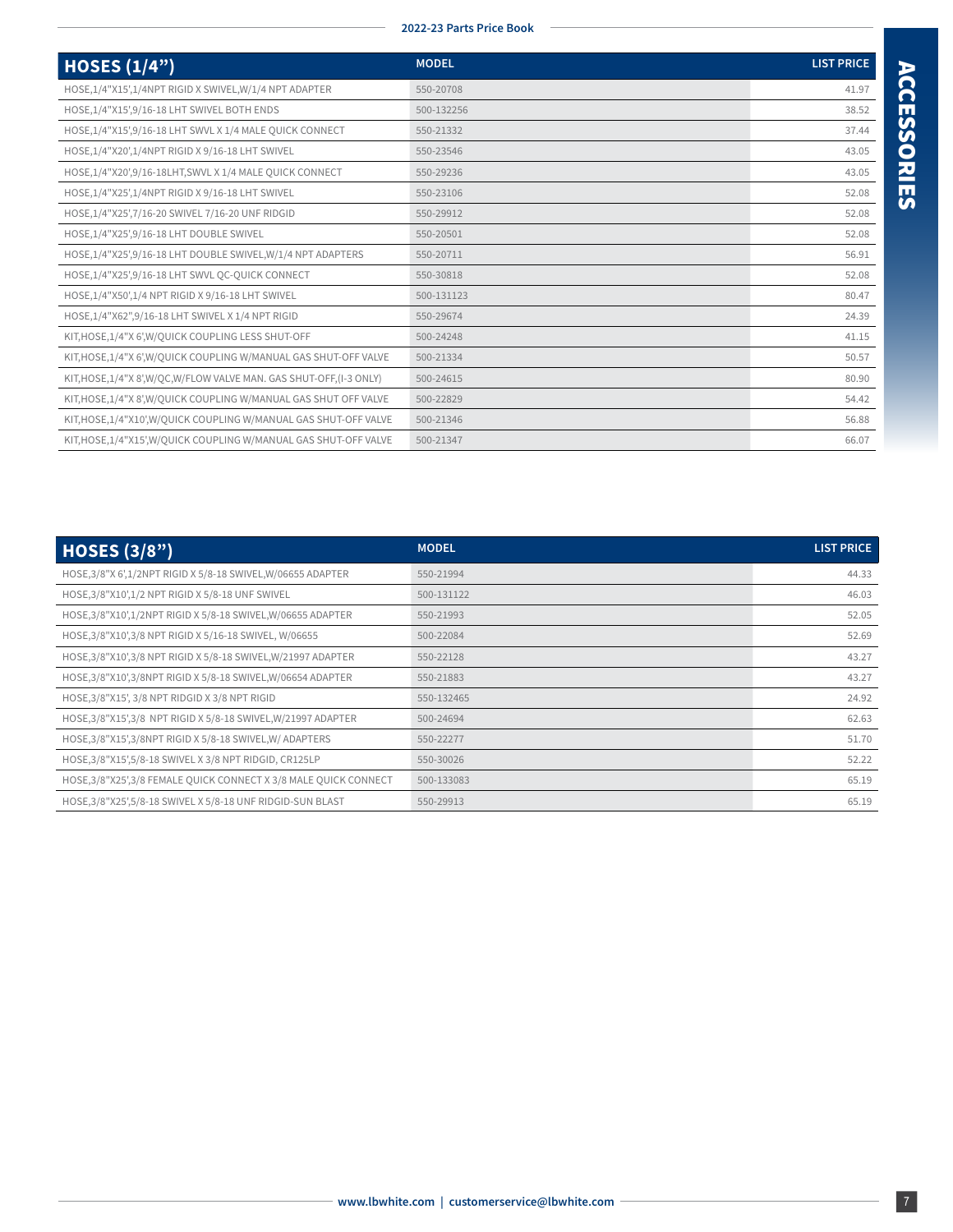| HOSES (1/4") | MODEL | LIST PRICE |
|---|---|---|
| HOSE,1/4"X15',1/4NPT RIGID X SWIVEL,W/1/4 NPT ADAPTER | 550-20708 | 41.97 |
| HOSE,1/4"X15',9/16-18 LHT SWIVEL BOTH ENDS | 500-132256 | 38.52 |
| HOSE,1/4"X15',9/16-18 LHT SWVL X 1/4 MALE QUICK CONNECT | 550-21332 | 37.44 |
| HOSE,1/4"X20',1/4NPT RIGID X 9/16-18 LHT SWIVEL | 550-23546 | 43.05 |
| HOSE,1/4"X20',9/16-18LHT,SWVL X 1/4 MALE QUICK CONNECT | 550-29236 | 43.05 |
| HOSE,1/4"X25',1/4NPT RIGID X 9/16-18 LHT SWIVEL | 550-23106 | 52.08 |
| HOSE,1/4"X25',7/16-20 SWIVEL 7/16-20 UNF RIDGID | 550-29912 | 52.08 |
| HOSE,1/4"X25',9/16-18 LHT DOUBLE SWIVEL | 550-20501 | 52.08 |
| HOSE,1/4"X25',9/16-18 LHT DOUBLE SWIVEL,W/1/4 NPT ADAPTERS | 550-20711 | 56.91 |
| HOSE,1/4"X25',9/16-18 LHT SWVL QC-QUICK CONNECT | 550-30818 | 52.08 |
| HOSE,1/4"X50',1/4 NPT RIGID X 9/16-18 LHT SWIVEL | 500-131123 | 80.47 |
| HOSE,1/4"X62",9/16-18 LHT SWIVEL X 1/4 NPT RIGID | 550-29674 | 24.39 |
| KIT,HOSE,1/4"X 6',W/QUICK COUPLING LESS SHUT-OFF | 500-24248 | 41.15 |
| KIT,HOSE,1/4"X 6',W/QUICK COUPLING W/MANUAL GAS SHUT-OFF VALVE | 500-21334 | 50.57 |
| KIT,HOSE,1/4"X 8',W/QC,W/FLOW VALVE MAN. GAS SHUT-OFF,(I-3 ONLY) | 500-24615 | 80.90 |
| KIT,HOSE,1/4"X 8',W/QUICK COUPLING W/MANUAL GAS SHUT OFF VALVE | 500-22829 | 54.42 |
| KIT,HOSE,1/4"X10',W/QUICK COUPLING W/MANUAL GAS SHUT-OFF VALVE | 500-21346 | 56.88 |
| KIT,HOSE,1/4"X15',W/QUICK COUPLING W/MANUAL GAS SHUT-OFF VALVE | 500-21347 | 66.07 |

| HOSES (3/8") | MODEL | LIST PRICE |
|---|---|---|
| HOSE,3/8"X 6',1/2NPT RIGID X 5/8-18 SWIVEL,W/06655 ADAPTER | 550-21994 | 44.33 |
| HOSE,3/8"X10',1/2 NPT RIGID X 5/8-18 UNF SWIVEL | 500-131122 | 46.03 |
| HOSE,3/8"X10',1/2NPT RIGID X 5/8-18 SWIVEL,W/06655 ADAPTER | 550-21993 | 52.05 |
| HOSE,3/8"X10',3/8 NPT RIGID X 5/16-18 SWIVEL, W/06655 | 500-22084 | 52.69 |
| HOSE,3/8"X10',3/8 NPT RIGID X 5/8-18 SWIVEL,W/21997 ADAPTER | 550-22128 | 43.27 |
| HOSE,3/8"X10',3/8NPT RIGID X 5/8-18 SWIVEL,W/06654 ADAPTER | 550-21883 | 43.27 |
| HOSE,3/8"X15', 3/8 NPT RIDGID X 3/8 NPT RIGID | 550-132465 | 24.92 |
| HOSE,3/8"X15',3/8 NPT RIGID X 5/8-18 SWIVEL,W/21997 ADAPTER | 500-24694 | 62.63 |
| HOSE,3/8"X15',3/8NPT RIGID X 5/8-18 SWIVEL,W/ ADAPTERS | 550-22277 | 51.70 |
| HOSE,3/8"X15',5/8-18 SWIVEL X 3/8 NPT RIDGID, CR125LP | 550-30026 | 52.22 |
| HOSE,3/8"X25',3/8 FEMALE QUICK CONNECT X 3/8 MALE QUICK CONNECT | 500-133083 | 65.19 |
| HOSE,3/8"X25',5/8-18 SWIVEL X 5/8-18 UNF RIDGID-SUN BLAST | 550-29913 | 65.19 |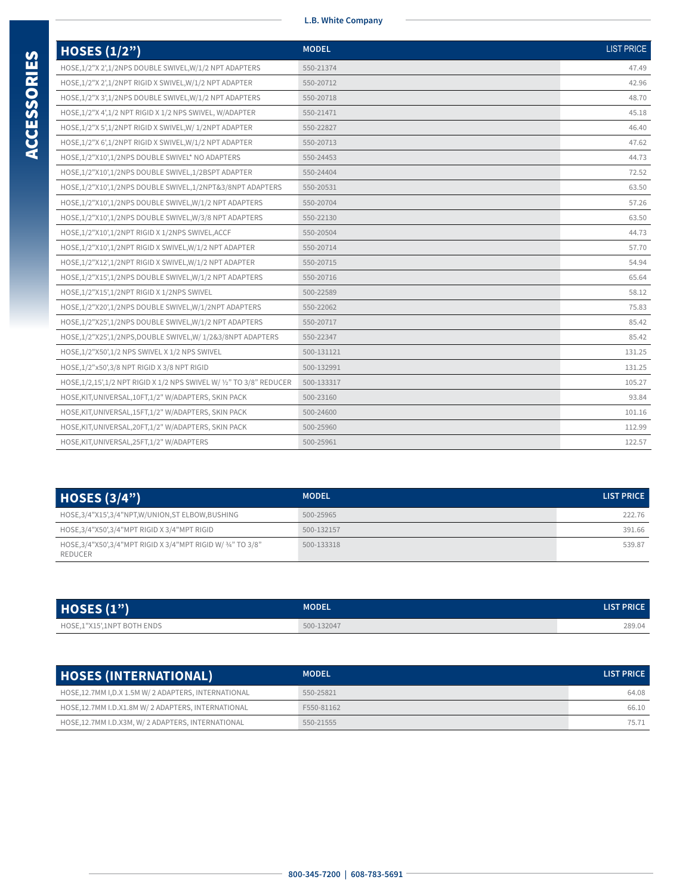ACCESSORIES

| HOSES (1/2") | MODEL | LIST PRICE |
|---|---|---|
| HOSE,1/2"X 2',1/2NPS DOUBLE SWIVEL,W/1/2 NPT ADAPTERS | 550-21374 | 47.49 |
| HOSE,1/2"X 2',1/2NPT RIGID X SWIVEL,W/1/2 NPT ADAPTER | 550-20712 | 42.96 |
| HOSE,1/2"X 3',1/2NPS DOUBLE SWIVEL,W/1/2 NPT ADAPTERS | 550-20718 | 48.70 |
| HOSE,1/2"X 4',1/2 NPT RIGID X 1/2 NPS SWIVEL, W/ADAPTER | 550-21471 | 45.18 |
| HOSE,1/2"X 5',1/2NPT RIGID X SWIVEL,W/ 1/2NPT ADAPTER | 550-22827 | 46.40 |
| HOSE,1/2"X 6',1/2NPT RIGID X SWIVEL,W/1/2 NPT ADAPTER | 550-20713 | 47.62 |
| HOSE,1/2"X10',1/2NPS DOUBLE SWIVEL* NO ADAPTERS | 550-24453 | 44.73 |
| HOSE,1/2"X10',1/2NPS DOUBLE SWIVEL,1/2BSPT ADAPTER | 550-24404 | 72.52 |
| HOSE,1/2"X10',1/2NPS DOUBLE SWIVEL,1/2NPT&3/8NPT ADAPTERS | 550-20531 | 63.50 |
| HOSE,1/2"X10',1/2NPS DOUBLE SWIVEL,W/1/2 NPT ADAPTERS | 550-20704 | 57.26 |
| HOSE,1/2"X10',1/2NPS DOUBLE SWIVEL,W/3/8 NPT ADAPTERS | 550-22130 | 63.50 |
| HOSE,1/2"X10',1/2NPT RIGID X 1/2NPS SWIVEL,ACCF | 550-20504 | 44.73 |
| HOSE,1/2"X10',1/2NPT RIGID X SWIVEL,W/1/2 NPT ADAPTER | 550-20714 | 57.70 |
| HOSE,1/2"X12',1/2NPT RIGID X SWIVEL,W/1/2 NPT ADAPTER | 550-20715 | 54.94 |
| HOSE,1/2"X15',1/2NPS DOUBLE SWIVEL,W/1/2 NPT ADAPTERS | 550-20716 | 65.64 |
| HOSE,1/2"X15',1/2NPT RIGID X 1/2NPS SWIVEL | 500-22589 | 58.12 |
| HOSE,1/2"X20',1/2NPS DOUBLE SWIVEL,W/1/2NPT ADAPTERS | 550-22062 | 75.83 |
| HOSE,1/2"X25',1/2NPS DOUBLE SWIVEL,W/1/2 NPT ADAPTERS | 550-20717 | 85.42 |
| HOSE,1/2"X25',1/2NPS,DOUBLE SWIVEL,W/ 1/2&3/8NPT ADAPTERS | 550-22347 | 85.42 |
| HOSE,1/2"X50',1/2 NPS SWIVEL X 1/2 NPS SWIVEL | 500-131121 | 131.25 |
| HOSE,1/2"x50',3/8 NPT RIGID X 3/8 NPT RIGID | 500-132991 | 131.25 |
| HOSE,1/2,15',1/2 NPT RIGID X 1/2 NPS SWIVEL W/ ½" TO 3/8" REDUCER | 500-133317 | 105.27 |
| HOSE,KIT,UNIVERSAL,10FT,1/2" W/ADAPTERS, SKIN PACK | 500-23160 | 93.84 |
| HOSE,KIT,UNIVERSAL,15FT,1/2" W/ADAPTERS, SKIN PACK | 500-24600 | 101.16 |
| HOSE,KIT,UNIVERSAL,20FT,1/2" W/ADAPTERS, SKIN PACK | 500-25960 | 112.99 |
| HOSE,KIT,UNIVERSAL,25FT,1/2" W/ADAPTERS | 500-25961 | 122.57 |

| HOSES (3/4") | MODEL | LIST PRICE |
|---|---|---|
| HOSE,3/4"X15',3/4"NPT,W/UNION,ST ELBOW,BUSHING | 500-25965 | 222.76 |
| HOSE,3/4"X50',3/4"MPT RIGID X 3/4"MPT RIGID | 500-132157 | 391.66 |
| HOSE,3/4"X50',3/4"MPT RIGID X 3/4"MPT RIGID W/ ¾" TO 3/8" REDUCER | 500-133318 | 539.87 |

| HOSES (1") | MODEL | LIST PRICE |
|---|---|---|
| HOSE,1"X15',1NPT BOTH ENDS | 500-132047 | 289.04 |

| HOSES (INTERNATIONAL) | MODEL | LIST PRICE |
|---|---|---|
| HOSE,12.7MM I,D.X 1.5M W/ 2 ADAPTERS, INTERNATIONAL | 550-25821 | 64.08 |
| HOSE,12.7MM I.D.X1.8M W/ 2 ADAPTERS, INTERNATIONAL | F550-81162 | 66.10 |
| HOSE,12.7MM I.D.X3M, W/ 2 ADAPTERS, INTERNATIONAL | 550-21555 | 75.71 |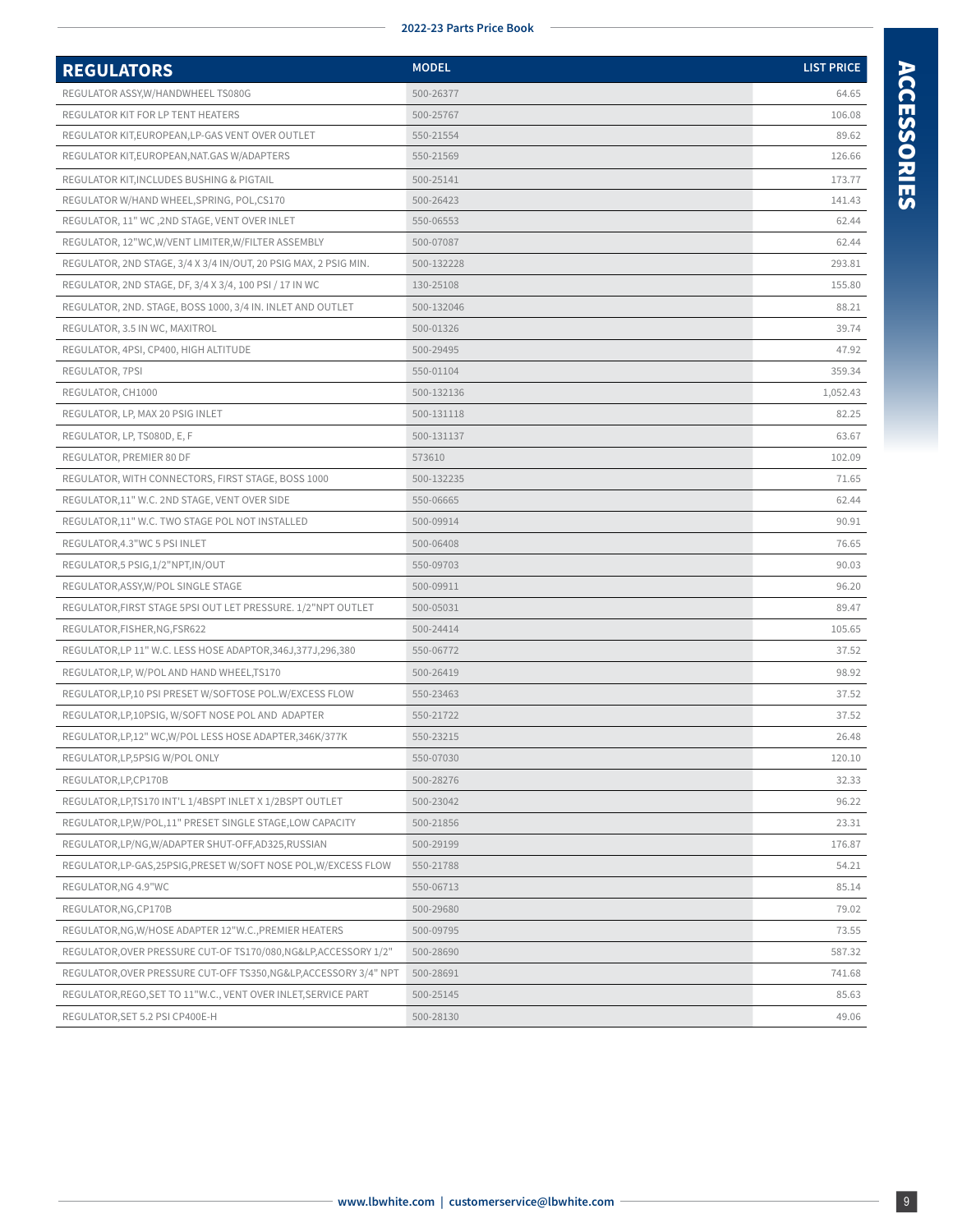| REGULATORS | MODEL | LIST PRICE |
|---|---|---|
| REGULATOR ASSY,W/HANDWHEEL TS080G | 500-26377 | 64.65 |
| REGULATOR KIT FOR LP TENT HEATERS | 500-25767 | 106.08 |
| REGULATOR KIT,EUROPEAN,LP-GAS VENT OVER OUTLET | 550-21554 | 89.62 |
| REGULATOR KIT,EUROPEAN,NAT.GAS W/ADAPTERS | 550-21569 | 126.66 |
| REGULATOR KIT,INCLUDES BUSHING & PIGTAIL | 500-25141 | 173.77 |
| REGULATOR W/HAND WHEEL,SPRING, POL,CS170 | 500-26423 | 141.43 |
| REGULATOR, 11" WC ,2ND STAGE, VENT OVER INLET | 550-06553 | 62.44 |
| REGULATOR, 12"WC,W/VENT LIMITER,W/FILTER ASSEMBLY | 500-07087 | 62.44 |
| REGULATOR, 2ND STAGE, 3/4 X 3/4 IN/OUT, 20 PSIG MAX, 2 PSIG MIN. | 500-132228 | 293.81 |
| REGULATOR, 2ND STAGE, DF, 3/4 X 3/4, 100 PSI / 17 IN WC | 130-25108 | 155.80 |
| REGULATOR, 2ND. STAGE, BOSS 1000, 3/4 IN. INLET AND OUTLET | 500-132046 | 88.21 |
| REGULATOR, 3.5 IN WC, MAXITROL | 500-01326 | 39.74 |
| REGULATOR, 4PSI, CP400, HIGH ALTITUDE | 500-29495 | 47.92 |
| REGULATOR, 7PSI | 550-01104 | 359.34 |
| REGULATOR, CH1000 | 500-132136 | 1,052.43 |
| REGULATOR, LP, MAX 20 PSIG INLET | 500-131118 | 82.25 |
| REGULATOR, LP, TS080D, E, F | 500-131137 | 63.67 |
| REGULATOR, PREMIER 80 DF | 573610 | 102.09 |
| REGULATOR, WITH CONNECTORS, FIRST STAGE, BOSS 1000 | 500-132235 | 71.65 |
| REGULATOR,11" W.C. 2ND STAGE, VENT OVER SIDE | 550-06665 | 62.44 |
| REGULATOR,11" W.C. TWO STAGE POL NOT INSTALLED | 500-09914 | 90.91 |
| REGULATOR,4.3"WC 5 PSI INLET | 500-06408 | 76.65 |
| REGULATOR,5 PSIG,1/2"NPT,IN/OUT | 550-09703 | 90.03 |
| REGULATOR,ASSY,W/POL SINGLE STAGE | 500-09911 | 96.20 |
| REGULATOR,FIRST STAGE 5PSI OUT LET PRESSURE. 1/2"NPT OUTLET | 500-05031 | 89.47 |
| REGULATOR,FISHER,NG,FSR622 | 500-24414 | 105.65 |
| REGULATOR,LP 11" W.C. LESS HOSE ADAPTOR,346J,377J,296,380 | 550-06772 | 37.52 |
| REGULATOR,LP, W/POL AND HAND WHEEL,TS170 | 500-26419 | 98.92 |
| REGULATOR,LP,10 PSI PRESET W/SOFTOSE POL.W/EXCESS FLOW | 550-23463 | 37.52 |
| REGULATOR,LP,10PSIG, W/SOFT NOSE POL AND ADAPTER | 550-21722 | 37.52 |
| REGULATOR,LP,12" WC,W/POL LESS HOSE ADAPTER,346K/377K | 550-23215 | 26.48 |
| REGULATOR,LP,5PSIG W/POL ONLY | 550-07030 | 120.10 |
| REGULATOR,LP,CP170B | 500-28276 | 32.33 |
| REGULATOR,LP,TS170 INT'L 1/4BSPT INLET X 1/2BSPT OUTLET | 500-23042 | 96.22 |
| REGULATOR,LP,W/POL,11" PRESET SINGLE STAGE,LOW CAPACITY | 500-21856 | 23.31 |
| REGULATOR,LP/NG,W/ADAPTER SHUT-OFF,AD325,RUSSIAN | 500-29199 | 176.87 |
| REGULATOR,LP-GAS,25PSIG,PRESET W/SOFT NOSE POL,W/EXCESS FLOW | 550-21788 | 54.21 |
| REGULATOR,NG 4.9"WC | 550-06713 | 85.14 |
| REGULATOR,NG,CP170B | 500-29680 | 79.02 |
| REGULATOR,NG,W/HOSE ADAPTER 12"W.C.,PREMIER HEATERS | 500-09795 | 73.55 |
| REGULATOR,OVER PRESSURE CUT-OF TS170/080,NG&LP,ACCESSORY 1/2" | 500-28690 | 587.32 |
| REGULATOR,OVER PRESSURE CUT-OFF TS350,NG&LP,ACCESSORY 3/4" NPT | 500-28691 | 741.68 |
| REGULATOR,REGO,SET TO 11"W.C., VENT OVER INLET,SERVICE PART | 500-25145 | 85.63 |
| REGULATOR,SET 5.2 PSI CP400E-H | 500-28130 | 49.06 |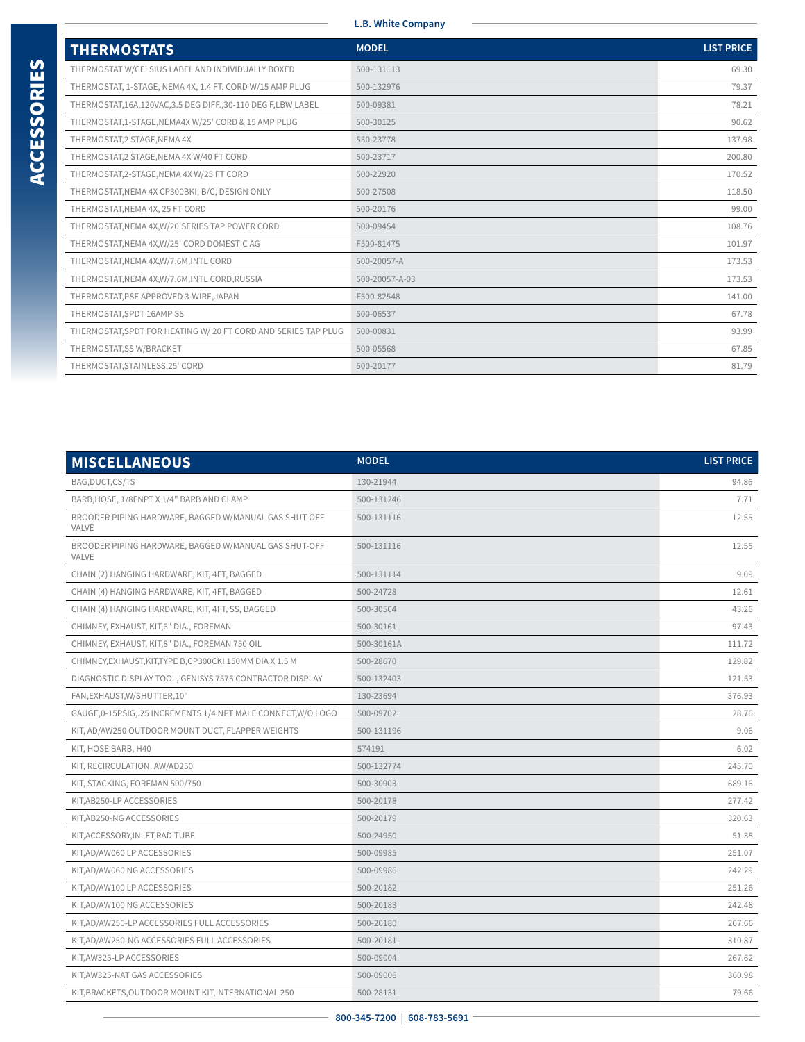## ACCESSORIES

| THERMOSTATS | MODEL | LIST PRICE |
|---|---|---|
| THERMOSTAT W/CELSIUS LABEL AND INDIVIDUALLY BOXED | 500-131113 | 69.30 |
| THERMOSTAT, 1-STAGE, NEMA 4X, 1.4 FT. CORD W/15 AMP PLUG | 500-132976 | 79.37 |
| THERMOSTAT,16A.120VAC,3.5 DEG DIFF.,30-110 DEG F,LBW LABEL | 500-09381 | 78.21 |
| THERMOSTAT,1-STAGE,NEMA4X W/25' CORD & 15 AMP PLUG | 500-30125 | 90.62 |
| THERMOSTAT,2 STAGE,NEMA 4X | 550-23778 | 137.98 |
| THERMOSTAT,2 STAGE,NEMA 4X W/40 FT CORD | 500-23717 | 200.80 |
| THERMOSTAT,2-STAGE,NEMA 4X W/25 FT CORD | 500-22920 | 170.52 |
| THERMOSTAT,NEMA 4X CP300BKI, B/C, DESIGN ONLY | 500-27508 | 118.50 |
| THERMOSTAT,NEMA 4X, 25 FT CORD | 500-20176 | 99.00 |
| THERMOSTAT,NEMA 4X,W/20'SERIES TAP POWER CORD | 500-09454 | 108.76 |
| THERMOSTAT,NEMA 4X,W/25' CORD DOMESTIC AG | F500-81475 | 101.97 |
| THERMOSTAT,NEMA 4X,W/7.6M,INTL CORD | 500-20057-A | 173.53 |
| THERMOSTAT,NEMA 4X,W/7.6M,INTL CORD,RUSSIA | 500-20057-A-03 | 173.53 |
| THERMOSTAT,PSE APPROVED 3-WIRE,JAPAN | F500-82548 | 141.00 |
| THERMOSTAT,SPDT 16AMP SS | 500-06537 | 67.78 |
| THERMOSTAT,SPDT FOR HEATING W/ 20 FT CORD AND SERIES TAP PLUG | 500-00831 | 93.99 |
| THERMOSTAT,SS W/BRACKET | 500-05568 | 67.85 |
| THERMOSTAT,STAINLESS,25' CORD | 500-20177 | 81.79 |

| MISCELLANEOUS | MODEL | LIST PRICE |
|---|---|---|
| BAG,DUCT,CS/TS | 130-21944 | 94.86 |
| BARB,HOSE, 1/8FNPT X 1/4" BARB AND CLAMP | 500-131246 | 7.71 |
| BROODER PIPING HARDWARE, BAGGED W/MANUAL GAS SHUT-OFF VALVE | 500-131116 | 12.55 |
| BROODER PIPING HARDWARE, BAGGED W/MANUAL GAS SHUT-OFF VALVE | 500-131116 | 12.55 |
| CHAIN (2) HANGING HARDWARE, KIT, 4FT, BAGGED | 500-131114 | 9.09 |
| CHAIN (4) HANGING HARDWARE, KIT, 4FT, BAGGED | 500-24728 | 12.61 |
| CHAIN (4) HANGING HARDWARE, KIT, 4FT, SS, BAGGED | 500-30504 | 43.26 |
| CHIMNEY, EXHAUST, KIT,6" DIA., FOREMAN | 500-30161 | 97.43 |
| CHIMNEY, EXHAUST, KIT,8" DIA., FOREMAN 750 OIL | 500-30161A | 111.72 |
| CHIMNEY,EXHAUST,KIT,TYPE B,CP300CKI 150MM DIA X 1.5 M | 500-28670 | 129.82 |
| DIAGNOSTIC DISPLAY TOOL, GENISYS 7575 CONTRACTOR DISPLAY | 500-132403 | 121.53 |
| FAN,EXHAUST,W/SHUTTER,10" | 130-23694 | 376.93 |
| GAUGE,0-15PSIG,.25 INCREMENTS 1/4 NPT MALE CONNECT,W/O LOGO | 500-09702 | 28.76 |
| KIT, AD/AW250 OUTDOOR MOUNT DUCT, FLAPPER WEIGHTS | 500-131196 | 9.06 |
| KIT, HOSE BARB, H40 | 574191 | 6.02 |
| KIT, RECIRCULATION, AW/AD250 | 500-132774 | 245.70 |
| KIT, STACKING, FOREMAN 500/750 | 500-30903 | 689.16 |
| KIT,AB250-LP ACCESSORIES | 500-20178 | 277.42 |
| KIT,AB250-NG ACCESSORIES | 500-20179 | 320.63 |
| KIT,ACCESSORY,INLET,RAD TUBE | 500-24950 | 51.38 |
| KIT,AD/AW060 LP ACCESSORIES | 500-09985 | 251.07 |
| KIT,AD/AW060 NG ACCESSORIES | 500-09986 | 242.29 |
| KIT,AD/AW100 LP ACCESSORIES | 500-20182 | 251.26 |
| KIT,AD/AW100 NG ACCESSORIES | 500-20183 | 242.48 |
| KIT,AD/AW250-LP ACCESSORIES FULL ACCESSORIES | 500-20180 | 267.66 |
| KIT,AD/AW250-NG ACCESSORIES FULL ACCESSORIES | 500-20181 | 310.87 |
| KIT,AW325-LP ACCESSORIES | 500-09004 | 267.62 |
| KIT,AW325-NAT GAS ACCESSORIES | 500-09006 | 360.98 |
| KIT,BRACKETS,OUTDOOR MOUNT KIT,INTERNATIONAL 250 | 500-28131 | 79.66 |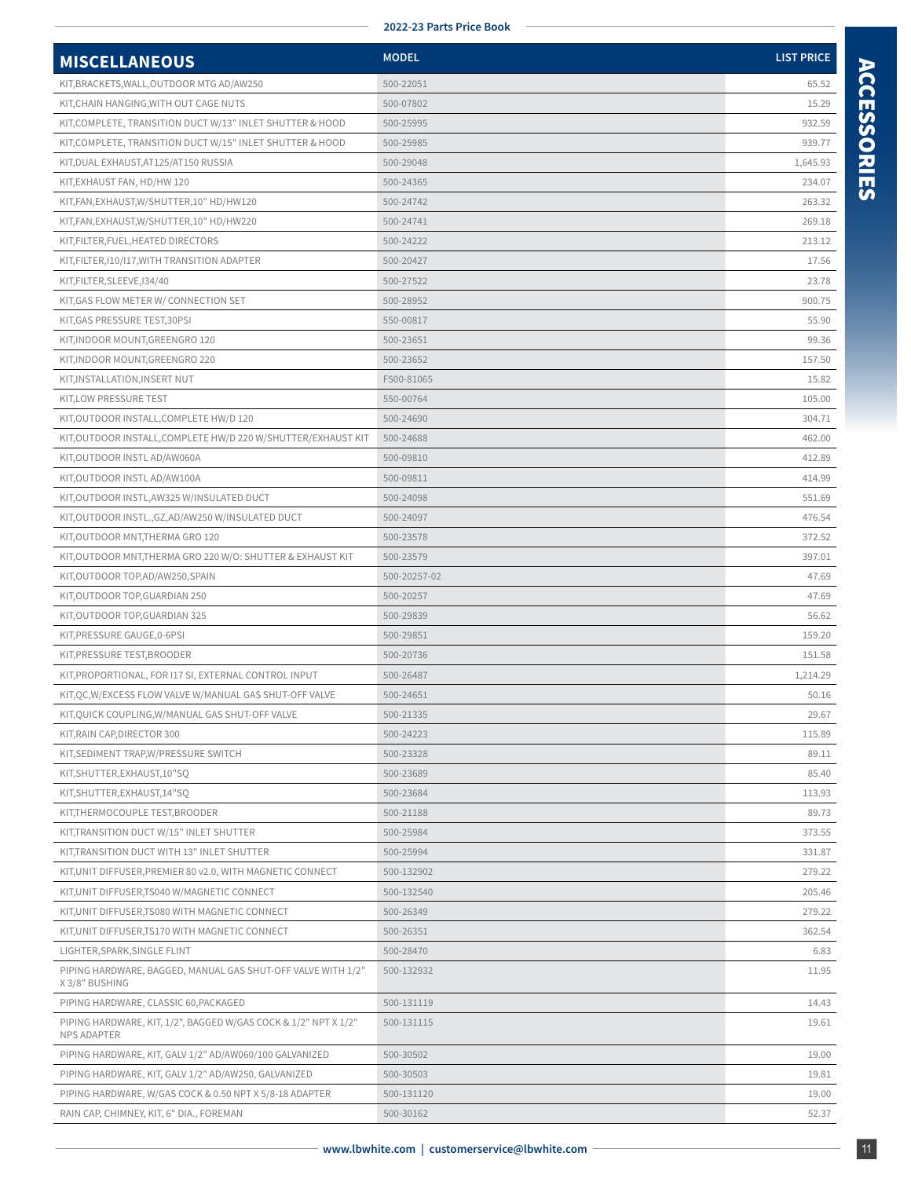| MISCELLANEOUS | MODEL | LIST PRICE |
|---|---|---|
| KIT,BRACKETS,WALL,OUTDOOR MTG AD/AW250 | 500-22051 | 65.52 |
| KIT,CHAIN HANGING,WITH OUT CAGE NUTS | 500-07802 | 15.29 |
| KIT,COMPLETE, TRANSITION DUCT W/13" INLET SHUTTER & HOOD | 500-25995 | 932.59 |
| KIT,COMPLETE, TRANSITION DUCT W/15" INLET SHUTTER & HOOD | 500-25985 | 939.77 |
| KIT,DUAL EXHAUST,AT125/AT150 RUSSIA | 500-29048 | 1,645.93 |
| KIT,EXHAUST FAN, HD/HW 120 | 500-24365 | 234.07 |
| KIT,FAN,EXHAUST,W/SHUTTER,10" HD/HW120 | 500-24742 | 263.32 |
| KIT,FAN,EXHAUST,W/SHUTTER,10" HD/HW220 | 500-24741 | 269.18 |
| KIT,FILTER,FUEL,HEATED DIRECTORS | 500-24222 | 213.12 |
| KIT,FILTER,I10/I17,WITH TRANSITION ADAPTER | 500-20427 | 17.56 |
| KIT,FILTER,SLEEVE,I34/40 | 500-27522 | 23.78 |
| KIT,GAS FLOW METER W/ CONNECTION SET | 500-28952 | 900.75 |
| KIT,GAS PRESSURE TEST,30PSI | 550-00817 | 55.90 |
| KIT,INDOOR MOUNT,GREENGRO 120 | 500-23651 | 99.36 |
| KIT,INDOOR MOUNT,GREENGRO 220 | 500-23652 | 157.50 |
| KIT,INSTALLATION,INSERT NUT | F500-81065 | 15.82 |
| KIT,LOW PRESSURE TEST | 550-00764 | 105.00 |
| KIT,OUTDOOR INSTALL,COMPLETE HW/D 120 | 500-24690 | 304.71 |
| KIT,OUTDOOR INSTALL,COMPLETE HW/D 220 W/SHUTTER/EXHAUST KIT | 500-24688 | 462.00 |
| KIT,OUTDOOR INSTL AD/AW060A | 500-09810 | 412.89 |
| KIT,OUTDOOR INSTL AD/AW100A | 500-09811 | 414.99 |
| KIT,OUTDOOR INSTL,AW325 W/INSULATED DUCT | 500-24098 | 551.69 |
| KIT,OUTDOOR INSTL.,GZ,AD/AW250 W/INSULATED DUCT | 500-24097 | 476.54 |
| KIT,OUTDOOR MNT,THERMA GRO 120 | 500-23578 | 372.52 |
| KIT,OUTDOOR MNT,THERMA GRO 220 W/O: SHUTTER & EXHAUST KIT | 500-23579 | 397.01 |
| KIT,OUTDOOR TOP,AD/AW250,SPAIN | 500-20257-02 | 47.69 |
| KIT,OUTDOOR TOP,GUARDIAN 250 | 500-20257 | 47.69 |
| KIT,OUTDOOR TOP,GUARDIAN 325 | 500-29839 | 56.62 |
| KIT,PRESSURE GAUGE,0-6PSI | 500-29851 | 159.20 |
| KIT,PRESSURE TEST,BROODER | 500-20736 | 151.58 |
| KIT,PROPORTIONAL, FOR I17 SI, EXTERNAL CONTROL INPUT | 500-26487 | 1,214.29 |
| KIT,QC,W/EXCESS FLOW VALVE W/MANUAL GAS SHUT-OFF VALVE | 500-24651 | 50.16 |
| KIT,QUICK COUPLING,W/MANUAL GAS SHUT-OFF VALVE | 500-21335 | 29.67 |
| KIT,RAIN CAP,DIRECTOR 300 | 500-24223 | 115.89 |
| KIT,SEDIMENT TRAP,W/PRESSURE SWITCH | 500-23328 | 89.11 |
| KIT,SHUTTER,EXHAUST,10"SQ | 500-23689 | 85.40 |
| KIT,SHUTTER,EXHAUST,14"SQ | 500-23684 | 113.93 |
| KIT,THERMOCOUPLE TEST,BROODER | 500-21188 | 89.73 |
| KIT,TRANSITION DUCT W/15" INLET SHUTTER | 500-25984 | 373.55 |
| KIT,TRANSITION DUCT WITH 13" INLET SHUTTER | 500-25994 | 331.87 |
| KIT,UNIT DIFFUSER,PREMIER 80 v2.0, WITH MAGNETIC CONNECT | 500-132902 | 279.22 |
| KIT,UNIT DIFFUSER,TS040 W/MAGNETIC CONNECT | 500-132540 | 205.46 |
| KIT,UNIT DIFFUSER,TS080 WITH MAGNETIC CONNECT | 500-26349 | 279.22 |
| KIT,UNIT DIFFUSER,TS170 WITH MAGNETIC CONNECT | 500-26351 | 362.54 |
| LIGHTER,SPARK,SINGLE FLINT | 500-28470 | 6.83 |
| PIPING HARDWARE, BAGGED, MANUAL GAS SHUT-OFF VALVE WITH 1/2" X 3/8" BUSHING | 500-132932 | 11.95 |
| PIPING HARDWARE, CLASSIC 60,PACKAGED | 500-131119 | 14.43 |
| PIPING HARDWARE, KIT, 1/2", BAGGED W/GAS COCK & 1/2" NPT X 1/2" NPS ADAPTER | 500-131115 | 19.61 |
| PIPING HARDWARE, KIT, GALV 1/2" AD/AW060/100 GALVANIZED | 500-30502 | 19.00 |
| PIPING HARDWARE, KIT, GALV 1/2" AD/AW250, GALVANIZED | 500-30503 | 19.81 |
| PIPING HARDWARE, W/GAS COCK & 0.50 NPT X 5/8-18 ADAPTER | 500-131120 | 19.00 |
| RAIN CAP, CHIMNEY, KIT, 6" DIA., FOREMAN | 500-30162 | 52.37 |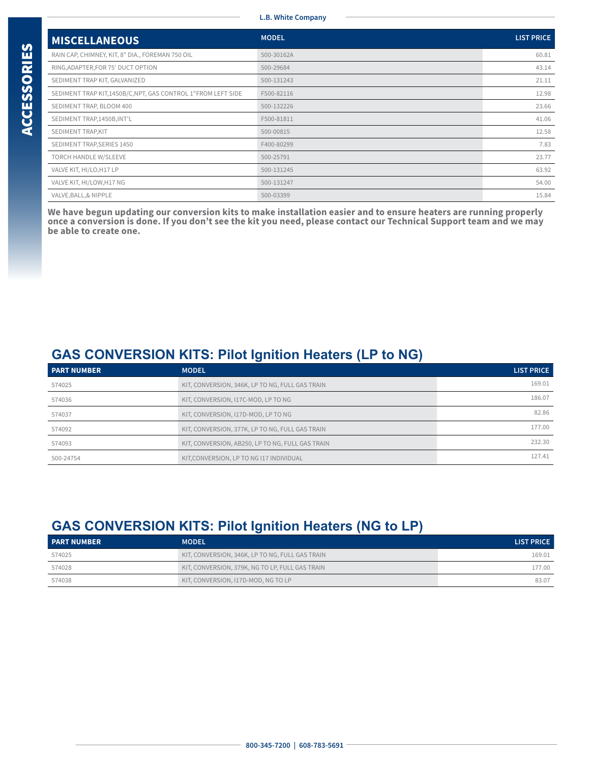## MISCELLANEOUS

| MISCELLANEOUS | MODEL | LIST PRICE |
|---|---|---|
| RAIN CAP, CHIMNEY, KIT, 8" DIA., FOREMAN 750 OIL | 500-30162A | 60.81 |
| RING,ADAPTER,FOR 75' DUCT OPTION | 500-29684 | 43.14 |
| SEDIMENT TRAP KIT, GALVANIZED | 500-131243 | 21.11 |
| SEDIMENT TRAP KIT,1450B/C,NPT, GAS CONTROL 1"FROM LEFT SIDE | F500-82116 | 12.98 |
| SEDIMENT TRAP, BLOOM 400 | 500-132226 | 23.66 |
| SEDIMENT TRAP,1450B,INT'L | F500-81811 | 41.06 |
| SEDIMENT TRAP,KIT | 500-00815 | 12.58 |
| SEDIMENT TRAP,SERIES 1450 | F400-80299 | 7.83 |
| TORCH HANDLE W/SLEEVE | 500-25791 | 23.77 |
| VALVE KIT, HI/LO,H17 LP | 500-131245 | 63.92 |
| VALVE KIT, HI/LOW,H17 NG | 500-131247 | 54.00 |
| VALVE,BALL,& NIPPLE | 500-03399 | 15.84 |

**We have begun updating our conversion kits to make installation easier and to ensure heaters are running properly once a conversion is done. If you don't see the kit you need, please contact our Technical Support team and we may be able to create one.**

## GAS CONVERSION KITS: Pilot Ignition Heaters (LP to NG)

| PART NUMBER | MODEL | LIST PRICE |
|---|---|---|
| 574025 | KIT, CONVERSION, 346K, LP TO NG, FULL GAS TRAIN | 169.01 |
| 574036 | KIT, CONVERSION, I17C-MOD, LP TO NG | 186.07 |
| 574037 | KIT, CONVERSION, I17D-MOD, LP TO NG | 82.86 |
| 574092 | KIT, CONVERSION, 377K, LP TO NG, FULL GAS TRAIN | 177.00 |
| 574093 | KIT, CONVERSION, AB250, LP TO NG, FULL GAS TRAIN | 232.30 |
| 500-24754 | KIT,CONVERSION, LP TO NG I17 INDIVIDUAL | 127.41 |

## GAS CONVERSION KITS: Pilot Ignition Heaters (NG to LP)

| PART NUMBER | MODEL | LIST PRICE |
|---|---|---|
| 574025 | KIT, CONVERSION, 346K, LP TO NG, FULL GAS TRAIN | 169.01 |
| 574028 | KIT, CONVERSION, 379K, NG TO LP, FULL GAS TRAIN | 177.00 |
| 574038 | KIT, CONVERSION, I17D-MOD, NG TO LP | 83.07 |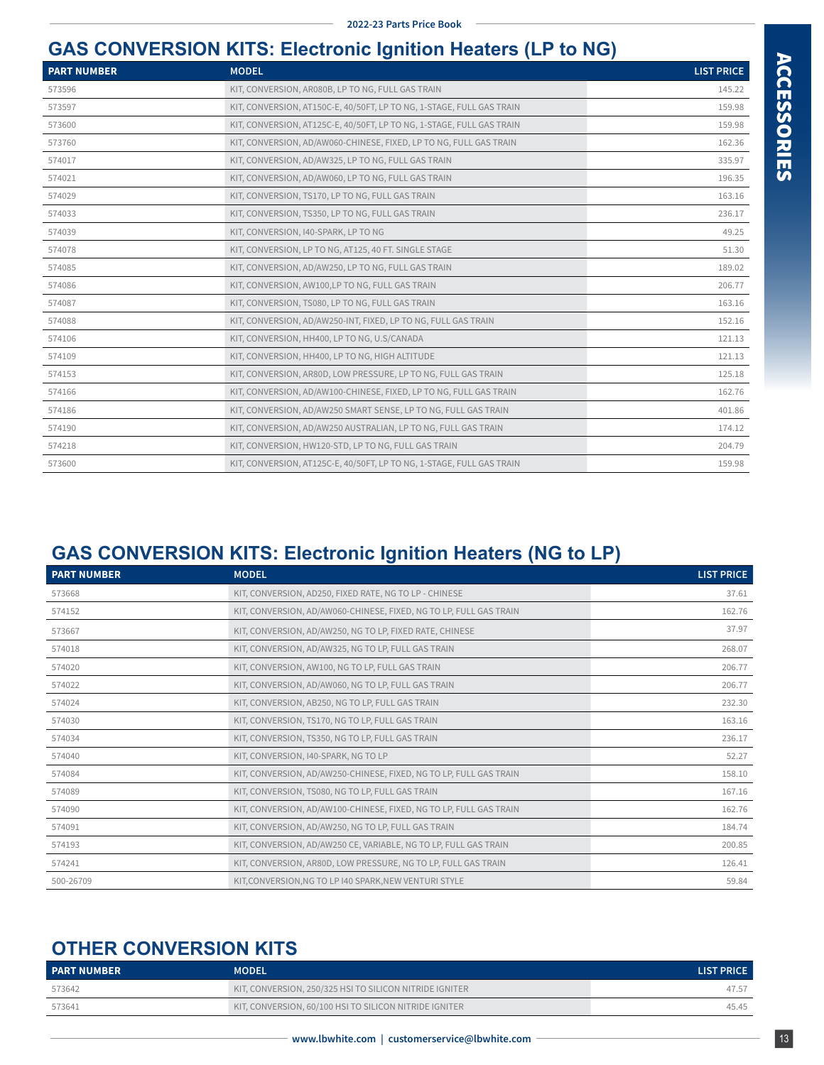## GAS CONVERSION KITS: Electronic Ignition Heaters (LP to NG)

| PART NUMBER | MODEL | LIST PRICE |
|---|---|---|
| 573596 | KIT, CONVERSION, AR080B, LP TO NG, FULL GAS TRAIN | 145.22 |
| 573597 | KIT, CONVERSION, AT150C-E, 40/50FT, LP TO NG, 1-STAGE, FULL GAS TRAIN | 159.98 |
| 573600 | KIT, CONVERSION, AT125C-E, 40/50FT, LP TO NG, 1-STAGE, FULL GAS TRAIN | 159.98 |
| 573760 | KIT, CONVERSION, AD/AW060-CHINESE, FIXED, LP TO NG, FULL GAS TRAIN | 162.36 |
| 574017 | KIT, CONVERSION, AD/AW325, LP TO NG, FULL GAS TRAIN | 335.97 |
| 574021 | KIT, CONVERSION, AD/AW060, LP TO NG, FULL GAS TRAIN | 196.35 |
| 574029 | KIT, CONVERSION, TS170, LP TO NG, FULL GAS TRAIN | 163.16 |
| 574033 | KIT, CONVERSION, TS350, LP TO NG, FULL GAS TRAIN | 236.17 |
| 574039 | KIT, CONVERSION, I40-SPARK, LP TO NG | 49.25 |
| 574078 | KIT, CONVERSION, LP TO NG, AT125, 40 FT. SINGLE STAGE | 51.30 |
| 574085 | KIT, CONVERSION, AD/AW250, LP TO NG, FULL GAS TRAIN | 189.02 |
| 574086 | KIT, CONVERSION, AW100,LP TO NG, FULL GAS TRAIN | 206.77 |
| 574087 | KIT, CONVERSION, TS080, LP TO NG, FULL GAS TRAIN | 163.16 |
| 574088 | KIT, CONVERSION, AD/AW250-INT, FIXED, LP TO NG, FULL GAS TRAIN | 152.16 |
| 574106 | KIT, CONVERSION, HH400, LP TO NG, U.S/CANADA | 121.13 |
| 574109 | KIT, CONVERSION, HH400, LP TO NG, HIGH ALTITUDE | 121.13 |
| 574153 | KIT, CONVERSION, AR80D, LOW PRESSURE, LP TO NG, FULL GAS TRAIN | 125.18 |
| 574166 | KIT, CONVERSION, AD/AW100-CHINESE, FIXED, LP TO NG, FULL GAS TRAIN | 162.76 |
| 574186 | KIT, CONVERSION, AD/AW250 SMART SENSE, LP TO NG, FULL GAS TRAIN | 401.86 |
| 574190 | KIT, CONVERSION, AD/AW250 AUSTRALIAN, LP TO NG, FULL GAS TRAIN | 174.12 |
| 574218 | KIT, CONVERSION, HW120-STD, LP TO NG, FULL GAS TRAIN | 204.79 |
| 573600 | KIT, CONVERSION, AT125C-E, 40/50FT, LP TO NG, 1-STAGE, FULL GAS TRAIN | 159.98 |

## GAS CONVERSION KITS: Electronic Ignition Heaters (NG to LP)

| PART NUMBER | MODEL | LIST PRICE |
|---|---|---|
| 573668 | KIT, CONVERSION, AD250, FIXED RATE, NG TO LP - CHINESE | 37.61 |
| 574152 | KIT, CONVERSION, AD/AW060-CHINESE, FIXED, NG TO LP, FULL GAS TRAIN | 162.76 |
| 573667 | KIT, CONVERSION, AD/AW250, NG TO LP, FIXED RATE, CHINESE | 37.97 |
| 574018 | KIT, CONVERSION, AD/AW325, NG TO LP, FULL GAS TRAIN | 268.07 |
| 574020 | KIT, CONVERSION, AW100, NG TO LP, FULL GAS TRAIN | 206.77 |
| 574022 | KIT, CONVERSION, AD/AW060, NG TO LP, FULL GAS TRAIN | 206.77 |
| 574024 | KIT, CONVERSION, AB250, NG TO LP, FULL GAS TRAIN | 232.30 |
| 574030 | KIT, CONVERSION, TS170, NG TO LP, FULL GAS TRAIN | 163.16 |
| 574034 | KIT, CONVERSION, TS350, NG TO LP, FULL GAS TRAIN | 236.17 |
| 574040 | KIT, CONVERSION, I40-SPARK, NG TO LP | 52.27 |
| 574084 | KIT, CONVERSION, AD/AW250-CHINESE, FIXED, NG TO LP, FULL GAS TRAIN | 158.10 |
| 574089 | KIT, CONVERSION, TS080, NG TO LP, FULL GAS TRAIN | 167.16 |
| 574090 | KIT, CONVERSION, AD/AW100-CHINESE, FIXED, NG TO LP, FULL GAS TRAIN | 162.76 |
| 574091 | KIT, CONVERSION, AD/AW250, NG TO LP, FULL GAS TRAIN | 184.74 |
| 574193 | KIT, CONVERSION, AD/AW250 CE, VARIABLE, NG TO LP, FULL GAS TRAIN | 200.85 |
| 574241 | KIT, CONVERSION, AR80D, LOW PRESSURE, NG TO LP, FULL GAS TRAIN | 126.41 |
| 500-26709 | KIT,CONVERSION,NG TO LP I40 SPARK,NEW VENTURI STYLE | 59.84 |

## OTHER CONVERSION KITS

| PART NUMBER | MODEL | LIST PRICE |
|---|---|---|
| 573642 | KIT, CONVERSION, 250/325 HSI TO SILICON NITRIDE IGNITER | 47.57 |
| 573641 | KIT, CONVERSION, 60/100 HSI TO SILICON NITRIDE IGNITER | 45.45 |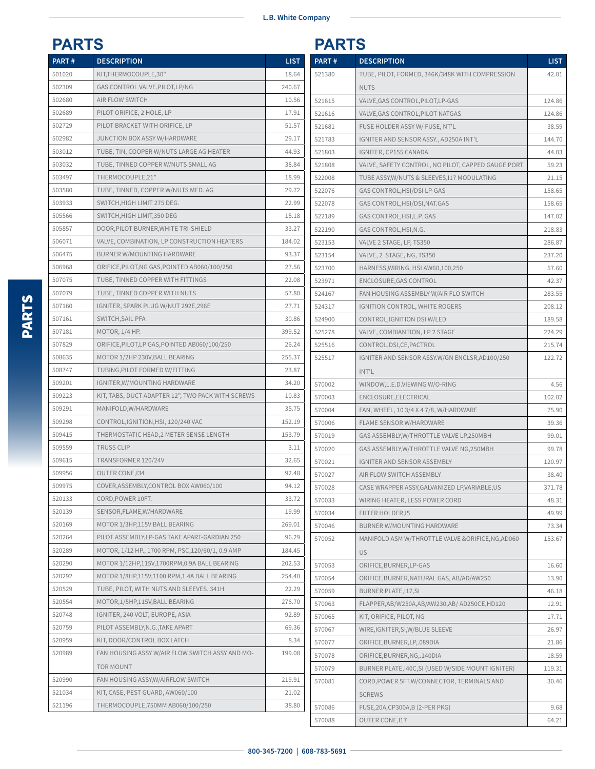## PARTS

| PART # | DESCRIPTION | LIST |
|---|---|---|
| 501020 | KIT,THERMOCOUPLE,30" | 18.64 |
| 502309 | GAS CONTROL VALVE,PILOT,LP/NG | 240.67 |
| 502680 | AIR FLOW SWITCH | 10.56 |
| 502689 | PILOT ORIFICE, 2 HOLE, LP | 17.91 |
| 502729 | PILOT BRACKET WITH ORIFICE, LP | 51.57 |
| 502982 | JUNCTION BOX ASSY W/HARDWARE | 29.17 |
| 503012 | TUBE, TIN, COOPER W/NUTS LARGE AG HEATER | 44.93 |
| 503032 | TUBE, TINNED COPPER W/NUTS SMALL AG | 38.84 |
| 503497 | THERMOCOUPLE,21" | 18.99 |
| 503580 | TUBE, TINNED, COPPER W/NUTS MED. AG | 29.72 |
| 503933 | SWITCH,HIGH LIMIT 275 DEG. | 22.99 |
| 505566 | SWITCH,HIGH LIMIT,350 DEG | 15.18 |
| 505857 | DOOR,PILOT BURNER,WHITE TRI-SHIELD | 33.27 |
| 506071 | VALVE, COMBINATION, LP CONSTRUCTION HEATERS | 184.02 |
| 506475 | BURNER W/MOUNTING HARDWARE | 93.37 |
| 506968 | ORIFICE,PILOT,NG GAS,POINTED AB060/100/250 | 27.56 |
| 507075 | TUBE, TINNED COPPER WITH FITTINGS | 22.08 |
| 507079 | TUBE, TINNED COPPER WITH NUTS | 57.80 |
| 507160 | IGNITER, SPARK PLUG W/NUT 292E,296E | 27.71 |
| 507161 | SWITCH,SAIL PFA | 30.86 |
| 507181 | MOTOR, 1/4 HP. | 399.52 |
| 507829 | ORIFICE,PILOT,LP GAS,POINTED AB060/100/250 | 26.24 |
| 508635 | MOTOR 1/2HP 230V,BALL BEARING | 255.37 |
| 508747 | TUBING,PILOT FORMED W/FITTING | 23.87 |
| 509201 | IGNITER,W/MOUNTING HARDWARE | 34.20 |
| 509223 | KIT, TABS, DUCT ADAPTER 12", TWO PACK WITH SCREWS | 10.83 |
| 509291 | MANIFOLD,W/HARDWARE | 35.75 |
| 509298 | CONTROL,IGNITION,HSI, 120/240 VAC | 152.19 |
| 509415 | THERMOSTATIC HEAD,2 METER SENSE LENGTH | 153.79 |
| 509559 | TRUSS CLIP | 3.11 |
| 509615 | TRANSFORMER 120/24V | 32.65 |
| 509956 | OUTER CONE,I34 | 92.48 |
| 509975 | COVER,ASSEMBLY,CONTROL BOX AW060/100 | 94.12 |
| 520133 | CORD,POWER 10FT. | 33.72 |
| 520139 | SENSOR,FLAME,W/HARDWARE | 19.99 |
| 520169 | MOTOR 1/3HP,115V BALL BEARING | 269.01 |
| 520264 | PILOT ASSEMBLY,LP-GAS TAKE APART-GARDIAN 250 | 96.29 |
| 520289 | MOTOR, 1/12 HP., 1700 RPM, PSC,120/60/1, 0.9 AMP | 184.45 |
| 520290 | MOTOR 1/12HP,115V,1700RPM,0.9A BALL BEARING | 202.53 |
| 520292 | MOTOR 1/8HP,115V,1100 RPM,1.4A BALL BEARING | 254.40 |
| 520529 | TUBE, PILOT, WITH NUTS AND SLEEVES. 341H | 22.29 |
| 520554 | MOTOR,1/5HP,115V,BALL BEARING | 276.70 |
| 520748 | IGNITER, 240 VOLT, EUROPE, ASIA | 92.89 |
| 520759 | PILOT ASSEMBLY,N.G.,TAKE APART | 69.36 |
| 520959 | KIT, DOOR/CONTROL BOX LATCH | 8.34 |
| 520989 | FAN HOUSING ASSY W/AIR FLOW SWITCH ASSY AND MOTOR MOUNT | 199.08 |
| 520990 | FAN HOUSING ASSY,W/AIRFLOW SWITCH | 219.91 |
| 521034 | KIT, CASE, PEST GUARD, AW060/100 | 21.02 |
| 521196 | THERMOCOUPLE,750MM AB060/100/250 | 38.80 |
| 521380 | TUBE, PILOT, FORMED, 346K/348K WITH COMPRESSION NUTS | 42.01 |
| 521615 | VALVE,GAS CONTROL,PILOT,LP-GAS | 124.86 |
| 521616 | VALVE,GAS CONTROL,PILOT NATGAS | 124.86 |
| 521681 | FUSE HOLDER ASSY W/ FUSE, NT'L | 38.59 |
| 521783 | IGNITER AND SENSOR ASSY., AD250A INT'L | 144.70 |
| 521803 | IGNITER, CP155 CANADA | 44.03 |
| 521808 | VALVE, SAFETY CONTROL, NO PILOT, CAPPED GAUGE PORT | 59.23 |
| 522008 | TUBE ASSY,W/NUTS & SLEEVES,I17 MODULATING | 21.15 |
| 522076 | GAS CONTROL,HSI/DSI LP-GAS | 158.65 |
| 522078 | GAS CONTROL,HSI/DSI,NAT.GAS | 158.65 |
| 522189 | GAS CONTROL,HSI,L.P. GAS | 147.02 |
| 522190 | GAS CONTROL,HSI,N.G. | 218.83 |
| 523153 | VALVE 2 STAGE, LP, TS350 | 286.87 |
| 523154 | VALVE, 2 STAGE, NG, TS350 | 237.20 |
| 523700 | HARNESS,WIRING, HSI AW60,100,250 | 57.60 |
| 523971 | ENCLOSURE,GAS CONTROL | 42.37 |
| 524167 | FAN HOUSING ASSEMBLY W/AIR FLO SWITCH | 283.55 |
| 524317 | IGNITION CONTROL, WHITE ROGERS | 208.12 |
| 524900 | CONTROL,IGNITION DSI W/LED | 189.58 |
| 525278 | VALVE, COMBIANTION, LP 2 STAGE | 224.29 |
| 525516 | CONTROL,DSI,CE,PACTROL | 215.74 |
| 525517 | IGNITER AND SENSOR ASSY.W/GN ENCLSR,AD100/250 INT'L | 122.72 |
| 570002 | WINDOW,L.E.D.VIEWING W/O-RING | 4.56 |
| 570003 | ENCLOSURE,ELECTRICAL | 102.02 |
| 570004 | FAN, WHEEL, 10 3/4 X 4 7/8, W/HARDWARE | 75.90 |
| 570006 | FLAME SENSOR W/HARDWARE | 39.36 |
| 570019 | GAS ASSEMBLY,W/THROTTLE VALVE LP,250MBH | 99.01 |
| 570020 | GAS ASSEMBLY,W/THROTTLE VALVE NG,250MBH | 99.78 |
| 570021 | IGNITER AND SENSOR ASSEMBLY | 120.97 |
| 570027 | AIR FLOW SWITCH ASSEMBLY | 38.40 |
| 570028 | CASE WRAPPER ASSY,GALVANIZED LP,VARIABLE,US | 371.78 |
| 570033 | WIRING HEATER, LESS POWER CORD | 48.31 |
| 570034 | FILTER HOLDER,I5 | 49.99 |
| 570046 | BURNER W/MOUNTING HARDWARE | 73.34 |
| 570052 | MANIFOLD ASM W/THROTTLE VALVE &ORIFICE,NG,AD060 US | 153.67 |
| 570053 | ORIFICE,BURNER,LP-GAS | 16.60 |
| 570054 | ORIFICE,BURNER,NATURAL GAS, AB/AD/AW250 | 13.90 |
| 570059 | BURNER PLATE,I17,SI | 46.18 |
| 570063 | FLAPPER,AB/W250A,AB/AW230,AB/ AD250CE,HD120 | 12.91 |
| 570065 | KIT, ORIFICE, PILOT, NG | 17.71 |
| 570067 | WIRE,IGNITER,SI,W/BLUE SLEEVE | 26.97 |
| 570077 | ORIFICE,BURNER,LP,.089DIA | 21.86 |
| 570078 | ORIFICE,BURNER,NG,.140DIA | 18.59 |
| 570079 | BURNER PLATE,I40C,SI (USED W/SIDE MOUNT IGNITER) | 119.31 |
| 570081 | CORD,POWER 5FT.W/CONNECTOR, TERMINALS AND SCREWS | 30.46 |
| 570086 | FUSE,20A,CP300A,B (2-PER PKG) | 9.68 |
| 570088 | OUTER CONE,I17 | 64.21 |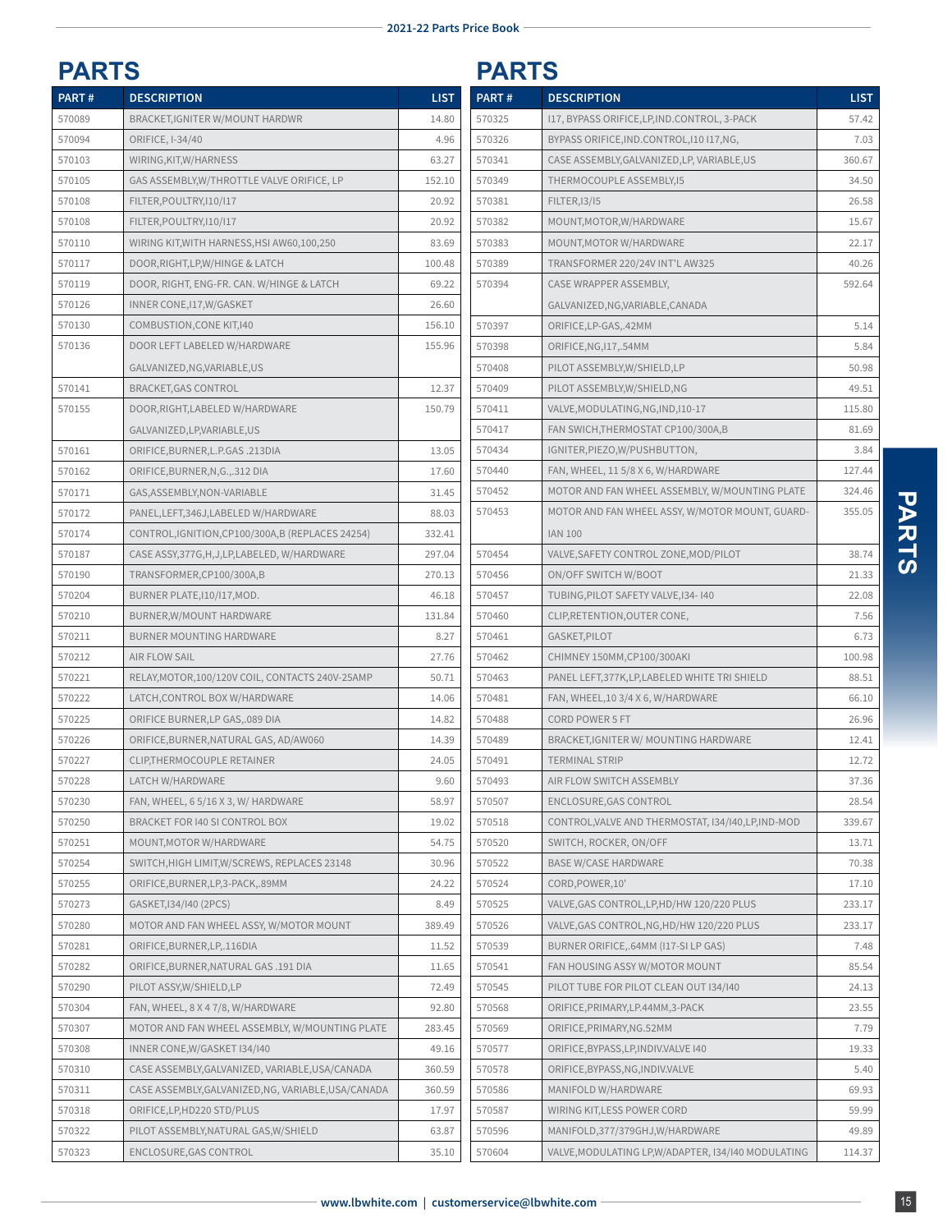# PARTS

| PART # | DESCRIPTION | LIST |
|---|---|---|
| 570089 | BRACKET,IGNITER W/MOUNT HARDWR | 14.80 |
| 570094 | ORIFICE, I-34/40 | 4.96 |
| 570103 | WIRING,KIT,W/HARNESS | 63.27 |
| 570105 | GAS ASSEMBLY,W/THROTTLE VALVE ORIFICE, LP | 152.10 |
| 570108 | FILTER,POULTRY,I10/I17 | 20.92 |
| 570108 | FILTER,POULTRY,I10/I17 | 20.92 |
| 570110 | WIRING KIT,WITH HARNESS,HSI AW60,100,250 | 83.69 |
| 570117 | DOOR,RIGHT,LP,W/HINGE & LATCH | 100.48 |
| 570119 | DOOR, RIGHT, ENG-FR. CAN. W/HINGE & LATCH | 69.22 |
| 570126 | INNER CONE,I17,W/GASKET | 26.60 |
| 570130 | COMBUSTION,CONE KIT,I40 | 156.10 |
| 570136 | DOOR LEFT LABELED W/HARDWARE GALVANIZED,NG,VARIABLE,US | 155.96 |
| 570141 | BRACKET,GAS CONTROL | 12.37 |
| 570155 | DOOR,RIGHT,LABELED W/HARDWARE GALVANIZED,LP,VARIABLE,US | 150.79 |
| 570161 | ORIFICE,BURNER,L.P.GAS .213DIA | 13.05 |
| 570162 | ORIFICE,BURNER,N,G.,.312 DIA | 17.60 |
| 570171 | GAS,ASSEMBLY,NON-VARIABLE | 31.45 |
| 570172 | PANEL,LEFT,346J,LABELED W/HARDWARE | 88.03 |
| 570174 | CONTROL,IGNITION,CP100/300A,B (REPLACES 24254) | 332.41 |
| 570187 | CASE ASSY,377G,H,J,LP,LABELED, W/HARDWARE | 297.04 |
| 570190 | TRANSFORMER,CP100/300A,B | 270.13 |
| 570204 | BURNER PLATE,I10/I17,MOD. | 46.18 |
| 570210 | BURNER,W/MOUNT HARDWARE | 131.84 |
| 570211 | BURNER MOUNTING HARDWARE | 8.27 |
| 570212 | AIR FLOW SAIL | 27.76 |
| 570221 | RELAY,MOTOR,100/120V COIL, CONTACTS 240V-25AMP | 50.71 |
| 570222 | LATCH,CONTROL BOX W/HARDWARE | 14.06 |
| 570225 | ORIFICE BURNER,LP GAS,.089 DIA | 14.82 |
| 570226 | ORIFICE,BURNER,NATURAL GAS, AD/AW060 | 14.39 |
| 570227 | CLIP,THERMOCOUPLE RETAINER | 24.05 |
| 570228 | LATCH W/HARDWARE | 9.60 |
| 570230 | FAN, WHEEL, 6 5/16 X 3, W/ HARDWARE | 58.97 |
| 570250 | BRACKET FOR I40 SI CONTROL BOX | 19.02 |
| 570251 | MOUNT,MOTOR W/HARDWARE | 54.75 |
| 570254 | SWITCH,HIGH LIMIT,W/SCREWS, REPLACES 23148 | 30.96 |
| 570255 | ORIFICE,BURNER,LP,3-PACK,.89MM | 24.22 |
| 570273 | GASKET,I34/I40 (2PCS) | 8.49 |
| 570280 | MOTOR AND FAN WHEEL ASSY, W/MOTOR MOUNT | 389.49 |
| 570281 | ORIFICE,BURNER,LP,.116DIA | 11.52 |
| 570282 | ORIFICE,BURNER,NATURAL GAS .191 DIA | 11.65 |
| 570290 | PILOT ASSY,W/SHIELD,LP | 72.49 |
| 570304 | FAN, WHEEL, 8 X 4 7/8, W/HARDWARE | 92.80 |
| 570307 | MOTOR AND FAN WHEEL ASSEMBLY, W/MOUNTING PLATE | 283.45 |
| 570308 | INNER CONE,W/GASKET I34/I40 | 49.16 |
| 570310 | CASE ASSEMBLY,GALVANIZED, VARIABLE,USA/CANADA | 360.59 |
| 570311 | CASE ASSEMBLY,GALVANIZED,NG, VARIABLE,USA/CANADA | 360.59 |
| 570318 | ORIFICE,LP,HD220 STD/PLUS | 17.97 |
| 570322 | PILOT ASSEMBLY,NATURAL GAS,W/SHIELD | 63.87 |
| 570323 | ENCLOSURE,GAS CONTROL | 35.10 |
| 570325 | I17, BYPASS ORIFICE,LP,IND.CONTROL, 3-PACK | 57.42 |
| 570326 | BYPASS ORIFICE,IND.CONTROL,I10 I17,NG, | 7.03 |
| 570341 | CASE ASSEMBLY,GALVANIZED,LP, VARIABLE,US | 360.67 |
| 570349 | THERMOCOUPLE ASSEMBLY,I5 | 34.50 |
| 570381 | FILTER,I3/I5 | 26.58 |
| 570382 | MOUNT,MOTOR,W/HARDWARE | 15.67 |
| 570383 | MOUNT,MOTOR W/HARDWARE | 22.17 |
| 570389 | TRANSFORMER 220/24V INT'L AW325 | 40.26 |
| 570394 | CASE WRAPPER ASSEMBLY, GALVANIZED,NG,VARIABLE,CANADA | 592.64 |
| 570397 | ORIFICE,LP-GAS,.42MM | 5.14 |
| 570398 | ORIFICE,NG,I17,.54MM | 5.84 |
| 570408 | PILOT ASSEMBLY,W/SHIELD,LP | 50.98 |
| 570409 | PILOT ASSEMBLY,W/SHIELD,NG | 49.51 |
| 570411 | VALVE,MODULATING,NG,IND,I10-17 | 115.80 |
| 570417 | FAN SWICH,THERMOSTAT CP100/300A,B | 81.69 |
| 570434 | IGNITER,PIEZO,W/PUSHBUTTON, | 3.84 |
| 570440 | FAN, WHEEL, 11 5/8 X 6, W/HARDWARE | 127.44 |
| 570452 | MOTOR AND FAN WHEEL ASSEMBLY, W/MOUNTING PLATE | 324.46 |
| 570453 | MOTOR AND FAN WHEEL ASSY, W/MOTOR MOUNT, GUARD-IAN 100 | 355.05 |
| 570454 | VALVE,SAFETY CONTROL ZONE,MOD/PILOT | 38.74 |
| 570456 | ON/OFF SWITCH W/BOOT | 21.33 |
| 570457 | TUBING,PILOT SAFETY VALVE,I34- I40 | 22.08 |
| 570460 | CLIP,RETENTION,OUTER CONE, | 7.56 |
| 570461 | GASKET,PILOT | 6.73 |
| 570462 | CHIMNEY 150MM,CP100/300AKI | 100.98 |
| 570463 | PANEL LEFT,377K,LP,LABELED WHITE TRI SHIELD | 88.51 |
| 570481 | FAN, WHEEL,10 3/4 X 6, W/HARDWARE | 66.10 |
| 570488 | CORD POWER 5 FT | 26.96 |
| 570489 | BRACKET,IGNITER W/ MOUNTING HARDWARE | 12.41 |
| 570491 | TERMINAL STRIP | 12.72 |
| 570493 | AIR FLOW SWITCH ASSEMBLY | 37.36 |
| 570507 | ENCLOSURE,GAS CONTROL | 28.54 |
| 570518 | CONTROL,VALVE AND THERMOSTAT, I34/I40,LP,IND-MOD | 339.67 |
| 570520 | SWITCH, ROCKER, ON/OFF | 13.71 |
| 570522 | BASE W/CASE HARDWARE | 70.38 |
| 570524 | CORD,POWER,10' | 17.10 |
| 570525 | VALVE,GAS CONTROL,LP,HD/HW 120/220 PLUS | 233.17 |
| 570526 | VALVE,GAS CONTROL,NG,HD/HW 120/220 PLUS | 233.17 |
| 570539 | BURNER ORIFICE,.64MM (I17-SI LP GAS) | 7.48 |
| 570541 | FAN HOUSING ASSY W/MOTOR MOUNT | 85.54 |
| 570545 | PILOT TUBE FOR PILOT CLEAN OUT I34/I40 | 24.13 |
| 570568 | ORIFICE,PRIMARY,LP.44MM,3-PACK | 23.55 |
| 570569 | ORIFICE,PRIMARY,NG.52MM | 7.79 |
| 570577 | ORIFICE,BYPASS,LP,INDIV.VALVE I40 | 19.33 |
| 570578 | ORIFICE,BYPASS,NG,INDIV.VALVE | 5.40 |
| 570586 | MANIFOLD W/HARDWARE | 69.93 |
| 570587 | WIRING KIT,LESS POWER CORD | 59.99 |
| 570596 | MANIFOLD,377/379GHJ,W/HARDWARE | 49.89 |
| 570604 | VALVE,MODULATING LP,W/ADAPTER, I34/I40 MODULATING | 114.37 |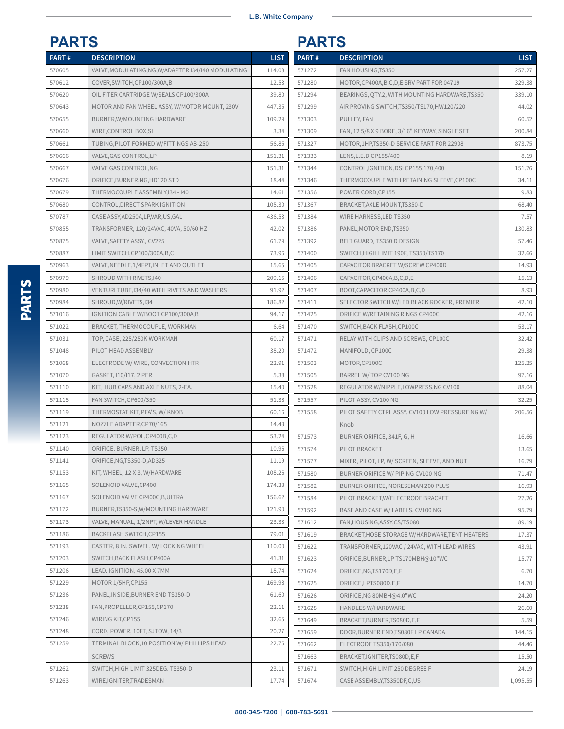## PARTS

| PART # | DESCRIPTION | LIST |
|---|---|---|
| 570605 | VALVE,MODULATING,NG,W/ADAPTER I34/I40 MODULATING | 114.08 |
| 570612 | COVER,SWITCH,CP100/300A,B | 12.53 |
| 570620 | OIL FITER CARTRIDGE W/SEALS CP100/300A | 39.80 |
| 570643 | MOTOR AND FAN WHEEL ASSY, W/MOTOR MOUNT, 230V | 447.35 |
| 570655 | BURNER,W/MOUNTING HARDWARE | 109.29 |
| 570660 | WIRE,CONTROL BOX,SI | 3.34 |
| 570661 | TUBING,PILOT FORMED W/FITTINGS AB-250 | 56.85 |
| 570666 | VALVE,GAS CONTROL,LP | 151.31 |
| 570667 | VALVE GAS CONTROL,NG | 151.31 |
| 570676 | ORIFICE,BURNER,NG,HD120 STD | 18.44 |
| 570679 | THERMOCOUPLE ASSEMBLY,I34 - I40 | 14.61 |
| 570680 | CONTROL,DIRECT SPARK IGNITION | 105.30 |
| 570787 | CASE ASSY,AD250A,LP,VAR,US,GAL | 436.53 |
| 570855 | TRANSFORMER, 120/24VAC, 40VA, 50/60 HZ | 42.02 |
| 570875 | VALVE,SAFETY ASSY., CV225 | 61.79 |
| 570887 | LIMIT SWITCH,CP100/300A,B,C | 73.96 |
| 570963 | VALVE,NEEDLE,1/4FPT,INLET AND OUTLET | 15.65 |
| 570979 | SHROUD WITH RIVETS,I40 | 209.15 |
| 570980 | VENTURI TUBE,I34/40 WITH RIVETS AND WASHERS | 91.92 |
| 570984 | SHROUD,W/RIVETS,I34 | 186.82 |
| 571016 | IGNITION CABLE W/BOOT CP100/300A,B | 94.17 |
| 571022 | BRACKET, THERMOCOUPLE, WORKMAN | 6.64 |
| 571031 | TOP, CASE, 225/250K WORKMAN | 60.17 |
| 571048 | PILOT HEAD ASSEMBLY | 38.20 |
| 571068 | ELECTRODE W/ WIRE, CONVECTION HTR | 22.91 |
| 571070 | GASKET, I10/I17, 2 PER | 5.38 |
| 571110 | KIT, HUB CAPS AND AXLE NUTS, 2-EA. | 15.40 |
| 571115 | FAN SWITCH,CP600/350 | 51.38 |
| 571119 | THERMOSTAT KIT, PFA'S, W/ KNOB | 60.16 |
| 571121 | NOZZLE ADAPTER,CP70/165 | 14.43 |
| 571123 | REGULATOR W/POL,CP400B,C,D | 53.24 |
| 571140 | ORIFICE, BURNER, LP, TS350 | 10.96 |
| 571141 | ORIFICE,NG,TS350-D,AD325 | 11.19 |
| 571153 | KIT, WHEEL, 12 X 3, W/HARDWARE | 108.26 |
| 571165 | SOLENOID VALVE,CP400 | 174.33 |
| 571167 | SOLENOID VALVE CP400C,B,ULTRA | 156.62 |
| 571172 | BURNER,TS350-S,W/MOUNTING HARDWARE | 121.90 |
| 571173 | VALVE, MANUAL, 1/2NPT, W/LEVER HANDLE | 23.33 |
| 571186 | BACKFLASH SWITCH,CP155 | 79.01 |
| 571193 | CASTER, 8 IN. SWIVEL, W/ LOCKING WHEEL | 110.00 |
| 571203 | SWITCH,BACK FLASH,CP400A | 41.31 |
| 571206 | LEAD, IGNITION, 45.00 X 7MM | 18.74 |
| 571229 | MOTOR 1/5HP,CP155 | 169.98 |
| 571236 | PANEL,INSIDE,BURNER END TS350-D | 61.60 |
| 571238 | FAN,PROPELLER,CP155,CP170 | 22.11 |
| 571246 | WIRING KIT,CP155 | 32.65 |
| 571248 | CORD, POWER, 10FT, SJTOW, 14/3 | 20.27 |
| 571259 | TERMINAL BLOCK,10 POSITION W/ PHILLIPS HEAD SCREWS | 22.76 |
| 571262 | SWITCH,HIGH LIMIT 325DEG. TS350-D | 23.11 |
| 571263 | WIRE,IGNITER,TRADESMAN | 17.74 |

## PARTS

| PART # | DESCRIPTION | LIST |
|---|---|---|
| 571272 | FAN HOUSING,TS350 | 257.27 |
| 571280 | MOTOR,CP400A,B,C,D,E SRV PART FOR 04719 | 329.38 |
| 571294 | BEARINGS, QTY.2, WITH MOUNTING HARDWARE,TS350 | 339.10 |
| 571299 | AIR PROVING SWITCH,TS350/TS170,HW120/220 | 44.02 |
| 571303 | PULLEY, FAN | 60.52 |
| 571309 | FAN, 12 5/8 X 9 BORE, 3/16" KEYWAY, SINGLE SET | 200.84 |
| 571327 | MOTOR,1HP,TS350-D SERVICE PART FOR 22908 | 873.75 |
| 571333 | LENS,L.E.D,CP155/400 | 8.19 |
| 571344 | CONTROL,IGNITION,DSI CP155,170,400 | 151.76 |
| 571346 | THERMOCOUPLE WITH RETAINING SLEEVE,CP100C | 34.11 |
| 571356 | POWER CORD,CP155 | 9.83 |
| 571367 | BRACKET,AXLE MOUNT,TS350-D | 68.40 |
| 571384 | WIRE HARNESS,LED TS350 | 7.57 |
| 571386 | PANEL,MOTOR END,TS350 | 130.83 |
| 571392 | BELT GUARD, TS350 D DESIGN | 57.46 |
| 571400 | SWITCH,HIGH LIMIT 190F, TS350/TS170 | 32.66 |
| 571405 | CAPACITOR BRACKET W/SCREW CP400D | 14.93 |
| 571406 | CAPACITOR,CP400A,B,C,D,E | 15.13 |
| 571407 | BOOT,CAPACITOR,CP400A,B,C,D | 8.93 |
| 571411 | SELECTOR SWITCH W/LED BLACK ROCKER, PREMIER | 42.10 |
| 571425 | ORIFICE W/RETAINING RINGS CP400C | 42.16 |
| 571470 | SWITCH,BACK FLASH,CP100C | 53.17 |
| 571471 | RELAY WITH CLIPS AND SCREWS, CP100C | 32.42 |
| 571472 | MANIFOLD, CP100C | 29.38 |
| 571503 | MOTOR,CP100C | 125.25 |
| 571505 | BARREL W/ TOP CV100 NG | 97.16 |
| 571528 | REGULATOR W/NIPPLE,LOWPRESS,NG CV100 | 88.04 |
| 571557 | PILOT ASSY, CV100 NG | 32.25 |
| 571558 | PILOT SAFETY CTRL ASSY. CV100 LOW PRESSURE NG W/ Knob | 206.56 |
| 571573 | BURNER ORIFICE, 341F, G, H | 16.66 |
| 571574 | PILOT BRACKET | 13.65 |
| 571577 | MIXER, PILOT, LP, W/ SCREEN, SLEEVE, AND NUT | 16.79 |
| 571580 | BURNER ORIFICE W/ PIPING CV100 NG | 71.47 |
| 571582 | BURNER ORIFICE, NORESEMAN 200 PLUS | 16.93 |
| 571584 | PILOT BRACKET,W/ELECTRODE BRACKET | 27.26 |
| 571592 | BASE AND CASE W/ LABELS, CV100 NG | 95.79 |
| 571612 | FAN,HOUSING,ASSY,CS/TS080 | 89.19 |
| 571619 | BRACKET,HOSE STORAGE W/HARDWARE,TENT HEATERS | 17.37 |
| 571622 | TRANSFORMER,120VAC / 24VAC, WITH LEAD WIRES | 43.91 |
| 571623 | ORIFICE,BURNER,LP TS170MBH@10"WC | 15.77 |
| 571624 | ORIFICE,NG,TS170D,E,F | 6.70 |
| 571625 | ORIFICE,LP,TS080D,E,F | 14.70 |
| 571626 | ORIFICE,NG 80MBH@4.0"WC | 24.20 |
| 571628 | HANDLES W/HARDWARE | 26.60 |
| 571649 | BRACKET,BURNER,TS080D,E,F | 5.59 |
| 571659 | DOOR,BURNER END,TS080F LP CANADA | 144.15 |
| 571662 | ELECTRODE TS350/170/080 | 44.46 |
| 571663 | BRACKET,IGNITER,TS080D,E,F | 15.50 |
| 571671 | SWITCH,HIGH LIMIT 250 DEGREE F | 24.19 |
| 571674 | CASE ASSEMBLY,TS350DF,C,US | 1,095.55 |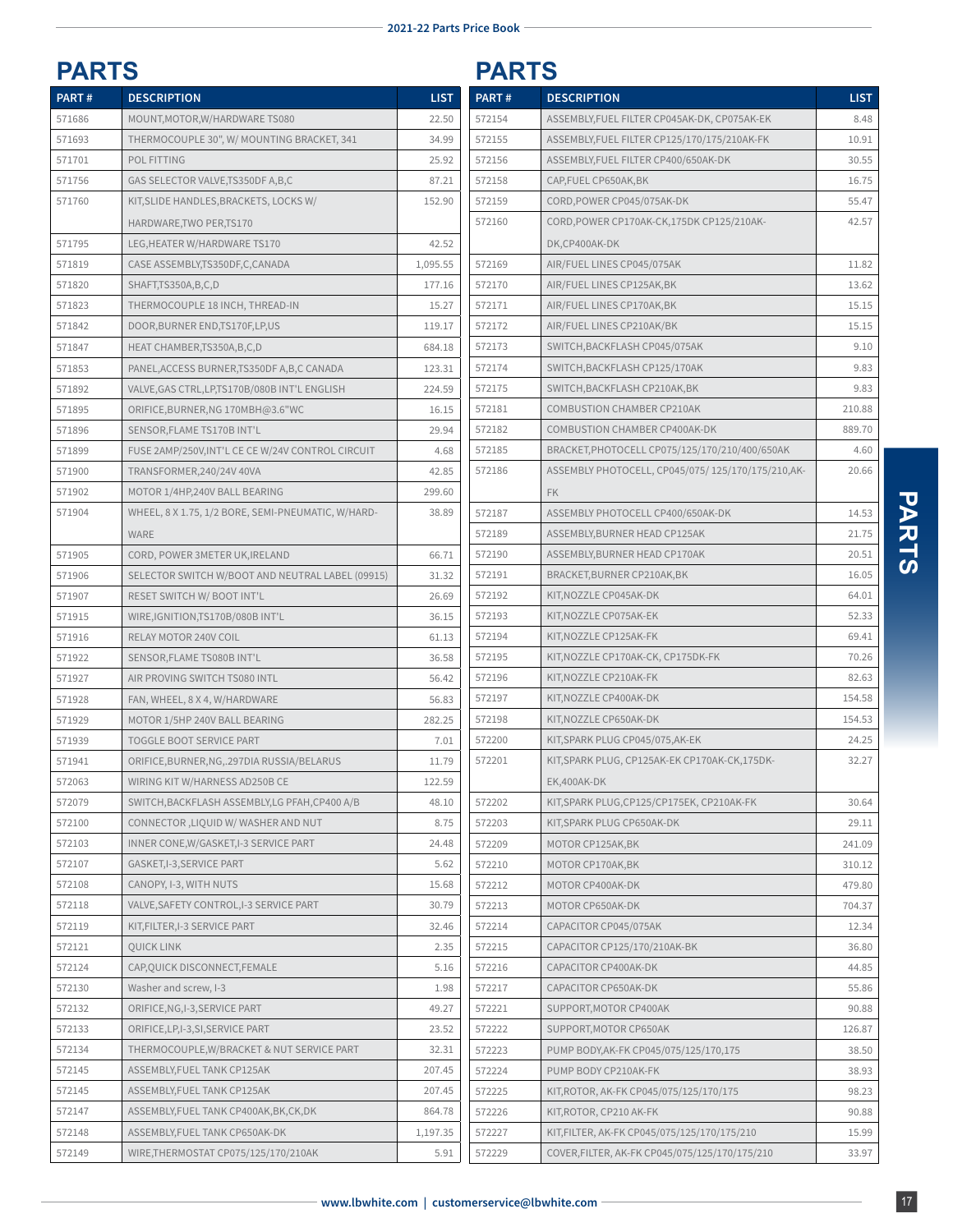## PARTS

| PART # | DESCRIPTION | LIST |
|---|---|---|
| 571686 | MOUNT,MOTOR,W/HARDWARE TS080 | 22.50 |
| 571693 | THERMOCOUPLE 30", W/ MOUNTING BRACKET, 341 | 34.99 |
| 571701 | POL FITTING | 25.92 |
| 571756 | GAS SELECTOR VALVE,TS350DF A,B,C | 87.21 |
| 571760 | KIT,SLIDE HANDLES,BRACKETS, LOCKS W/ HARDWARE,TWO PER,TS170 | 152.90 |
| 571795 | LEG,HEATER W/HARDWARE TS170 | 42.52 |
| 571819 | CASE ASSEMBLY,TS350DF,C,CANADA | 1,095.55 |
| 571820 | SHAFT,TS350A,B,C,D | 177.16 |
| 571823 | THERMOCOUPLE 18 INCH, THREAD-IN | 15.27 |
| 571842 | DOOR,BURNER END,TS170F,LP,US | 119.17 |
| 571847 | HEAT CHAMBER,TS350A,B,C,D | 684.18 |
| 571853 | PANEL,ACCESS BURNER,TS350DF A,B,C CANADA | 123.31 |
| 571892 | VALVE,GAS CTRL,LP,TS170B/080B INT'L ENGLISH | 224.59 |
| 571895 | ORIFICE,BURNER,NG 170MBH@3.6"WC | 16.15 |
| 571896 | SENSOR,FLAME TS170B INT'L | 29.94 |
| 571899 | FUSE 2AMP/250V,INT'L CE CE W/24V CONTROL CIRCUIT | 4.68 |
| 571900 | TRANSFORMER,240/24V 40VA | 42.85 |
| 571902 | MOTOR 1/4HP,240V BALL BEARING | 299.60 |
| 571904 | WHEEL, 8 X 1.75, 1/2 BORE, SEMI-PNEUMATIC, W/HARD-WARE | 38.89 |
| 571905 | CORD, POWER 3METER UK,IRELAND | 66.71 |
| 571906 | SELECTOR SWITCH W/BOOT AND NEUTRAL LABEL (09915) | 31.32 |
| 571907 | RESET SWITCH W/ BOOT INT'L | 26.69 |
| 571915 | WIRE,IGNITION,TS170B/080B INT'L | 36.15 |
| 571916 | RELAY MOTOR 240V COIL | 61.13 |
| 571922 | SENSOR,FLAME TS080B INT'L | 36.58 |
| 571927 | AIR PROVING SWITCH TS080 INTL | 56.42 |
| 571928 | FAN, WHEEL, 8 X 4, W/HARDWARE | 56.83 |
| 571929 | MOTOR 1/5HP 240V BALL BEARING | 282.25 |
| 571939 | TOGGLE BOOT SERVICE PART | 7.01 |
| 571941 | ORIFICE,BURNER,NG,.297DIA RUSSIA/BELARUS | 11.79 |
| 572063 | WIRING KIT W/HARNESS AD250B CE | 122.59 |
| 572079 | SWITCH,BACKFLASH ASSEMBLY,LG PFAH,CP400 A/B | 48.10 |
| 572100 | CONNECTOR ,LIQUID W/ WASHER AND NUT | 8.75 |
| 572103 | INNER CONE,W/GASKET,I-3 SERVICE PART | 24.48 |
| 572107 | GASKET,I-3,SERVICE PART | 5.62 |
| 572108 | CANOPY, I-3, WITH NUTS | 15.68 |
| 572118 | VALVE,SAFETY CONTROL,I-3 SERVICE PART | 30.79 |
| 572119 | KIT,FILTER,I-3 SERVICE PART | 32.46 |
| 572121 | QUICK LINK | 2.35 |
| 572124 | CAP,QUICK DISCONNECT,FEMALE | 5.16 |
| 572130 | Washer and screw, I-3 | 1.98 |
| 572132 | ORIFICE,NG,I-3,SERVICE PART | 49.27 |
| 572133 | ORIFICE,LP,I-3,SI,SERVICE PART | 23.52 |
| 572134 | THERMOCOUPLE,W/BRACKET & NUT SERVICE PART | 32.31 |
| 572145 | ASSEMBLY,FUEL TANK CP125AK | 207.45 |
| 572145 | ASSEMBLY,FUEL TANK CP125AK | 207.45 |
| 572147 | ASSEMBLY,FUEL TANK CP400AK,BK,CK,DK | 864.78 |
| 572148 | ASSEMBLY,FUEL TANK CP650AK-DK | 1,197.35 |
| 572149 | WIRE,THERMOSTAT CP075/125/170/210AK | 5.91 |

## PARTS

| PART # | DESCRIPTION | LIST |
|---|---|---|
| 572154 | ASSEMBLY,FUEL FILTER CP045AK-DK, CP075AK-EK | 8.48 |
| 572155 | ASSEMBLY,FUEL FILTER CP125/170/175/210AK-FK | 10.91 |
| 572156 | ASSEMBLY,FUEL FILTER CP400/650AK-DK | 30.55 |
| 572158 | CAP,FUEL CP650AK,BK | 16.75 |
| 572159 | CORD,POWER CP045/075AK-DK | 55.47 |
| 572160 | CORD,POWER CP170AK-CK,175DK CP125/210AK-DK,CP400AK-DK | 42.57 |
| 572169 | AIR/FUEL LINES CP045/075AK | 11.82 |
| 572170 | AIR/FUEL LINES CP125AK,BK | 13.62 |
| 572171 | AIR/FUEL LINES CP170AK,BK | 15.15 |
| 572172 | AIR/FUEL LINES CP210AK/BK | 15.15 |
| 572173 | SWITCH,BACKFLASH CP045/075AK | 9.10 |
| 572174 | SWITCH,BACKFLASH CP125/170AK | 9.83 |
| 572175 | SWITCH,BACKFLASH CP210AK,BK | 9.83 |
| 572181 | COMBUSTION CHAMBER CP210AK | 210.88 |
| 572182 | COMBUSTION CHAMBER CP400AK-DK | 889.70 |
| 572185 | BRACKET,PHOTOCELL CP075/125/170/210/400/650AK | 4.60 |
| 572186 | ASSEMBLY PHOTOCELL, CP045/075/ 125/170/175/210,AK-FK | 20.66 |
| 572187 | ASSEMBLY PHOTOCELL CP400/650AK-DK | 14.53 |
| 572189 | ASSEMBLY,BURNER HEAD CP125AK | 21.75 |
| 572190 | ASSEMBLY,BURNER HEAD CP170AK | 20.51 |
| 572191 | BRACKET,BURNER CP210AK,BK | 16.05 |
| 572192 | KIT,NOZZLE CP045AK-DK | 64.01 |
| 572193 | KIT,NOZZLE CP075AK-EK | 52.33 |
| 572194 | KIT,NOZZLE CP125AK-FK | 69.41 |
| 572195 | KIT,NOZZLE CP170AK-CK, CP175DK-FK | 70.26 |
| 572196 | KIT,NOZZLE CP210AK-FK | 82.63 |
| 572197 | KIT,NOZZLE CP400AK-DK | 154.58 |
| 572198 | KIT,NOZZLE CP650AK-DK | 154.53 |
| 572200 | KIT,SPARK PLUG CP045/075,AK-EK | 24.25 |
| 572201 | KIT,SPARK PLUG, CP125AK-EK CP170AK-CK,175DK-EK,400AK-DK | 32.27 |
| 572202 | KIT,SPARK PLUG,CP125/CP175EK, CP210AK-FK | 30.64 |
| 572203 | KIT,SPARK PLUG CP650AK-DK | 29.11 |
| 572209 | MOTOR CP125AK,BK | 241.09 |
| 572210 | MOTOR CP170AK,BK | 310.12 |
| 572212 | MOTOR CP400AK-DK | 479.80 |
| 572213 | MOTOR CP650AK-DK | 704.37 |
| 572214 | CAPACITOR CP045/075AK | 12.34 |
| 572215 | CAPACITOR CP125/170/210AK-BK | 36.80 |
| 572216 | CAPACITOR CP400AK-DK | 44.85 |
| 572217 | CAPACITOR CP650AK-DK | 55.86 |
| 572221 | SUPPORT,MOTOR CP400AK | 90.88 |
| 572222 | SUPPORT,MOTOR CP650AK | 126.87 |
| 572223 | PUMP BODY,AK-FK CP045/075/125/170,175 | 38.50 |
| 572224 | PUMP BODY CP210AK-FK | 38.93 |
| 572225 | KIT,ROTOR, AK-FK CP045/075/125/170/175 | 98.23 |
| 572226 | KIT,ROTOR, CP210 AK-FK | 90.88 |
| 572227 | KIT,FILTER, AK-FK CP045/075/125/170/175/210 | 15.99 |
| 572229 | COVER,FILTER, AK-FK CP045/075/125/170/175/210 | 33.97 |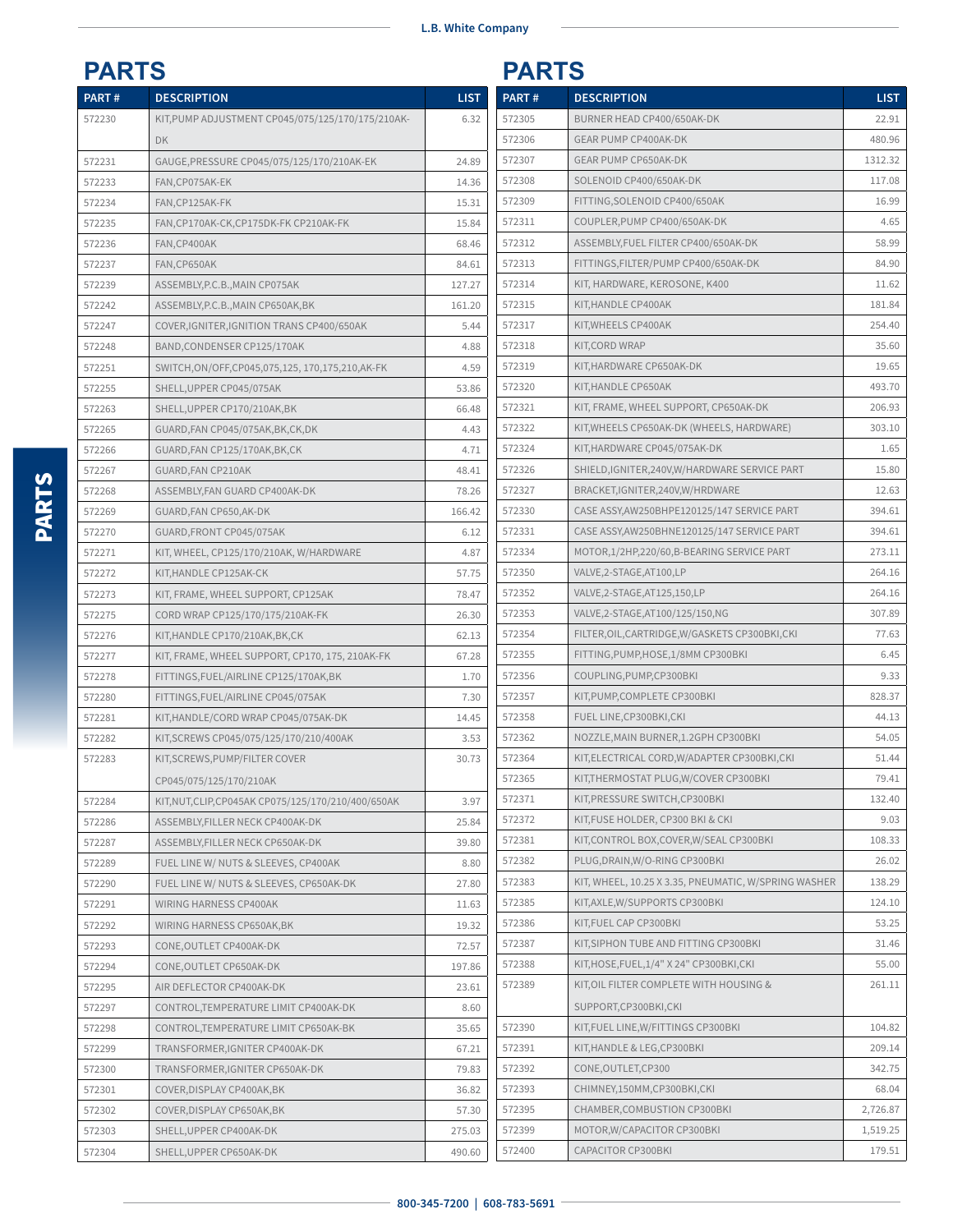## PARTS

| PART # | DESCRIPTION | LIST |
|---|---|---|
| 572230 | KIT,PUMP ADJUSTMENT CP045/075/125/170/175/210AK-DK | 6.32 |
| 572231 | GAUGE,PRESSURE CP045/075/125/170/210AK-EK | 24.89 |
| 572233 | FAN,CP075AK-EK | 14.36 |
| 572234 | FAN,CP125AK-FK | 15.31 |
| 572235 | FAN,CP170AK-CK,CP175DK-FK CP210AK-FK | 15.84 |
| 572236 | FAN,CP400AK | 68.46 |
| 572237 | FAN,CP650AK | 84.61 |
| 572239 | ASSEMBLY,P.C.B.,MAIN CP075AK | 127.27 |
| 572242 | ASSEMBLY,P.C.B.,MAIN CP650AK,BK | 161.20 |
| 572247 | COVER,IGNITER,IGNITION TRANS CP400/650AK | 5.44 |
| 572248 | BAND,CONDENSER CP125/170AK | 4.88 |
| 572251 | SWITCH,ON/OFF,CP045,075,125, 170,175,210,AK-FK | 4.59 |
| 572255 | SHELL,UPPER CP045/075AK | 53.86 |
| 572263 | SHELL,UPPER CP170/210AK,BK | 66.48 |
| 572265 | GUARD,FAN CP045/075AK,BK,CK,DK | 4.43 |
| 572266 | GUARD,FAN CP125/170AK,BK,CK | 4.71 |
| 572267 | GUARD,FAN CP210AK | 48.41 |
| 572268 | ASSEMBLY,FAN GUARD CP400AK-DK | 78.26 |
| 572269 | GUARD,FAN CP650,AK-DK | 166.42 |
| 572270 | GUARD,FRONT CP045/075AK | 6.12 |
| 572271 | KIT, WHEEL, CP125/170/210AK, W/HARDWARE | 4.87 |
| 572272 | KIT,HANDLE CP125AK-CK | 57.75 |
| 572273 | KIT, FRAME, WHEEL SUPPORT, CP125AK | 78.47 |
| 572275 | CORD WRAP CP125/170/175/210AK-FK | 26.30 |
| 572276 | KIT,HANDLE CP170/210AK,BK,CK | 62.13 |
| 572277 | KIT, FRAME, WHEEL SUPPORT, CP170, 175, 210AK-FK | 67.28 |
| 572278 | FITTINGS,FUEL/AIRLINE CP125/170AK,BK | 1.70 |
| 572280 | FITTINGS,FUEL/AIRLINE CP045/075AK | 7.30 |
| 572281 | KIT,HANDLE/CORD WRAP CP045/075AK-DK | 14.45 |
| 572282 | KIT,SCREWS CP045/075/125/170/210/400AK | 3.53 |
| 572283 | KIT,SCREWS,PUMP/FILTER COVER CP045/075/125/170/210AK | 30.73 |
| 572284 | KIT,NUT,CLIP,CP045AK CP075/125/170/210/400/650AK | 3.97 |
| 572286 | ASSEMBLY,FILLER NECK CP400AK-DK | 25.84 |
| 572287 | ASSEMBLY,FILLER NECK CP650AK-DK | 39.80 |
| 572289 | FUEL LINE W/ NUTS & SLEEVES, CP400AK | 8.80 |
| 572290 | FUEL LINE W/ NUTS & SLEEVES, CP650AK-DK | 27.80 |
| 572291 | WIRING HARNESS CP400AK | 11.63 |
| 572292 | WIRING HARNESS CP650AK,BK | 19.32 |
| 572293 | CONE,OUTLET CP400AK-DK | 72.57 |
| 572294 | CONE,OUTLET CP650AK-DK | 197.86 |
| 572295 | AIR DEFLECTOR CP400AK-DK | 23.61 |
| 572297 | CONTROL,TEMPERATURE LIMIT CP400AK-DK | 8.60 |
| 572298 | CONTROL,TEMPERATURE LIMIT CP650AK-BK | 35.65 |
| 572299 | TRANSFORMER,IGNITER CP400AK-DK | 67.21 |
| 572300 | TRANSFORMER,IGNITER CP650AK-DK | 79.83 |
| 572301 | COVER,DISPLAY CP400AK,BK | 36.82 |
| 572302 | COVER,DISPLAY CP650AK,BK | 57.30 |
| 572303 | SHELL,UPPER CP400AK-DK | 275.03 |
| 572304 | SHELL,UPPER CP650AK-DK | 490.60 |

## PARTS

| PART # | DESCRIPTION | LIST |
|---|---|---|
| 572305 | BURNER HEAD CP400/650AK-DK | 22.91 |
| 572306 | GEAR PUMP CP400AK-DK | 480.96 |
| 572307 | GEAR PUMP CP650AK-DK | 1312.32 |
| 572308 | SOLENOID CP400/650AK-DK | 117.08 |
| 572309 | FITTING,SOLENOID CP400/650AK | 16.99 |
| 572311 | COUPLER,PUMP CP400/650AK-DK | 4.65 |
| 572312 | ASSEMBLY,FUEL FILTER CP400/650AK-DK | 58.99 |
| 572313 | FITTINGS,FILTER/PUMP CP400/650AK-DK | 84.90 |
| 572314 | KIT, HARDWARE, KEROSONE, K400 | 11.62 |
| 572315 | KIT,HANDLE CP400AK | 181.84 |
| 572317 | KIT,WHEELS CP400AK | 254.40 |
| 572318 | KIT,CORD WRAP | 35.60 |
| 572319 | KIT,HARDWARE CP650AK-DK | 19.65 |
| 572320 | KIT,HANDLE CP650AK | 493.70 |
| 572321 | KIT, FRAME, WHEEL SUPPORT, CP650AK-DK | 206.93 |
| 572322 | KIT,WHEELS CP650AK-DK (WHEELS, HARDWARE) | 303.10 |
| 572324 | KIT,HARDWARE CP045/075AK-DK | 1.65 |
| 572326 | SHIELD,IGNITER,240V,W/HARDWARE SERVICE PART | 15.80 |
| 572327 | BRACKET,IGNITER,240V,W/HRDWARE | 12.63 |
| 572330 | CASE ASSY,AW250BHPE120125/147 SERVICE PART | 394.61 |
| 572331 | CASE ASSY,AW250BHNE120125/147 SERVICE PART | 394.61 |
| 572334 | MOTOR,1/2HP,220/60,B-BEARING SERVICE PART | 273.11 |
| 572350 | VALVE,2-STAGE,AT100,LP | 264.16 |
| 572352 | VALVE,2-STAGE,AT125,150,LP | 264.16 |
| 572353 | VALVE,2-STAGE,AT100/125/150,NG | 307.89 |
| 572354 | FILTER,OIL,CARTRIDGE,W/GASKETS CP300BKI,CKI | 77.63 |
| 572355 | FITTING,PUMP,HOSE,1/8MM CP300BKI | 6.45 |
| 572356 | COUPLING,PUMP,CP300BKI | 9.33 |
| 572357 | KIT,PUMP,COMPLETE CP300BKI | 828.37 |
| 572358 | FUEL LINE,CP300BKI,CKI | 44.13 |
| 572362 | NOZZLE,MAIN BURNER,1.2GPH CP300BKI | 54.05 |
| 572364 | KIT,ELECTRICAL CORD,W/ADAPTER CP300BKI,CKI | 51.44 |
| 572365 | KIT,THERMOSTAT PLUG,W/COVER CP300BKI | 79.41 |
| 572371 | KIT,PRESSURE SWITCH,CP300BKI | 132.40 |
| 572372 | KIT,FUSE HOLDER, CP300 BKI & CKI | 9.03 |
| 572381 | KIT,CONTROL BOX,COVER,W/SEAL CP300BKI | 108.33 |
| 572382 | PLUG,DRAIN,W/O-RING CP300BKI | 26.02 |
| 572383 | KIT, WHEEL, 10.25 X 3.35, PNEUMATIC, W/SPRING WASHER | 138.29 |
| 572385 | KIT,AXLE,W/SUPPORTS CP300BKI | 124.10 |
| 572386 | KIT,FUEL CAP CP300BKI | 53.25 |
| 572387 | KIT,SIPHON TUBE AND FITTING CP300BKI | 31.46 |
| 572388 | KIT,HOSE,FUEL,1/4" X 24" CP300BKI,CKI | 55.00 |
| 572389 | KIT,OIL FILTER COMPLETE WITH HOUSING & SUPPORT,CP300BKI,CKI | 261.11 |
| 572390 | KIT,FUEL LINE,W/FITTINGS CP300BKI | 104.82 |
| 572391 | KIT,HANDLE & LEG,CP300BKI | 209.14 |
| 572392 | CONE,OUTLET,CP300 | 342.75 |
| 572393 | CHIMNEY,150MM,CP300BKI,CKI | 68.04 |
| 572395 | CHAMBER,COMBUSTION CP300BKI | 2,726.87 |
| 572399 | MOTOR,W/CAPACITOR CP300BKI | 1,519.25 |
| 572400 | CAPACITOR CP300BKI | 179.51 |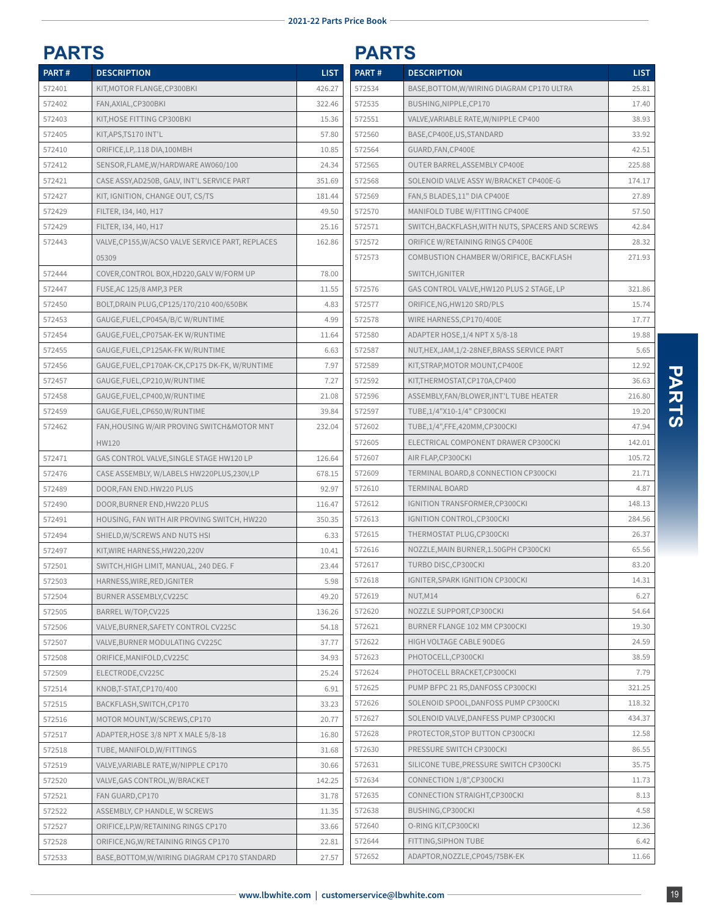## PARTS

| PART # | DESCRIPTION | LIST |
|---|---|---|
| 572401 | KIT,MOTOR FLANGE,CP300BKI | 426.27 |
| 572402 | FAN,AXIAL,CP300BKI | 322.46 |
| 572403 | KIT,HOSE FITTING CP300BKI | 15.36 |
| 572405 | KIT,APS,TS170 INT'L | 57.80 |
| 572410 | ORIFICE,LP,.118 DIA,100MBH | 10.85 |
| 572412 | SENSOR,FLAME,W/HARDWARE AW060/100 | 24.34 |
| 572421 | CASE ASSY,AD250B, GALV, INT'L SERVICE PART | 351.69 |
| 572427 | KIT, IGNITION, CHANGE OUT, CS/TS | 181.44 |
| 572429 | FILTER, I34, I40, H17 | 49.50 |
| 572429 | FILTER, I34, I40, H17 | 25.16 |
| 572443 | VALVE,CP155,W/ACSO VALVE SERVICE PART, REPLACES 05309 | 162.86 |
| 572444 | COVER,CONTROL BOX,HD220,GALV W/FORM UP | 78.00 |
| 572447 | FUSE,AC 125/8 AMP,3 PER | 11.55 |
| 572450 | BOLT,DRAIN PLUG,CP125/170/210 400/650BK | 4.83 |
| 572453 | GAUGE,FUEL,CP045A/B/C W/RUNTIME | 4.99 |
| 572454 | GAUGE,FUEL,CP075AK-EK W/RUNTIME | 11.64 |
| 572455 | GAUGE,FUEL,CP125AK-FK W/RUNTIME | 6.63 |
| 572456 | GAUGE,FUEL,CP170AK-CK,CP175 DK-FK, W/RUNTIME | 7.97 |
| 572457 | GAUGE,FUEL,CP210,W/RUNTIME | 7.27 |
| 572458 | GAUGE,FUEL,CP400,W/RUNTIME | 21.08 |
| 572459 | GAUGE,FUEL,CP650,W/RUNTIME | 39.84 |
| 572462 | FAN,HOUSING W/AIR PROVING SWITCH&MOTOR MNT HW120 | 232.04 |
| 572471 | GAS CONTROL VALVE,SINGLE STAGE HW120 LP | 126.64 |
| 572476 | CASE ASSEMBLY, W/LABELS HW220PLUS,230V,LP | 678.15 |
| 572489 | DOOR,FAN END.HW220 PLUS | 92.97 |
| 572490 | DOOR,BURNER END,HW220 PLUS | 116.47 |
| 572491 | HOUSING, FAN WITH AIR PROVING SWITCH, HW220 | 350.35 |
| 572494 | SHIELD,W/SCREWS AND NUTS HSI | 6.33 |
| 572497 | KIT,WIRE HARNESS,HW220,220V | 10.41 |
| 572501 | SWITCH,HIGH LIMIT, MANUAL, 240 DEG. F | 23.44 |
| 572503 | HARNESS,WIRE,RED,IGNITER | 5.98 |
| 572504 | BURNER ASSEMBLY,CV225C | 49.20 |
| 572505 | BARREL W/TOP,CV225 | 136.26 |
| 572506 | VALVE,BURNER,SAFETY CONTROL CV225C | 54.18 |
| 572507 | VALVE,BURNER MODULATING CV225C | 37.77 |
| 572508 | ORIFICE,MANIFOLD,CV225C | 34.93 |
| 572509 | ELECTRODE,CV225C | 25.24 |
| 572514 | KNOB,T-STAT,CP170/400 | 6.91 |
| 572515 | BACKFLASH,SWITCH,CP170 | 33.23 |
| 572516 | MOTOR MOUNT,W/SCREWS,CP170 | 20.77 |
| 572517 | ADAPTER,HOSE 3/8 NPT X MALE 5/8-18 | 16.80 |
| 572518 | TUBE, MANIFOLD,W/FITTINGS | 31.68 |
| 572519 | VALVE,VARIABLE RATE,W/NIPPLE CP170 | 30.66 |
| 572520 | VALVE,GAS CONTROL,W/BRACKET | 142.25 |
| 572521 | FAN GUARD,CP170 | 31.78 |
| 572522 | ASSEMBLY, CP HANDLE, W SCREWS | 11.35 |
| 572527 | ORIFICE,LP,W/RETAINING RINGS CP170 | 33.66 |
| 572528 | ORIFICE,NG,W/RETAINING RINGS CP170 | 22.81 |
| 572533 | BASE,BOTTOM,W/WIRING DIAGRAM CP170 STANDARD | 27.57 |
| 572534 | BASE,BOTTOM,W/WIRING DIAGRAM CP170 ULTRA | 25.81 |
| 572535 | BUSHING,NIPPLE,CP170 | 17.40 |
| 572551 | VALVE,VARIABLE RATE,W/NIPPLE CP400 | 38.93 |
| 572560 | BASE,CP400E,US,STANDARD | 33.92 |
| 572564 | GUARD,FAN,CP400E | 42.51 |
| 572565 | OUTER BARREL,ASSEMBLY CP400E | 225.88 |
| 572568 | SOLENOID VALVE ASSY W/BRACKET CP400E-G | 174.17 |
| 572569 | FAN,5 BLADES,11" DIA CP400E | 27.89 |
| 572570 | MANIFOLD TUBE W/FITTING CP400E | 57.50 |
| 572571 | SWITCH,BACKFLASH,WITH NUTS, SPACERS AND SCREWS | 42.84 |
| 572572 | ORIFICE W/RETAINING RINGS CP400E | 28.32 |
| 572573 | COMBUSTION CHAMBER W/ORIFICE, BACKFLASH SWITCH,IGNITER | 271.93 |
| 572576 | GAS CONTROL VALVE,HW120 PLUS 2 STAGE, LP | 321.86 |
| 572577 | ORIFICE,NG,HW120 SRD/PLS | 15.74 |
| 572578 | WIRE HARNESS,CP170/400E | 17.77 |
| 572580 | ADAPTER HOSE,1/4 NPT X 5/8-18 | 19.88 |
| 572587 | NUT,HEX,JAM,1/2-28NEF,BRASS SERVICE PART | 5.65 |
| 572589 | KIT,STRAP,MOTOR MOUNT,CP400E | 12.92 |
| 572592 | KIT,THERMOSTAT,CP170A,CP400 | 36.63 |
| 572596 | ASSEMBLY,FAN/BLOWER,INT'L TUBE HEATER | 216.80 |
| 572597 | TUBE,1/4"X10-1/4" CP300CKI | 19.20 |
| 572602 | TUBE,1/4",FFE,420MM,CP300CKI | 47.94 |
| 572605 | ELECTRICAL COMPONENT DRAWER CP300CKI | 142.01 |
| 572607 | AIR FLAP,CP300CKI | 105.72 |
| 572609 | TERMINAL BOARD,8 CONNECTION CP300CKI | 21.71 |
| 572610 | TERMINAL BOARD | 4.87 |
| 572612 | IGNITION TRANSFORMER,CP300CKI | 148.13 |
| 572613 | IGNITION CONTROL,CP300CKI | 284.56 |
| 572615 | THERMOSTAT PLUG,CP300CKI | 26.37 |
| 572616 | NOZZLE,MAIN BURNER,1.50GPH CP300CKI | 65.56 |
| 572617 | TURBO DISC,CP300CKI | 83.20 |
| 572618 | IGNITER,SPARK IGNITION CP300CKI | 14.31 |
| 572619 | NUT,M14 | 6.27 |
| 572620 | NOZZLE SUPPORT,CP300CKI | 54.64 |
| 572621 | BURNER FLANGE 102 MM CP300CKI | 19.30 |
| 572622 | HIGH VOLTAGE CABLE 90DEG | 24.59 |
| 572623 | PHOTOCELL,CP300CKI | 38.59 |
| 572624 | PHOTOCELL BRACKET,CP300CKI | 7.79 |
| 572625 | PUMP BFPC 21 R5,DANFOSS CP300CKI | 321.25 |
| 572626 | SOLENOID SPOOL,DANFOSS PUMP CP300CKI | 118.32 |
| 572627 | SOLENOID VALVE,DANFESS PUMP CP300CKI | 434.37 |
| 572628 | PROTECTOR,STOP BUTTON CP300CKI | 12.58 |
| 572630 | PRESSURE SWITCH CP300CKI | 86.55 |
| 572631 | SILICONE TUBE,PRESSURE SWITCH CP300CKI | 35.75 |
| 572634 | CONNECTION 1/8",CP300CKI | 11.73 |
| 572635 | CONNECTION STRAIGHT,CP300CKI | 8.13 |
| 572638 | BUSHING,CP300CKI | 4.58 |
| 572640 | O-RING KIT,CP300CKI | 12.36 |
| 572644 | FITTING,SIPHON TUBE | 6.42 |
| 572652 | ADAPTOR,NOZZLE,CP045/75BK-EK | 11.66 |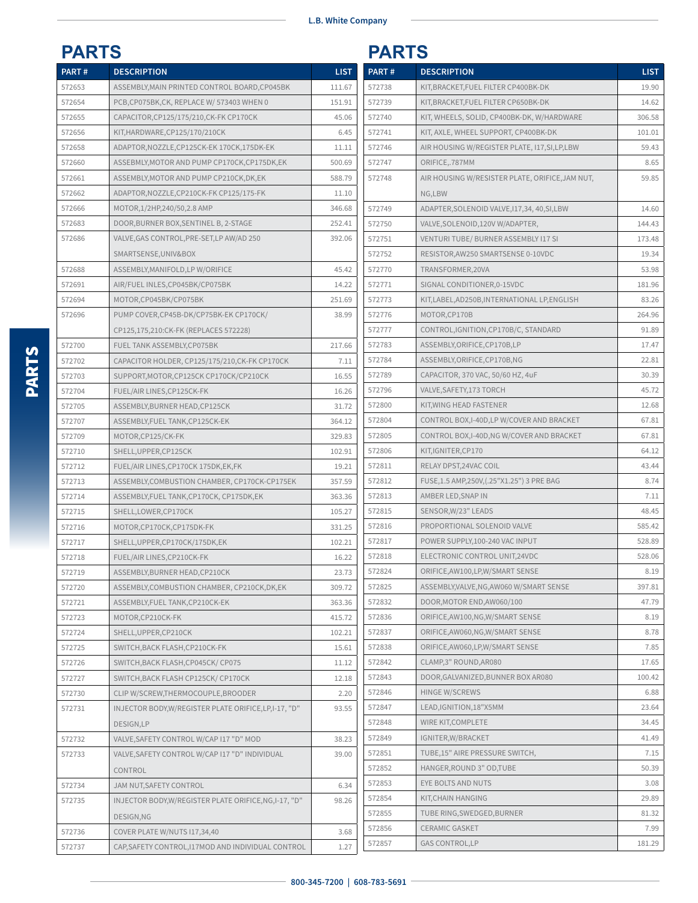## PARTS

| PART # | DESCRIPTION | LIST |
|---|---|---|
| 572653 | ASSEMBLY,MAIN PRINTED CONTROL BOARD,CP045BK | 111.67 |
| 572654 | PCB,CP075BK,CK, REPLACE W/ 573403 WHEN 0 | 151.91 |
| 572655 | CAPACITOR,CP125/175/210,CK-FK CP170CK | 45.06 |
| 572656 | KIT,HARDWARE,CP125/170/210CK | 6.45 |
| 572658 | ADAPTOR,NOZZLE,CP125CK-EK 170CK,175DK-EK | 11.11 |
| 572660 | ASSEBMLY,MOTOR AND PUMP CP170CK,CP175DK,EK | 500.69 |
| 572661 | ASSEMBLY,MOTOR AND PUMP CP210CK,DK,EK | 588.79 |
| 572662 | ADAPTOR,NOZZLE,CP210CK-FK CP125/175-FK | 11.10 |
| 572666 | MOTOR,1/2HP,240/50,2.8 AMP | 346.68 |
| 572683 | DOOR,BURNER BOX,SENTINEL B, 2-STAGE | 252.41 |
| 572686 | VALVE,GAS CONTROL,PRE-SET,LP AW/AD 250 SMARTSENSE,UNIV&BOX | 392.06 |
| 572688 | ASSEMBLY,MANIFOLD,LP W/ORIFICE | 45.42 |
| 572691 | AIR/FUEL INLES,CP045BK/CP075BK | 14.22 |
| 572694 | MOTOR,CP045BK/CP075BK | 251.69 |
| 572696 | PUMP COVER,CP45B-DK/CP75BK-EK CP170CK/ CP125,175,210:CK-FK (REPLACES 572228) | 38.99 |
| 572700 | FUEL TANK ASSEMBLY,CP075BK | 217.66 |
| 572702 | CAPACITOR HOLDER, CP125/175/210,CK-FK CP170CK | 7.11 |
| 572703 | SUPPORT,MOTOR,CP125CK CP170CK/CP210CK | 16.55 |
| 572704 | FUEL/AIR LINES,CP125CK-FK | 16.26 |
| 572705 | ASSEMBLY,BURNER HEAD,CP125CK | 31.72 |
| 572707 | ASSEMBLY,FUEL TANK,CP125CK-EK | 364.12 |
| 572709 | MOTOR,CP125/CK-FK | 329.83 |
| 572710 | SHELL,UPPER,CP125CK | 102.91 |
| 572712 | FUEL/AIR LINES,CP170CK 175DK,EK,FK | 19.21 |
| 572713 | ASSEMBLY,COMBUSTION CHAMBER, CP170CK-CP175EK | 357.59 |
| 572714 | ASSEMBLY,FUEL TANK,CP170CK, CP175DK,EK | 363.36 |
| 572715 | SHELL,LOWER,CP170CK | 105.27 |
| 572716 | MOTOR,CP170CK,CP175DK-FK | 331.25 |
| 572717 | SHELL,UPPER,CP170CK/175DK,EK | 102.21 |
| 572718 | FUEL/AIR LINES,CP210CK-FK | 16.22 |
| 572719 | ASSEMBLY,BURNER HEAD,CP210CK | 23.73 |
| 572720 | ASSEMBLY,COMBUSTION CHAMBER, CP210CK,DK,EK | 309.72 |
| 572721 | ASSEMBLY,FUEL TANK,CP210CK-EK | 363.36 |
| 572723 | MOTOR,CP210CK-FK | 415.72 |
| 572724 | SHELL,UPPER,CP210CK | 102.21 |
| 572725 | SWITCH,BACK FLASH,CP210CK-FK | 15.61 |
| 572726 | SWITCH,BACK FLASH,CP045CK/ CP075 | 11.12 |
| 572727 | SWITCH,BACK FLASH CP125CK/ CP170CK | 12.18 |
| 572730 | CLIP W/SCREW,THERMOCOUPLE,BROODER | 2.20 |
| 572731 | INJECTOR BODY,W/REGISTER PLATE ORIFICE,LP,I-17, "D" DESIGN,LP | 93.55 |
| 572732 | VALVE,SAFETY CONTROL W/CAP I17 "D" MOD | 38.23 |
| 572733 | VALVE,SAFETY CONTROL W/CAP I17 "D" INDIVIDUAL CONTROL | 39.00 |
| 572734 | JAM NUT,SAFETY CONTROL | 6.34 |
| 572735 | INJECTOR BODY,W/REGISTER PLATE ORIFICE,NG,I-17, "D" DESIGN,NG | 98.26 |
| 572736 | COVER PLATE W/NUTS I17,34,40 | 3.68 |
| 572737 | CAP,SAFETY CONTROL,I17MOD AND INDIVIDUAL CONTROL | 1.27 |

## PARTS

| PART # | DESCRIPTION | LIST |
|---|---|---|
| 572738 | KIT,BRACKET,FUEL FILTER CP400BK-DK | 19.90 |
| 572739 | KIT,BRACKET,FUEL FILTER CP650BK-DK | 14.62 |
| 572740 | KIT, WHEELS, SOLID, CP400BK-DK, W/HARDWARE | 306.58 |
| 572741 | KIT, AXLE, WHEEL SUPPORT, CP400BK-DK | 101.01 |
| 572746 | AIR HOUSING W/REGISTER PLATE, I17,SI,LP,LBW | 59.43 |
| 572747 | ORIFICE,.787MM | 8.65 |
| 572748 | AIR HOUSING W/RESISTER PLATE, ORIFICE,JAM NUT, NG,LBW | 59.85 |
| 572749 | ADAPTER,SOLENOID VALVE,I17,34, 40,SI,LBW | 14.60 |
| 572750 | VALVE,SOLENOID,120V W/ADAPTER, | 144.43 |
| 572751 | VENTURI TUBE/ BURNER ASSEMBLY I17 SI | 173.48 |
| 572752 | RESISTOR,AW250 SMARTSENSE 0-10VDC | 19.34 |
| 572770 | TRANSFORMER,20VA | 53.98 |
| 572771 | SIGNAL CONDITIONER,0-15VDC | 181.96 |
| 572773 | KIT,LABEL,AD250B,INTERNATIONAL LP,ENGLISH | 83.26 |
| 572776 | MOTOR,CP170B | 264.96 |
| 572777 | CONTROL,IGNITION,CP170B/C, STANDARD | 91.89 |
| 572783 | ASSEMBLY,ORIFICE,CP170B,LP | 17.47 |
| 572784 | ASSEMBLY,ORIFICE,CP170B,NG | 22.81 |
| 572789 | CAPACITOR, 370 VAC, 50/60 HZ, 4uF | 30.39 |
| 572796 | VALVE,SAFETY,173 TORCH | 45.72 |
| 572800 | KIT,WING HEAD FASTENER | 12.68 |
| 572804 | CONTROL BOX,I-40D,LP W/COVER AND BRACKET | 67.81 |
| 572805 | CONTROL BOX,I-40D,NG W/COVER AND BRACKET | 67.81 |
| 572806 | KIT,IGNITER,CP170 | 64.12 |
| 572811 | RELAY DPST,24VAC COIL | 43.44 |
| 572812 | FUSE,1.5 AMP,250V,(.25"X1.25") 3 PRE BAG | 8.74 |
| 572813 | AMBER LED,SNAP IN | 7.11 |
| 572815 | SENSOR,W/23" LEADS | 48.45 |
| 572816 | PROPORTIONAL SOLENOID VALVE | 585.42 |
| 572817 | POWER SUPPLY,100-240 VAC INPUT | 528.89 |
| 572818 | ELECTRONIC CONTROL UNIT,24VDC | 528.06 |
| 572824 | ORIFICE,AW100,LP,W/SMART SENSE | 8.19 |
| 572825 | ASSEMBLY,VALVE,NG,AW060 W/SMART SENSE | 397.81 |
| 572832 | DOOR,MOTOR END,AW060/100 | 47.79 |
| 572836 | ORIFICE,AW100,NG,W/SMART SENSE | 8.19 |
| 572837 | ORIFICE,AW060,NG,W/SMART SENSE | 8.78 |
| 572838 | ORIFICE,AW060,LP,W/SMART SENSE | 7.85 |
| 572842 | CLAMP,3" ROUND,AR080 | 17.65 |
| 572843 | DOOR,GALVANIZED,BUNNER BOX AR080 | 100.42 |
| 572846 | HINGE W/SCREWS | 6.88 |
| 572847 | LEAD,IGNITION,18"X5MM | 23.64 |
| 572848 | WIRE KIT,COMPLETE | 34.45 |
| 572849 | IGNITER,W/BRACKET | 41.49 |
| 572851 | TUBE,15" AIRE PRESSURE SWITCH, | 7.15 |
| 572852 | HANGER,ROUND 3" OD,TUBE | 50.39 |
| 572853 | EYE BOLTS AND NUTS | 3.08 |
| 572854 | KIT,CHAIN HANGING | 29.89 |
| 572855 | TUBE RING,SWEDGED,BURNER | 81.32 |
| 572856 | CERAMIC GASKET | 7.99 |
| 572857 | GAS CONTROL,LP | 181.29 |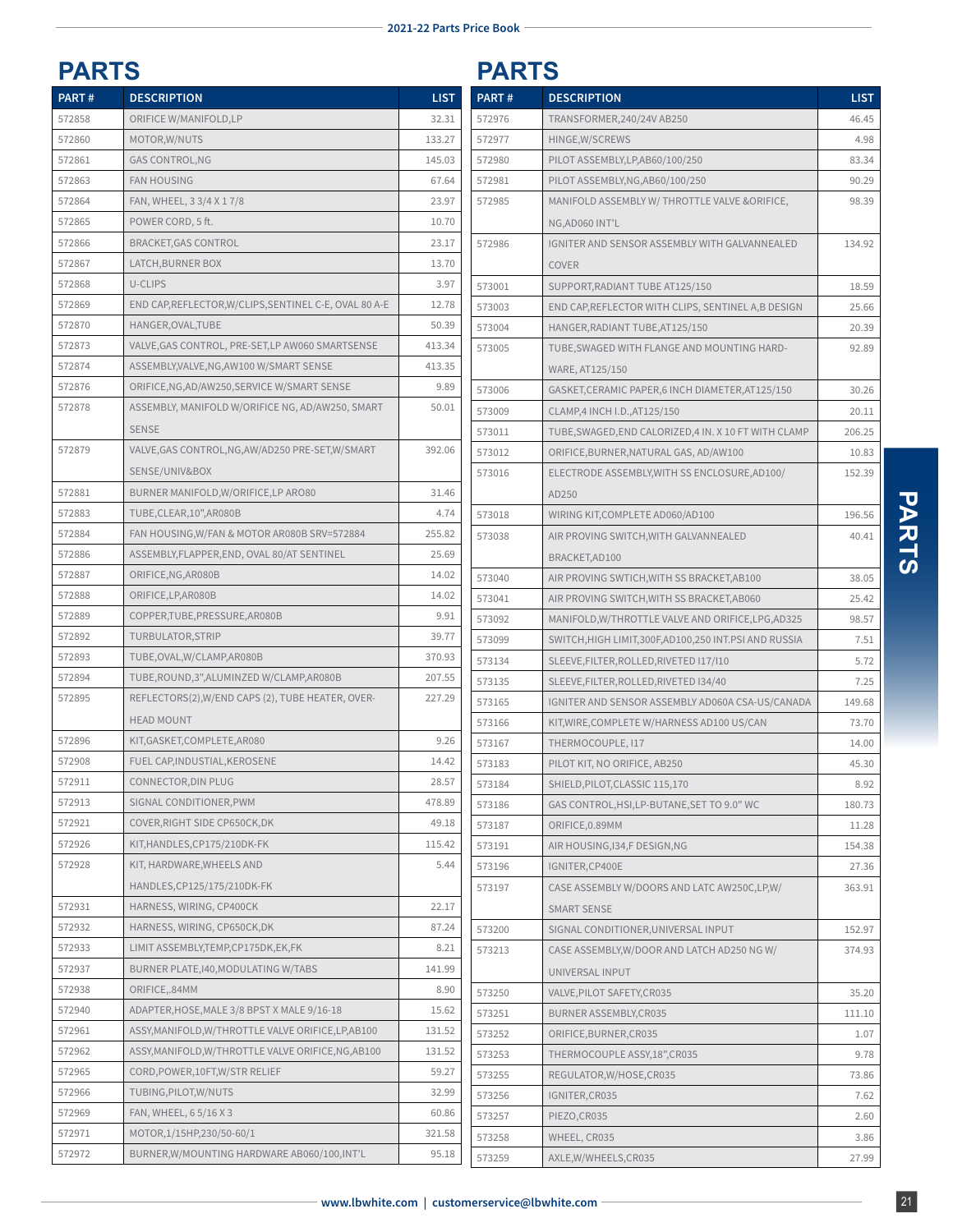# PARTS

| PART # | DESCRIPTION | LIST |
|---|---|---|
| 572858 | ORIFICE W/MANIFOLD,LP | 32.31 |
| 572860 | MOTOR,W/NUTS | 133.27 |
| 572861 | GAS CONTROL,NG | 145.03 |
| 572863 | FAN HOUSING | 67.64 |
| 572864 | FAN, WHEEL, 3 3/4 X 1 7/8 | 23.97 |
| 572865 | POWER CORD, 5 ft. | 10.70 |
| 572866 | BRACKET,GAS CONTROL | 23.17 |
| 572867 | LATCH,BURNER BOX | 13.70 |
| 572868 | U-CLIPS | 3.97 |
| 572869 | END CAP,REFLECTOR,W/CLIPS,SENTINEL C-E, OVAL 80 A-E | 12.78 |
| 572870 | HANGER,OVAL,TUBE | 50.39 |
| 572873 | VALVE,GAS CONTROL, PRE-SET,LP AW060 SMARTSENSE | 413.34 |
| 572874 | ASSEMBLY,VALVE,NG,AW100 W/SMART SENSE | 413.35 |
| 572876 | ORIFICE,NG,AD/AW250,SERVICE W/SMART SENSE | 9.89 |
| 572878 | ASSEMBLY, MANIFOLD W/ORIFICE NG, AD/AW250, SMART SENSE | 50.01 |
| 572879 | VALVE,GAS CONTROL,NG,AW/AD250 PRE-SET,W/SMART SENSE/UNIV&BOX | 392.06 |
| 572881 | BURNER MANIFOLD,W/ORIFICE,LP ARO80 | 31.46 |
| 572883 | TUBE,CLEAR,10",AR080B | 4.74 |
| 572884 | FAN HOUSING,W/FAN & MOTOR AR080B SRV=572884 | 255.82 |
| 572886 | ASSEMBLY,FLAPPER,END, OVAL 80/AT SENTINEL | 25.69 |
| 572887 | ORIFICE,NG,AR080B | 14.02 |
| 572888 | ORIFICE,LP,AR080B | 14.02 |
| 572889 | COPPER,TUBE,PRESSURE,AR080B | 9.91 |
| 572892 | TURBULATOR,STRIP | 39.77 |
| 572893 | TUBE,OVAL,W/CLAMP,AR080B | 370.93 |
| 572894 | TUBE,ROUND,3",ALUMINZED W/CLAMP,AR080B | 207.55 |
| 572895 | REFLECTORS(2),W/END CAPS (2), TUBE HEATER, OVER-HEAD MOUNT | 227.29 |
| 572896 | KIT,GASKET,COMPLETE,AR080 | 9.26 |
| 572908 | FUEL CAP,INDUSTIAL,KEROSENE | 14.42 |
| 572911 | CONNECTOR,DIN PLUG | 28.57 |
| 572913 | SIGNAL CONDITIONER,PWM | 478.89 |
| 572921 | COVER,RIGHT SIDE CP650CK,DK | 49.18 |
| 572926 | KIT,HANDLES,CP175/210DK-FK | 115.42 |
| 572928 | KIT, HARDWARE,WHEELS AND HANDLES,CP125/175/210DK-FK | 5.44 |
| 572931 | HARNESS, WIRING, CP400CK | 22.17 |
| 572932 | HARNESS, WIRING, CP650CK,DK | 87.24 |
| 572933 | LIMIT ASSEMBLY,TEMP,CP175DK,EK,FK | 8.21 |
| 572937 | BURNER PLATE,I40,MODULATING W/TABS | 141.99 |
| 572938 | ORIFICE,.84MM | 8.90 |
| 572940 | ADAPTER,HOSE,MALE 3/8 BPST X MALE 9/16-18 | 15.62 |
| 572961 | ASSY,MANIFOLD,W/THROTTLE VALVE ORIFICE,LP,AB100 | 131.52 |
| 572962 | ASSY,MANIFOLD,W/THROTTLE VALVE ORIFICE,NG,AB100 | 131.52 |
| 572965 | CORD,POWER,10FT,W/STR RELIEF | 59.27 |
| 572966 | TUBING,PILOT,W/NUTS | 32.99 |
| 572969 | FAN, WHEEL, 6 5/16 X 3 | 60.86 |
| 572971 | MOTOR,1/15HP,230/50-60/1 | 321.58 |
| 572972 | BURNER,W/MOUNTING HARDWARE AB060/100,INT'L | 95.18 |
| 572976 | TRANSFORMER,240/24V AB250 | 46.45 |
| 572977 | HINGE,W/SCREWS | 4.98 |
| 572980 | PILOT ASSEMBLY,LP,AB60/100/250 | 83.34 |
| 572981 | PILOT ASSEMBLY,NG,AB60/100/250 | 90.29 |
| 572985 | MANIFOLD ASSEMBLY W/ THROTTLE VALVE &ORIFICE, NG,AD060 INT'L | 98.39 |
| 572986 | IGNITER AND SENSOR ASSEMBLY WITH GALVANNEALED COVER | 134.92 |
| 573001 | SUPPORT,RADIANT TUBE AT125/150 | 18.59 |
| 573003 | END CAP,REFLECTOR WITH CLIPS, SENTINEL A,B DESIGN | 25.66 |
| 573004 | HANGER,RADIANT TUBE,AT125/150 | 20.39 |
| 573005 | TUBE,SWAGED WITH FLANGE AND MOUNTING HARD-WARE, AT125/150 | 92.89 |
| 573006 | GASKET,CERAMIC PAPER,6 INCH DIAMETER,AT125/150 | 30.26 |
| 573009 | CLAMP,4 INCH I.D.,AT125/150 | 20.11 |
| 573011 | TUBE,SWAGED,END CALORIZED,4 IN. X 10 FT WITH CLAMP | 206.25 |
| 573012 | ORIFICE,BURNER,NATURAL GAS, AD/AW100 | 10.83 |
| 573016 | ELECTRODE ASSEMBLY,WITH SS ENCLOSURE,AD100/ AD250 | 152.39 |
| 573018 | WIRING KIT,COMPLETE AD060/AD100 | 196.56 |
| 573038 | AIR PROVING SWITCH,WITH GALVANNEALED BRACKET,AD100 | 40.41 |
| 573040 | AIR PROVING SWTICH,WITH SS BRACKET,AB100 | 38.05 |
| 573041 | AIR PROVING SWITCH,WITH SS BRACKET,AB060 | 25.42 |
| 573092 | MANIFOLD,W/THROTTLE VALVE AND ORIFICE,LPG,AD325 | 98.57 |
| 573099 | SWITCH,HIGH LIMIT,300F,AD100,250 INT.PSI AND RUSSIA | 7.51 |
| 573134 | SLEEVE,FILTER,ROLLED,RIVETED I17/I10 | 5.72 |
| 573135 | SLEEVE,FILTER,ROLLED,RIVETED I34/40 | 7.25 |
| 573165 | IGNITER AND SENSOR ASSEMBLY AD060A CSA-US/CANADA | 149.68 |
| 573166 | KIT,WIRE,COMPLETE W/HARNESS AD100 US/CAN | 73.70 |
| 573167 | THERMOCOUPLE, I17 | 14.00 |
| 573183 | PILOT KIT, NO ORIFICE, AB250 | 45.30 |
| 573184 | SHIELD,PILOT,CLASSIC 115,170 | 8.92 |
| 573186 | GAS CONTROL,HSI,LP-BUTANE,SET TO 9.0" WC | 180.73 |
| 573187 | ORIFICE,0.89MM | 11.28 |
| 573191 | AIR HOUSING,I34,F DESIGN,NG | 154.38 |
| 573196 | IGNITER,CP400E | 27.36 |
| 573197 | CASE ASSEMBLY W/DOORS AND LATC AW250C,LP,W/ SMART SENSE | 363.91 |
| 573200 | SIGNAL CONDITIONER,UNIVERSAL INPUT | 152.97 |
| 573213 | CASE ASSEMBLY,W/DOOR AND LATCH AD250 NG W/ UNIVERSAL INPUT | 374.93 |
| 573250 | VALVE,PILOT SAFETY,CR035 | 35.20 |
| 573251 | BURNER ASSEMBLY,CR035 | 111.10 |
| 573252 | ORIFICE,BURNER,CR035 | 1.07 |
| 573253 | THERMOCOUPLE ASSY,18",CR035 | 9.78 |
| 573255 | REGULATOR,W/HOSE,CR035 | 73.86 |
| 573256 | IGNITER,CR035 | 7.62 |
| 573257 | PIEZO,CR035 | 2.60 |
| 573258 | WHEEL, CR035 | 3.86 |
| 573259 | AXLE,W/WHEELS,CR035 | 27.99 |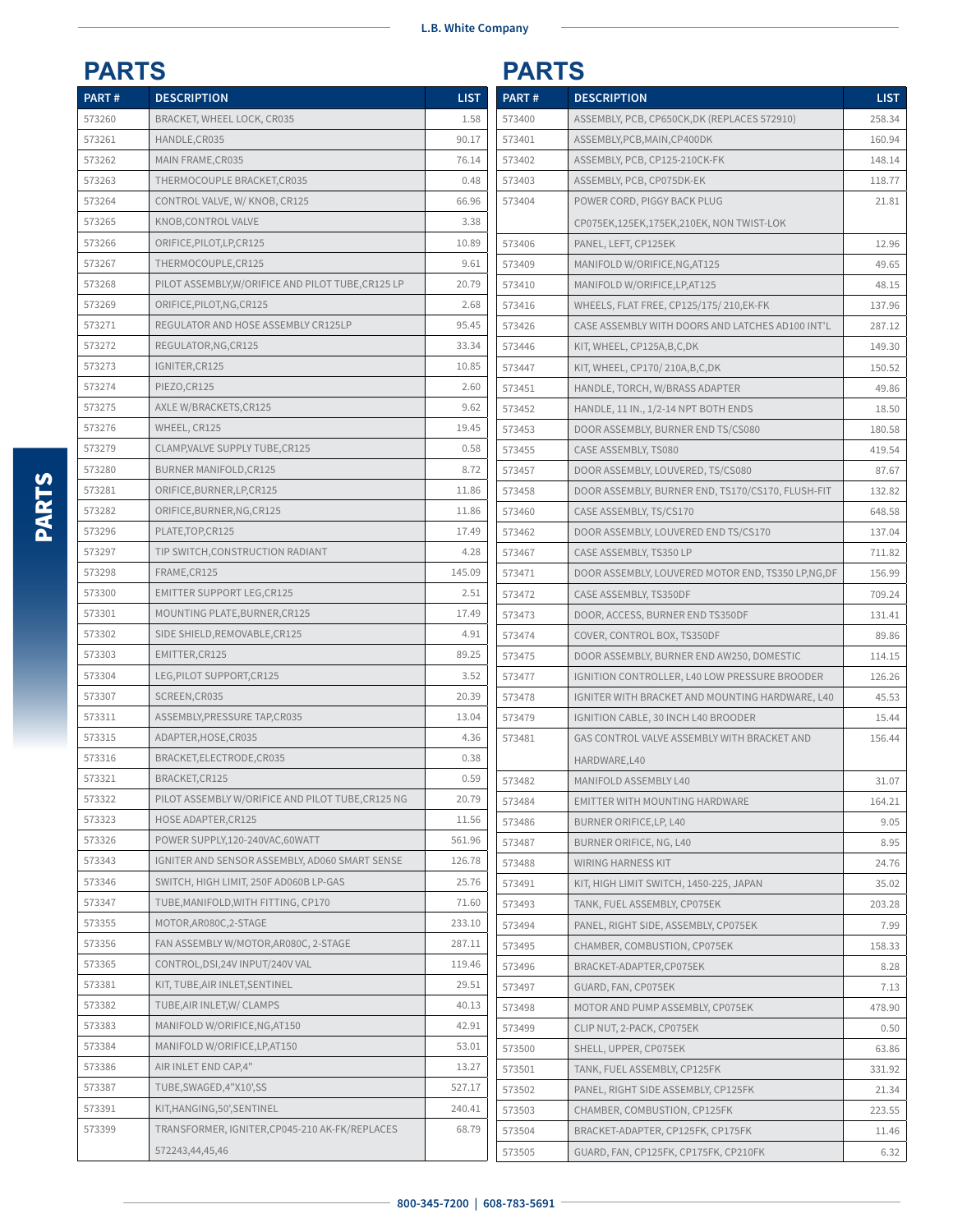## PARTS

| PART # | DESCRIPTION | LIST |
|---|---|---|
| 573260 | BRACKET, WHEEL LOCK, CR035 | 1.58 |
| 573261 | HANDLE,CR035 | 90.17 |
| 573262 | MAIN FRAME,CR035 | 76.14 |
| 573263 | THERMOCOUPLE BRACKET,CR035 | 0.48 |
| 573264 | CONTROL VALVE, W/ KNOB, CR125 | 66.96 |
| 573265 | KNOB,CONTROL VALVE | 3.38 |
| 573266 | ORIFICE,PILOT,LP,CR125 | 10.89 |
| 573267 | THERMOCOUPLE,CR125 | 9.61 |
| 573268 | PILOT ASSEMBLY,W/ORIFICE AND PILOT TUBE,CR125 LP | 20.79 |
| 573269 | ORIFICE,PILOT,NG,CR125 | 2.68 |
| 573271 | REGULATOR AND HOSE ASSEMBLY CR125LP | 95.45 |
| 573272 | REGULATOR,NG,CR125 | 33.34 |
| 573273 | IGNITER,CR125 | 10.85 |
| 573274 | PIEZO,CR125 | 2.60 |
| 573275 | AXLE W/BRACKETS,CR125 | 9.62 |
| 573276 | WHEEL, CR125 | 19.45 |
| 573279 | CLAMP,VALVE SUPPLY TUBE,CR125 | 0.58 |
| 573280 | BURNER MANIFOLD,CR125 | 8.72 |
| 573281 | ORIFICE,BURNER,LP,CR125 | 11.86 |
| 573282 | ORIFICE,BURNER,NG,CR125 | 11.86 |
| 573296 | PLATE,TOP,CR125 | 17.49 |
| 573297 | TIP SWITCH,CONSTRUCTION RADIANT | 4.28 |
| 573298 | FRAME,CR125 | 145.09 |
| 573300 | EMITTER SUPPORT LEG,CR125 | 2.51 |
| 573301 | MOUNTING PLATE,BURNER,CR125 | 17.49 |
| 573302 | SIDE SHIELD,REMOVABLE,CR125 | 4.91 |
| 573303 | EMITTER,CR125 | 89.25 |
| 573304 | LEG,PILOT SUPPORT,CR125 | 3.52 |
| 573307 | SCREEN,CR035 | 20.39 |
| 573311 | ASSEMBLY,PRESSURE TAP,CR035 | 13.04 |
| 573315 | ADAPTER,HOSE,CR035 | 4.36 |
| 573316 | BRACKET,ELECTRODE,CR035 | 0.38 |
| 573321 | BRACKET,CR125 | 0.59 |
| 573322 | PILOT ASSEMBLY W/ORIFICE AND PILOT TUBE,CR125 NG | 20.79 |
| 573323 | HOSE ADAPTER,CR125 | 11.56 |
| 573326 | POWER SUPPLY,120-240VAC,60WATT | 561.96 |
| 573343 | IGNITER AND SENSOR ASSEMBLY, AD060 SMART SENSE | 126.78 |
| 573346 | SWITCH, HIGH LIMIT, 250F AD060B LP-GAS | 25.76 |
| 573347 | TUBE,MANIFOLD,WITH FITTING, CP170 | 71.60 |
| 573355 | MOTOR,AR080C,2-STAGE | 233.10 |
| 573356 | FAN ASSEMBLY W/MOTOR,AR080C, 2-STAGE | 287.11 |
| 573365 | CONTROL,DSI,24V INPUT/240V VAL | 119.46 |
| 573381 | KIT, TUBE,AIR INLET,SENTINEL | 29.51 |
| 573382 | TUBE,AIR INLET,W/ CLAMPS | 40.13 |
| 573383 | MANIFOLD W/ORIFICE,NG,AT150 | 42.91 |
| 573384 | MANIFOLD W/ORIFICE,LP,AT150 | 53.01 |
| 573386 | AIR INLET END CAP,4" | 13.27 |
| 573387 | TUBE,SWAGED,4"X10',SS | 527.17 |
| 573391 | KIT,HANGING,50',SENTINEL | 240.41 |
| 573399 | TRANSFORMER, IGNITER,CP045-210 AK-FK/REPLACES 572243,44,45,46 | 68.79 |
| 573400 | ASSEMBLY, PCB, CP650CK,DK (REPLACES 572910) | 258.34 |
| 573401 | ASSEMBLY,PCB,MAIN,CP400DK | 160.94 |
| 573402 | ASSEMBLY, PCB, CP125-210CK-FK | 148.14 |
| 573403 | ASSEMBLY, PCB, CP075DK-EK | 118.77 |
| 573404 | POWER CORD, PIGGY BACK PLUG CP075EK,125EK,175EK,210EK, NON TWIST-LOK | 21.81 |
| 573406 | PANEL, LEFT, CP125EK | 12.96 |
| 573409 | MANIFOLD W/ORIFICE,NG,AT125 | 49.65 |
| 573410 | MANIFOLD W/ORIFICE,LP,AT125 | 48.15 |
| 573416 | WHEELS, FLAT FREE, CP125/175/ 210,EK-FK | 137.96 |
| 573426 | CASE ASSEMBLY WITH DOORS AND LATCHES AD100 INT'L | 287.12 |
| 573446 | KIT, WHEEL, CP125A,B,C,DK | 149.30 |
| 573447 | KIT, WHEEL, CP170/ 210A,B,C,DK | 150.52 |
| 573451 | HANDLE, TORCH, W/BRASS ADAPTER | 49.86 |
| 573452 | HANDLE, 11 IN., 1/2-14 NPT BOTH ENDS | 18.50 |
| 573453 | DOOR ASSEMBLY, BURNER END TS/CS080 | 180.58 |
| 573455 | CASE ASSEMBLY, TS080 | 419.54 |
| 573457 | DOOR ASSEMBLY, LOUVERED, TS/CS080 | 87.67 |
| 573458 | DOOR ASSEMBLY, BURNER END, TS170/CS170, FLUSH-FIT | 132.82 |
| 573460 | CASE ASSEMBLY, TS/CS170 | 648.58 |
| 573462 | DOOR ASSEMBLY, LOUVERED END TS/CS170 | 137.04 |
| 573467 | CASE ASSEMBLY, TS350 LP | 711.82 |
| 573471 | DOOR ASSEMBLY, LOUVERED MOTOR END, TS350 LP,NG,DF | 156.99 |
| 573472 | CASE ASSEMBLY, TS350DF | 709.24 |
| 573473 | DOOR, ACCESS, BURNER END TS350DF | 131.41 |
| 573474 | COVER, CONTROL BOX, TS350DF | 89.86 |
| 573475 | DOOR ASSEMBLY, BURNER END AW250, DOMESTIC | 114.15 |
| 573477 | IGNITION CONTROLLER, L40 LOW PRESSURE BROODER | 126.26 |
| 573478 | IGNITER WITH BRACKET AND MOUNTING HARDWARE, L40 | 45.53 |
| 573479 | IGNITION CABLE, 30 INCH L40 BROODER | 15.44 |
| 573481 | GAS CONTROL VALVE ASSEMBLY WITH BRACKET AND HARDWARE,L40 | 156.44 |
| 573482 | MANIFOLD ASSEMBLY L40 | 31.07 |
| 573484 | EMITTER WITH MOUNTING HARDWARE | 164.21 |
| 573486 | BURNER ORIFICE,LP, L40 | 9.05 |
| 573487 | BURNER ORIFICE, NG, L40 | 8.95 |
| 573488 | WIRING HARNESS KIT | 24.76 |
| 573491 | KIT, HIGH LIMIT SWITCH, 1450-225, JAPAN | 35.02 |
| 573493 | TANK, FUEL ASSEMBLY, CP075EK | 203.28 |
| 573494 | PANEL, RIGHT SIDE, ASSEMBLY, CP075EK | 7.99 |
| 573495 | CHAMBER, COMBUSTION, CP075EK | 158.33 |
| 573496 | BRACKET-ADAPTER,CP075EK | 8.28 |
| 573497 | GUARD, FAN, CP075EK | 7.13 |
| 573498 | MOTOR AND PUMP ASSEMBLY, CP075EK | 478.90 |
| 573499 | CLIP NUT, 2-PACK, CP075EK | 0.50 |
| 573500 | SHELL, UPPER, CP075EK | 63.86 |
| 573501 | TANK, FUEL ASSEMBLY, CP125FK | 331.92 |
| 573502 | PANEL, RIGHT SIDE ASSEMBLY, CP125FK | 21.34 |
| 573503 | CHAMBER, COMBUSTION, CP125FK | 223.55 |
| 573504 | BRACKET-ADAPTER, CP125FK, CP175FK | 11.46 |
| 573505 | GUARD, FAN, CP125FK, CP175FK, CP210FK | 6.32 |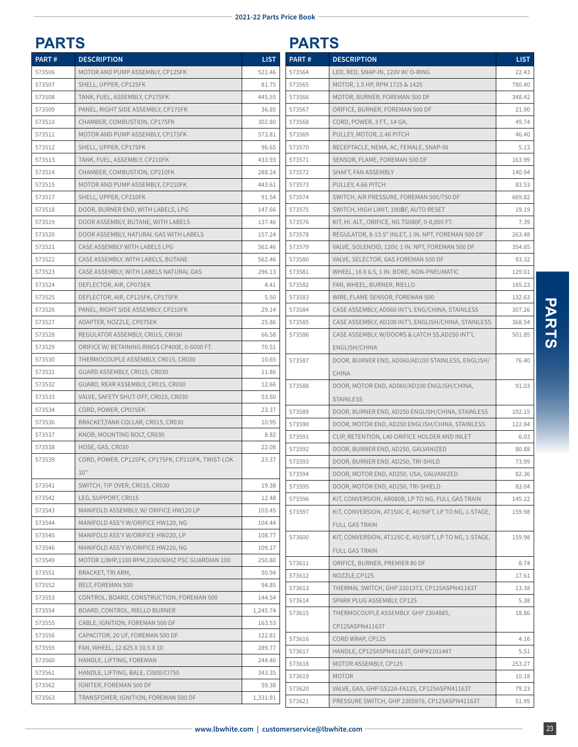# PARTS

| PART # | DESCRIPTION | LIST |
|---|---|---|
| 573506 | MOTOR AND PUMP ASSEMBLY, CP125FK | 521.46 |
| 573507 | SHELL, UPPER, CP125FK | 81.75 |
| 573508 | TANK, FUEL, ASSEMBLY, CP175FK | 445.55 |
| 573509 | PANEL, RIGHT SIDE ASSEMBLY, CP175FK | 36.85 |
| 573510 | CHAMBER, COMBUSTION, CP175FK | 302.80 |
| 573511 | MOTOR AND PUMP ASSEMBLY, CP175FK | 573.81 |
| 573512 | SHELL, UPPER, CP175FK | 96.65 |
| 573513 | TANK, FUEL, ASSEMBLY, CP210FK | 433.93 |
| 573514 | CHAMBER, COMBUSTION, CP210FK | 288.24 |
| 573515 | MOTOR AND PUMP ASSEMBLY, CP210FK | 443.61 |
| 573517 | SHELL, UPPER, CP210FK | 91.54 |
| 573518 | DOOR, BURNER END, WITH LABELS, LPG | 147.66 |
| 573519 | DOOR ASSEMBLY, BUTANE, WITH LABELS | 137.46 |
| 573520 | DOOR ASSEMBLY, NATURAL GAS WITH LABELS | 157.24 |
| 573521 | CASE ASSEMBLY WITH LABELS LPG | 562.46 |
| 573522 | CASE ASSEMBLY, WITH LABELS, BUTANE | 562.46 |
| 573523 | CASE ASSEMBLY, WITH LABELS NATURAL GAS | 296.13 |
| 573524 | DEFLECTOR, AIR, CP075EK | 4.41 |
| 573525 | DEFLECTOR, AIR, CP125FK, CP175FK | 5.50 |
| 573526 | PANEL, RIGHT SIDE ASSEMBLY, CP210FK | 29.14 |
| 573527 | ADAPTER, NOZZLE, CP075EK | 25.86 |
| 573528 | REGULATOR ASSEMBLY, CR015, CR030 | 66.58 |
| 573529 | ORIFICE W/ RETAINING RINGS CP400E, 0-6000 FT. | 70.51 |
| 573530 | THERMOCOUPLE ASSEMBLY, CR015, CR030 | 10.65 |
| 573531 | GUARD ASSEMBLY, CR015, CR030 | 11.86 |
| 573532 | GUARD, REAR ASSEMBLY, CR015, CR030 | 12.66 |
| 573533 | VALVE, SAFETY SHUT-OFF, CR015, CR030 | 53.50 |
| 573534 | CORD, POWER, CP075EK | 23.37 |
| 573536 | BRACKET,TANK COLLAR, CR015, CR030 | 10.95 |
| 573537 | KNOB, MOUNTING BOLT, CR030 | 8.82 |
| 573538 | HOSE, GAS, CR030 | 22.08 |
| 573539 | CORD, POWER, CP125FK, CP175FK, CP210FK, TWIST-LOK 10" | 23.37 |
| 573541 | SWITCH, TIP OVER, CR015, CR030 | 19.38 |
| 573542 | LEG, SUPPORT, CR015 | 12.48 |
| 573543 | MANIFOLD ASSEMBLY, W/ ORIFICE HW120 LP | 103.45 |
| 573544 | MANIFOLD ASS'Y W/ORIFICE HW120, NG | 104.44 |
| 573545 | MANIFOLD ASS'Y W/ORIFICE HW220, LP | 108.77 |
| 573546 | MANIFOLD ASS'Y W/ORIFICE HW220, NG | 109.17 |
| 573549 | MOTOR 1/8HP,1100 RPM,230V/60HZ PSC GUARDIAN 100 | 250.80 |
| 573551 | BRACKET, TRI ARM, | 50.94 |
| 573552 | BELT, FOREMAN 500 | 94.85 |
| 573553 | CONTROL, BOARD, CONSTRUCTION, FOREMAN 500 | 144.54 |
| 573554 | BOARD, CONTROL, RIELLO BURNER | 1,245.74 |
| 573555 | CABLE, IGNITION, FOREMAN 500 DF | 163.53 |
| 573556 | CAPACITOR, 20 UF, FOREMAN 500 DF | 122.81 |
| 573559 | FAN, WHEEL, 12.625 X 10.5 X 10 | 289.77 |
| 573560 | HANDLE, LIFTING, FOREMAN | 244.40 |
| 573561 | HANDLE, LIFTING, BALE, CI500/CI750 | 343.35 |
| 573562 | IGNITER, FOREMAN 500 DF | 59.38 |
| 573563 | TRANSFOMER, IGNITION, FOREMAN 500 DF | 1,331.91 |

# PARTS

| PART # | DESCRIPTION | LIST |
|---|---|---|
| 573564 | LED, RED, SNAP-IN, 120V W/ O-RING | 22.43 |
| 573565 | MOTOR, 1.5 HP, RPM 1725 & 1425 | 780.40 |
| 573566 | MOTOR, BURNER, FOREMAN 500 DF | 348.42 |
| 573567 | ORIFICE, BURNER, FOREMAN 500 DF | 21.90 |
| 573568 | CORD, POWER, 3 FT., 14 GA, | 49.74 |
| 573569 | PULLEY, MOTOR, 2.46 PITCH | 46.40 |
| 573570 | RECEPTACLE, NEMA, AC, FEMALE, SNAP-IN | 5.13 |
| 573571 | SENSOR, FLAME, FOREMAN 500 DF | 163.99 |
| 573572 | SHAFT, FAN ASSEMBLY | 140.94 |
| 573573 | PULLEY, 4.66 PITCH | 83.53 |
| 573574 | SWITCH, AIR PRESSURE, FOREMAN 500/750 DF | 669.82 |
| 573575 | SWITCH, HIGH LIMIT, 190F, AUTO RESET | 19.19 |
| 573576 | KIT, HI. ALT., ORIFICE, NG TS080F, 0-8,000 FT. | 7.39 |
| 573578 | REGULATOR, 8-13.5" INLET, 1 IN. NPT, FOREMAN 500 DF | 263.48 |
| 573579 | VALVE, SOLENOID, 120V, 1 IN. NPT, FOREMAN 500 DF | 354.65 |
| 573580 | VALVE, SELECTOR, GAS FOREMAN 500 DF | 93.32 |
| 573581 | WHEEL, 16 X 6.5, 1 IN. BORE, NON-PNEUMATIC | 129.01 |
| 573582 | FAN, WHEEL, BURNER, RIELLO | 165.23 |
| 573583 | WIRE, FLAME SENSOR, FOREMAN 500 | 132.63 |
| 573584 | CASE ASSEMBLY, AD060 INT'L ENG/CHINA, STAINLESS | 307.26 |
| 573585 | CASE ASSEMBLY, AD100 INT'L ENGLISH/CHINA, STAINLESS | 368.54 |
| 573586 | CASE ASSEMBLY, W/DOORS & LATCH SS,AD250 INT'L ENGLISH/CHINA | 501.85 |
| 573587 | DOOR, BURNER END, AD060/AD100 STAINLESS, ENGLISH/ CHINA | 76.40 |
| 573588 | DOOR, MOTOR END, AD060/AD100 ENGLISH/CHINA, STAINLESS | 91.03 |
| 573589 | DOOR, BURNER END, AD250 ENGLISH/CHINA, STAINLESS | 102.15 |
| 573590 | DOOR, MOTOR END, AD250 ENGLISH/CHINA, STAINLESS | 122.84 |
| 573591 | CLIP, RETENTION, L40 ORIFICE HOLDER AND INLET | 6.03 |
| 573592 | DOOR, BURNER END, AD250, GALVANIZED | 80.88 |
| 573593 | DOOR, BURNER END, AD250, TRI-SHILD | 73.99 |
| 573594 | DOOR, MOTOR END, AD250, USA, GALVANIZED | 82.36 |
| 573595 | DOOR, MOTOR END, AD250, TRI-SHIELD | 83.04 |
| 573596 | KIT, CONVERSION, AR080B, LP TO NG, FULL GAS TRAIN | 145.22 |
| 573597 | KIT, CONVERSION, AT150C-E, 40/50FT, LP TO NG, 1-STAGE, FULL GAS TRAIN | 159.98 |
| 573600 | KIT, CONVERSION, AT125C-E, 40/50FT, LP TO NG, 1-STAGE, FULL GAS TRAIN | 159.98 |
| 573611 | ORIFICE, BURNER, PREMIER 80 DF | 8.74 |
| 573612 | NOZZLE,CP125 | 17.61 |
| 573613 | THERMAL SWITCH, GHP 2201373, CP125ASPN41163T | 13.38 |
| 573614 | SPARK PLUG ASSEMBLY, CP125 | 5.38 |
| 573615 | THERMOCOUPLE ASSEMBLY. GHP 2304885, CP125ASPN41163T | 18.86 |
| 573616 | CORD WRAP, CP125 | 4.16 |
| 573617 | HANDLE, CP125ASPN41163T, GHP#2101447 | 5.51 |
| 573618 | MOTOR ASSEMBLY, CP125 | 253.27 |
| 573619 | MOTOR | 10.18 |
| 573620 | VALVE, GAS, GHP GS22A-FA125, CP125ASPN41163T | 79.23 |
| 573621 | PRESSURE SWITCH, GHP 2305976, CP125ASPN41163T | 51.95 |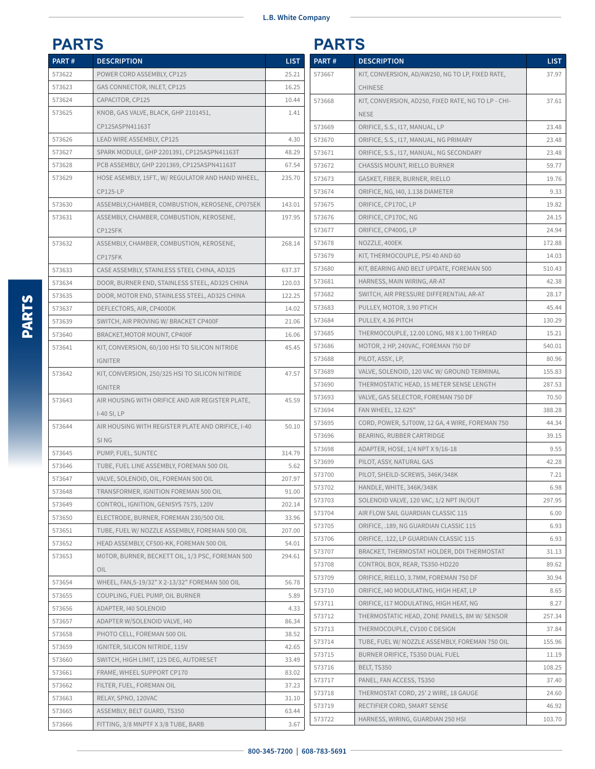## PARTS

| PART # | DESCRIPTION | LIST |
|---|---|---|
| 573622 | POWER CORD ASSEMBLY, CP125 | 25.21 |
| 573623 | GAS CONNECTOR, INLET, CP125 | 16.25 |
| 573624 | CAPACITOR, CP125 | 10.44 |
| 573625 | KNOB, GAS VALVE, BLACK, GHP 2101451, CP125ASPN41163T | 1.41 |
| 573626 | LEAD WIRE ASSEMBLY, CP125 | 4.30 |
| 573627 | SPARK MODULE, GHP 2201391, CP125ASPN41163T | 48.29 |
| 573628 | PCB ASSEMBLY, GHP 2201369, CP125ASPN41163T | 67.54 |
| 573629 | HOSE ASEMBLY, 15FT., W/ REGULATOR AND HAND WHEEL, CP125-LP | 235.70 |
| 573630 | ASSEMBLY,CHAMBER, COMBUSTION, KEROSENE, CP075EK | 143.01 |
| 573631 | ASSEMBLY, CHAMBER, COMBUSTION, KEROSENE, CP125FK | 197.95 |
| 573632 | ASSEMBLY, CHAMBER, COMBUSTION, KEROSENE, CP175FK | 268.14 |
| 573633 | CASE ASSEMBLY, STAINLESS STEEL CHINA, AD325 | 637.37 |
| 573634 | DOOR, BURNER END, STAINLESS STEEL, AD325 CHINA | 120.03 |
| 573635 | DOOR, MOTOR END, STAINLESS STEEL, AD325 CHINA | 122.25 |
| 573637 | DEFLECTORS, AIR, CP400DK | 14.02 |
| 573639 | SWITCH, AIR PROVING W/ BRACKET CP400F | 21.06 |
| 573640 | BRACKET,MOTOR MOUNT, CP400F | 16.06 |
| 573641 | KIT, CONVERSION, 60/100 HSI TO SILICON NITRIDE IGNITER | 45.45 |
| 573642 | KIT, CONVERSION, 250/325 HSI TO SILICON NITRIDE IGNITER | 47.57 |
| 573643 | AIR HOUSING WITH ORIFICE AND AIR REGISTER PLATE, I-40 SI, LP | 45.59 |
| 573644 | AIR HOUSING WITH REGISTER PLATE AND ORIFICE, I-40 SI NG | 50.10 |
| 573645 | PUMP, FUEL, SUNTEC | 314.79 |
| 573646 | TUBE, FUEL LINE ASSEMBLY, FOREMAN 500 OIL | 5.62 |
| 573647 | VALVE, SOLENOID, OIL, FOREMAN 500 OIL | 207.97 |
| 573648 | TRANSFORMER, IGNITION FOREMAN 500 OIL | 91.00 |
| 573649 | CONTROL, IGNITION, GENISYS 7575, 120V | 202.14 |
| 573650 | ELECTRODE, BURNER, FOREMAN 230/500 OIL | 33.96 |
| 573651 | TUBE, FUEL W/ NOZZLE ASSEMBLY, FOREMAN 500 OIL | 207.00 |
| 573652 | HEAD ASSEMBLY, CF500-KK, FOREMAN 500 OIL | 54.01 |
| 573653 | M0TOR, BURNER, BECKETT OIL, 1/3 PSC, FOREMAN 500 OIL | 294.61 |
| 573654 | WHEEL, FAN,5-19/32" X 2-13/32" FOREMAN 500 OIL | 56.78 |
| 573655 | COUPLING, FUEL PUMP, OIL BURNER | 5.89 |
| 573656 | ADAPTER, I40 SOLENOID | 4.33 |
| 573657 | ADAPTER W/SOLENOID VALVE, I40 | 86.34 |
| 573658 | PHOTO CELL, FOREMAN 500 OIL | 38.52 |
| 573659 | IGNITER, SILICON NITRIDE, 115V | 42.65 |
| 573660 | SWITCH, HIGH LIMIT, 125 DEG, AUTORESET | 33.49 |
| 573661 | FRAME, WHEEL SUPPORT CP170 | 83.02 |
| 573662 | FILTER, FUEL, FOREMAN OIL | 37.23 |
| 573663 | RELAY, SPNO, 120VAC | 31.10 |
| 573665 | ASSEMBLY, BELT GUARD, TS350 | 63.44 |
| 573666 | FITTING, 3/8 MNPTF X 3/8 TUBE, BARB | 3.67 |
| 573667 | KIT, CONVERSION, AD/AW250, NG TO LP, FIXED RATE, CHINESE | 37.97 |
| 573668 | KIT, CONVERSION, AD250, FIXED RATE, NG TO LP - CHINESE | 37.61 |
| 573669 | ORIFICE, S.S., I17, MANUAL, LP | 23.48 |
| 573670 | ORIFICE, S.S., I17, MANUAL, NG PRIMARY | 23.48 |
| 573671 | ORIFICE, S.S., I17, MANUAL, NG SECONDARY | 23.48 |
| 573672 | CHASSIS MOUNT, RIELLO BURNER | 59.77 |
| 573673 | GASKET, FIBER, BURNER, RIELLO | 19.76 |
| 573674 | ORIFICE, NG, I40, 1.138 DIAMETER | 9.33 |
| 573675 | ORIFICE, CP170C, LP | 19.82 |
| 573676 | ORIFICE, CP170C, NG | 24.15 |
| 573677 | ORIFICE, CP400G, LP | 24.94 |
| 573678 | NOZZLE, 400EK | 172.88 |
| 573679 | KIT, THERMOCOUPLE, PSI 40 AND 60 | 14.03 |
| 573680 | KIT, BEARING AND BELT UPDATE, FOREMAN 500 | 510.43 |
| 573681 | HARNESS, MAIN WIRING, AR-AT | 42.38 |
| 573682 | SWITCH, AIR PRESSURE DIFFERENTIAL AR-AT | 28.17 |
| 573683 | PULLEY, MOTOR, 3.90 PTICH | 45.44 |
| 573684 | PULLEY, 4.36 PITCH | 130.29 |
| 573685 | THERMOCOUPLE, 12.00 LONG, M8 X 1.00 THREAD | 15.21 |
| 573686 | MOTOR, 2 HP, 240VAC, FOREMAN 750 DF | 540.01 |
| 573688 | PILOT, ASSY., LP, | 80.96 |
| 573689 | VALVE, SOLENOID, 120 VAC W/ GROUND TERMINAL | 155.83 |
| 573690 | THERMOSTATIC HEAD, 15 METER SENSE LENGTH | 287.53 |
| 573693 | VALVE, GAS SELECTOR, FOREMAN 750 DF | 70.50 |
| 573694 | FAN WHEEL, 12.625" | 388.28 |
| 573695 | CORD, POWER, SJT00W, 12 GA, 4 WIRE, FOREMAN 750 | 44.34 |
| 573696 | BEARING, RUBBER CARTRIDGE | 39.15 |
| 573698 | ADAPTER, HOSE, 1/4 NPT X 9/16-18 | 9.55 |
| 573699 | PILOT, ASSY, NATURAL GAS | 42.28 |
| 573700 | PILOT, SHEILD-SCREWS, 346K/348K | 7.21 |
| 573702 | HANDLE, WHITE, 346K/348K | 6.98 |
| 573703 | SOLENOID VALVE, 120 VAC, 1/2 NPT IN/OUT | 297.95 |
| 573704 | AIR FLOW SAIL GUARDIAN CLASSIC 115 | 6.00 |
| 573705 | ORIFICE, .189, NG GUARDIAN CLASSIC 115 | 6.93 |
| 573706 | ORIFICE, .122, LP GUARDIAN CLASSIC 115 | 6.93 |
| 573707 | BRACKET, THERMOSTAT HOLDER, DDI THERMOSTAT | 31.13 |
| 573708 | CONTROL BOX, REAR, TS350-HD220 | 89.62 |
| 573709 | ORIFICE, RIELLO, 3.7MM, FOREMAN 750 DF | 30.94 |
| 573710 | ORIFICE, I40 MODULATING, HIGH HEAT, LP | 8.65 |
| 573711 | ORIFICE, I17 MODULATING, HIGH HEAT, NG | 8.27 |
| 573712 | THERMOSTATIC HEAD, ZONE PANELS, 8M W/ SENSOR | 257.34 |
| 573713 | THERMOCOUPLE, CV100 C DESIGN | 37.84 |
| 573714 | TUBE, FUEL W/ NOZZLE ASSEMBLY, FOREMAN 750 OIL | 155.96 |
| 573715 | BURNER ORIFICE, TS350 DUAL FUEL | 11.19 |
| 573716 | BELT, TS350 | 108.25 |
| 573717 | PANEL, FAN ACCESS, TS350 | 37.40 |
| 573718 | THERMOSTAT CORD, 25' 2 WIRE, 18 GAUGE | 24.60 |
| 573719 | RECTIFIER CORD, SMART SENSE | 46.92 |
| 573722 | HARNESS, WIRING, GUARDIAN 250 HSI | 103.70 |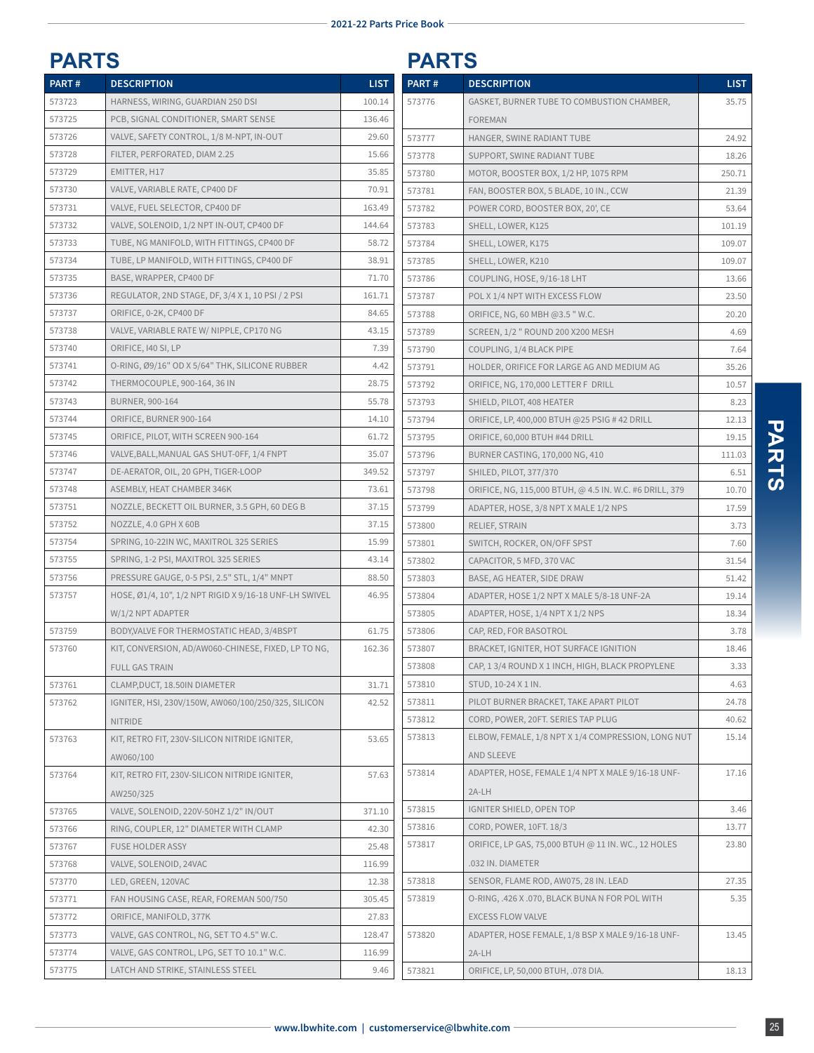## PARTS

| PART # | DESCRIPTION | LIST |
|---|---|---|
| 573723 | HARNESS, WIRING, GUARDIAN 250 DSI | 100.14 |
| 573725 | PCB, SIGNAL CONDITIONER, SMART SENSE | 136.46 |
| 573726 | VALVE, SAFETY CONTROL, 1/8 M-NPT, IN-OUT | 29.60 |
| 573728 | FILTER, PERFORATED, DIAM 2.25 | 15.66 |
| 573729 | EMITTER, H17 | 35.85 |
| 573730 | VALVE, VARIABLE RATE, CP400 DF | 70.91 |
| 573731 | VALVE, FUEL SELECTOR, CP400 DF | 163.49 |
| 573732 | VALVE, SOLENOID, 1/2 NPT IN-OUT, CP400 DF | 144.64 |
| 573733 | TUBE, NG MANIFOLD, WITH FITTINGS, CP400 DF | 58.72 |
| 573734 | TUBE, LP MANIFOLD, WITH FITTINGS, CP400 DF | 38.91 |
| 573735 | BASE, WRAPPER, CP400 DF | 71.70 |
| 573736 | REGULATOR, 2ND STAGE, DF, 3/4 X 1, 10 PSI / 2 PSI | 161.71 |
| 573737 | ORIFICE, 0-2K, CP400 DF | 84.65 |
| 573738 | VALVE, VARIABLE RATE W/ NIPPLE, CP170 NG | 43.15 |
| 573740 | ORIFICE, I40 SI, LP | 7.39 |
| 573741 | O-RING, Ø9/16" OD X 5/64" THK, SILICONE RUBBER | 4.42 |
| 573742 | THERMOCOUPLE, 900-164, 36 IN | 28.75 |
| 573743 | BURNER, 900-164 | 55.78 |
| 573744 | ORIFICE, BURNER 900-164 | 14.10 |
| 573745 | ORIFICE, PILOT, WITH SCREEN 900-164 | 61.72 |
| 573746 | VALVE,BALL,MANUAL GAS SHUT-0FF, 1/4 FNPT | 35.07 |
| 573747 | DE-AERATOR, OIL, 20 GPH, TIGER-LOOP | 349.52 |
| 573748 | ASEMBLY, HEAT CHAMBER 346K | 73.61 |
| 573751 | NOZZLE, BECKETT OIL BURNER, 3.5 GPH, 60 DEG B | 37.15 |
| 573752 | NOZZLE, 4.0 GPH X 60B | 37.15 |
| 573754 | SPRING, 10-22IN WC, MAXITROL 325 SERIES | 15.99 |
| 573755 | SPRING, 1-2 PSI, MAXITROL 325 SERIES | 43.14 |
| 573756 | PRESSURE GAUGE, 0-5 PSI, 2.5" STL, 1/4" MNPT | 88.50 |
| 573757 | HOSE, Ø1/4, 10", 1/2 NPT RIGID X 9/16-18 UNF-LH SWIVEL W/1/2 NPT ADAPTER | 46.95 |
| 573759 | BODY,VALVE FOR THERMOSTATIC HEAD, 3/4BSPT | 61.75 |
| 573760 | KIT, CONVERSION, AD/AW060-CHINESE, FIXED, LP TO NG, FULL GAS TRAIN | 162.36 |
| 573761 | CLAMP,DUCT, 18.50IN DIAMETER | 31.71 |
| 573762 | IGNITER, HSI, 230V/150W, AW060/100/250/325, SILICON NITRIDE | 42.52 |
| 573763 | KIT, RETRO FIT, 230V-SILICON NITRIDE IGNITER, AW060/100 | 53.65 |
| 573764 | KIT, RETRO FIT, 230V-SILICON NITRIDE IGNITER, AW250/325 | 57.63 |
| 573765 | VALVE, SOLENOID, 220V-50HZ 1/2" IN/OUT | 371.10 |
| 573766 | RING, COUPLER, 12" DIAMETER WITH CLAMP | 42.30 |
| 573767 | FUSE HOLDER ASSY | 25.48 |
| 573768 | VALVE, SOLENOID, 24VAC | 116.99 |
| 573770 | LED, GREEN, 120VAC | 12.38 |
| 573771 | FAN HOUSING CASE, REAR, FOREMAN 500/750 | 305.45 |
| 573772 | ORIFICE, MANIFOLD, 377K | 27.83 |
| 573773 | VALVE, GAS CONTROL, NG, SET TO 4.5" W.C. | 128.47 |
| 573774 | VALVE, GAS CONTROL, LPG, SET TO 10.1" W.C. | 116.99 |
| 573775 | LATCH AND STRIKE, STAINLESS STEEL | 9.46 |

## PARTS

| PART # | DESCRIPTION | LIST |
|---|---|---|
| 573776 | GASKET, BURNER TUBE TO COMBUSTION CHAMBER, FOREMAN | 35.75 |
| 573777 | HANGER, SWINE RADIANT TUBE | 24.92 |
| 573778 | SUPPORT, SWINE RADIANT TUBE | 18.26 |
| 573780 | MOTOR, BOOSTER BOX, 1/2 HP, 1075 RPM | 250.71 |
| 573781 | FAN, BOOSTER BOX, 5 BLADE, 10 IN., CCW | 21.39 |
| 573782 | POWER CORD, BOOSTER BOX, 20', CE | 53.64 |
| 573783 | SHELL, LOWER, K125 | 101.19 |
| 573784 | SHELL, LOWER, K175 | 109.07 |
| 573785 | SHELL, LOWER, K210 | 109.07 |
| 573786 | COUPLING, HOSE, 9/16-18 LHT | 13.66 |
| 573787 | POL X 1/4 NPT WITH EXCESS FLOW | 23.50 |
| 573788 | ORIFICE, NG, 60 MBH @3.5 " W.C. | 20.20 |
| 573789 | SCREEN, 1/2 " ROUND 200 X200 MESH | 4.69 |
| 573790 | COUPLING, 1/4 BLACK PIPE | 7.64 |
| 573791 | HOLDER, ORIFICE FOR LARGE AG AND MEDIUM AG | 35.26 |
| 573792 | ORIFICE, NG, 170,000 LETTER F DRILL | 10.57 |
| 573793 | SHIELD, PILOT, 408 HEATER | 8.23 |
| 573794 | ORIFICE, LP, 400,000 BTUH @25 PSIG # 42 DRILL | 12.13 |
| 573795 | ORIFICE, 60,000 BTUH #44 DRILL | 19.15 |
| 573796 | BURNER CASTING, 170,000 NG, 410 | 111.03 |
| 573797 | SHILED, PILOT, 377/370 | 6.51 |
| 573798 | ORIFICE, NG, 115,000 BTUH, @ 4.5 IN. W.C. #6 DRILL, 379 | 10.70 |
| 573799 | ADAPTER, HOSE, 3/8 NPT X MALE 1/2 NPS | 17.59 |
| 573800 | RELIEF, STRAIN | 3.73 |
| 573801 | SWITCH, ROCKER, ON/OFF SPST | 7.60 |
| 573802 | CAPACITOR, 5 MFD, 370 VAC | 31.54 |
| 573803 | BASE, AG HEATER, SIDE DRAW | 51.42 |
| 573804 | ADAPTER, HOSE 1/2 NPT X MALE 5/8-18 UNF-2A | 19.14 |
| 573805 | ADAPTER, HOSE, 1/4 NPT X 1/2 NPS | 18.34 |
| 573806 | CAP, RED, FOR BASOTROL | 3.78 |
| 573807 | BRACKET, IGNITER, HOT SURFACE IGNITION | 18.46 |
| 573808 | CAP, 1 3/4 ROUND X 1 INCH, HIGH, BLACK PROPYLENE | 3.33 |
| 573810 | STUD, 10-24 X 1 IN. | 4.63 |
| 573811 | PILOT BURNER BRACKET, TAKE APART PILOT | 24.78 |
| 573812 | CORD, POWER, 20FT. SERIES TAP PLUG | 40.62 |
| 573813 | ELBOW, FEMALE, 1/8 NPT X 1/4 COMPRESSION, LONG NUT AND SLEEVE | 15.14 |
| 573814 | ADAPTER, HOSE, FEMALE 1/4 NPT X MALE 9/16-18 UNF-2A-LH | 17.16 |
| 573815 | IGNITER SHIELD, OPEN TOP | 3.46 |
| 573816 | CORD, POWER, 10FT. 18/3 | 13.77 |
| 573817 | ORIFICE, LP GAS, 75,000 BTUH @ 11 IN. WC., 12 HOLES .032 IN. DIAMETER | 23.80 |
| 573818 | SENSOR, FLAME ROD, AW075, 28 IN. LEAD | 27.35 |
| 573819 | O-RING, .426 X .070, BLACK BUNA N FOR POL WITH EXCESS FLOW VALVE | 5.35 |
| 573820 | ADAPTER, HOSE FEMALE, 1/8 BSP X MALE 9/16-18 UNF-2A-LH | 13.45 |
| 573821 | ORIFICE, LP, 50,000 BTUH, .078 DIA. | 18.13 |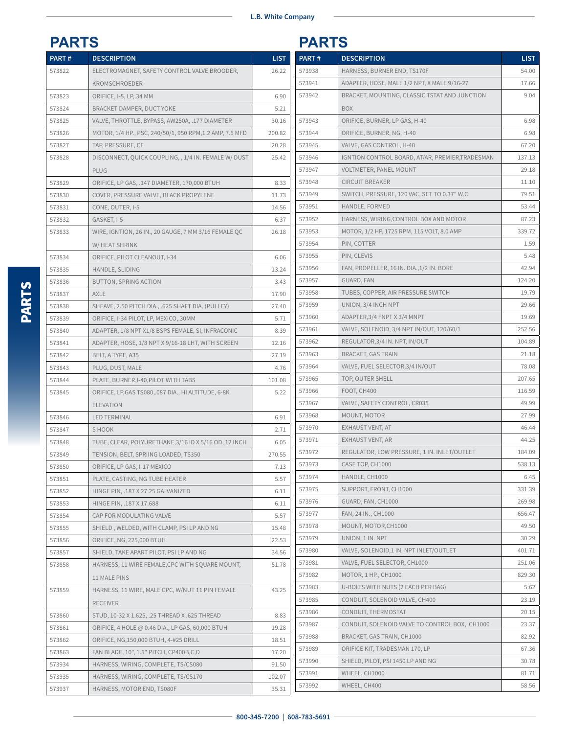## PARTS

| PART # | DESCRIPTION | LIST |
|---|---|---|
| 573822 | ELECTROMAGNET, SAFETY CONTROL VALVE BROODER, KROMSCHROEDER | 26.22 |
| 573823 | ORIFICE, I-5, LP,.34 MM | 6.90 |
| 573824 | BRACKET DAMPER, DUCT YOKE | 5.21 |
| 573825 | VALVE, THROTTLE, BYPASS, AW250A, .177 DIAMETER | 30.16 |
| 573826 | MOTOR, 1/4 HP., PSC, 240/50/1, 950 RPM,1.2 AMP, 7.5 MFD | 200.82 |
| 573827 | TAP, PRESSURE, CE | 20.28 |
| 573828 | DISCONNECT, QUICK COUPLING, , 1/4 IN. FEMALE W/ DUST PLUG | 25.42 |
| 573829 | ORIFICE, LP GAS, .147 DIAMETER, 170,000 BTUH | 8.33 |
| 573830 | COVER, PRESSURE VALVE, BLACK PROPYLENE | 11.73 |
| 573831 | CONE, OUTER, I-5 | 14.56 |
| 573832 | GASKET, I-5 | 6.37 |
| 573833 | WIRE, IGNTION, 26 IN., 20 GAUGE, 7 MM 3/16 FEMALE QC W/ HEAT SHRINK | 26.18 |
| 573834 | ORIFICE, PILOT CLEANOUT, I-34 | 6.06 |
| 573835 | HANDLE, SLIDING | 13.24 |
| 573836 | BUTTON, SPRING ACTION | 3.43 |
| 573837 | AXLE | 17.90 |
| 573838 | SHEAVE, 2.50 PITCH DIA., .625 SHAFT DIA. (PULLEY) | 27.40 |
| 573839 | ORIFICE, I-34 PILOT, LP, MEXICO,.30MM | 5.71 |
| 573840 | ADAPTER, 1/8 NPT X1/8 BSPS FEMALE, SI, INFRACONIC | 8.39 |
| 573841 | ADAPTER, HOSE, 1/8 NPT X 9/16-18 LHT, WITH SCREEN | 12.16 |
| 573842 | BELT, A TYPE, A35 | 27.19 |
| 573843 | PLUG, DUST, MALE | 4.76 |
| 573844 | PLATE, BURNER,I-40,PILOT WITH TABS | 101.08 |
| 573845 | ORIFICE, LP,GAS TS080,.087 DIA., HI ALTITUDE, 6-8K ELEVATION | 5.22 |
| 573846 | LED TERMINAL | 6.91 |
| 573847 | S HOOK | 2.71 |
| 573848 | TUBE, CLEAR, POLYURETHANE,3/16 ID X 5/16 OD, 12 INCH | 6.05 |
| 573849 | TENSION, BELT, SPRIING LOADED, TS350 | 270.55 |
| 573850 | ORIFICE, LP GAS, I-17 MEXICO | 7.13 |
| 573851 | PLATE, CASTING, NG TUBE HEATER | 5.57 |
| 573852 | HINGE PIN, .187 X 27.25 GALVANIZED | 6.11 |
| 573853 | HINGE PIN, .187 X 17.688 | 6.11 |
| 573854 | CAP FOR MODULATING VALVE | 5.57 |
| 573855 | SHIELD , WELDED, WITH CLAMP, PSI LP AND NG | 15.48 |
| 573856 | ORIFICE, NG, 225,000 BTUH | 22.53 |
| 573857 | SHIELD, TAKE APART PILOT, PSI LP AND NG | 34.56 |
| 573858 | HARNESS, 11 WIRE FEMALE,CPC WITH SQUARE MOUNT, 11 MALE PINS | 51.78 |
| 573859 | HARNESS, 11 WIRE, MALE CPC, W/NUT 11 PIN FEMALE RECEIVER | 43.25 |
| 573860 | STUD, 10-32 X 1.625, .25 THREAD X .625 THREAD | 8.83 |
| 573861 | ORIFICE, 4 HOLE @ 0.46 DIA., LP GAS, 60,000 BTUH | 19.28 |
| 573862 | ORIFICE, NG,150,000 BTUH, 4-#25 DRILL | 18.51 |
| 573863 | FAN BLADE, 10", 1.5" PITCH, CP400B,C,D | 17.20 |
| 573934 | HARNESS, WIRING, COMPLETE, TS/CS080 | 91.50 |
| 573935 | HARNESS, WIRING, COMPLETE, TS/CS170 | 102.07 |
| 573937 | HARNESS, MOTOR END, TS080F | 35.31 |

## PARTS

| PART # | DESCRIPTION | LIST |
|---|---|---|
| 573938 | HARNESS, BURNER END, TS170F | 54.00 |
| 573941 | ADAPTER, HOSE, MALE 1/2 NPT, X MALE 9/16-27 | 17.66 |
| 573942 | BRACKET, MOUNTING, CLASSIC TSTAT AND JUNCTION BOX | 9.04 |
| 573943 | ORIFICE, BURNER, LP GAS, H-40 | 6.98 |
| 573944 | ORIFICE, BURNER, NG, H-40 | 6.98 |
| 573945 | VALVE, GAS CONTROL, H-40 | 67.20 |
| 573946 | IGNTION CONTROL BOARD, AT/AR, PREMIER,TRADESMAN | 137.13 |
| 573947 | VOLTMETER, PANEL MOUNT | 29.18 |
| 573948 | CIRCUIT BREAKER | 11.10 |
| 573949 | SWITCH, PRESSURE, 120 VAC, SET TO 0.37" W.C. | 79.51 |
| 573951 | HANDLE, FORMED | 53.44 |
| 573952 | HARNESS, WIRING,CONTROL BOX AND MOTOR | 87.23 |
| 573953 | MOTOR, 1/2 HP, 1725 RPM, 115 VOLT, 8.0 AMP | 339.72 |
| 573954 | PIN, COTTER | 1.59 |
| 573955 | PIN, CLEVIS | 5.48 |
| 573956 | FAN, PROPELLER, 16 IN. DIA.,1/2 IN. BORE | 42.94 |
| 573957 | GUARD, FAN | 124.20 |
| 573958 | TUBES, COPPER, AIR PRESSURE SWITCH | 19.79 |
| 573959 | UNION, 3/4 INCH NPT | 29.66 |
| 573960 | ADAPTER,3/4 FNPT X 3/4 MNPT | 19.69 |
| 573961 | VALVE, SOLENOID, 3/4 NPT IN/OUT, 120/60/1 | 252.56 |
| 573962 | REGULATOR,3/4 IN. NPT, IN/OUT | 104.89 |
| 573963 | BRACKET, GAS TRAIN | 21.18 |
| 573964 | VALVE, FUEL SELECTOR,3/4 IN/OUT | 78.08 |
| 573965 | TOP, OUTER SHELL | 207.65 |
| 573966 | FOOT, CH400 | 116.59 |
| 573967 | VALVE, SAFETY CONTROL, CR035 | 49.99 |
| 573968 | MOUNT, MOTOR | 27.99 |
| 573970 | EXHAUST VENT, AT | 46.44 |
| 573971 | EXHAUST VENT, AR | 44.25 |
| 573972 | REGULATOR, LOW PRESSURE, 1 IN. INLET/OUTLET | 184.09 |
| 573973 | CASE TOP, CH1000 | 538.13 |
| 573974 | HANDLE, CH1000 | 6.45 |
| 573975 | SUPPORT, FRONT, CH1000 | 331.39 |
| 573976 | GUARD, FAN, CH1000 | 269.98 |
| 573977 | FAN, 24 IN., CH1000 | 656.47 |
| 573978 | MOUNT, MOTOR,CH1000 | 49.50 |
| 573979 | UNION, 1 IN. NPT | 30.29 |
| 573980 | VALVE, SOLENOID,1 IN. NPT INLET/OUTLET | 401.71 |
| 573981 | VALVE, FUEL SELECTOR, CH1000 | 251.06 |
| 573982 | MOTOR, 1 HP., CH1000 | 829.30 |
| 573983 | U-BOLTS WITH NUTS (2 EACH PER BAG) | 5.62 |
| 573985 | CONDUIT, SOLENOID VALVE, CH400 | 23.19 |
| 573986 | CONDUIT, THERMOSTAT | 20.15 |
| 573987 | CONDUIT, SOLENOID VALVE TO CONTROL BOX, CH1000 | 23.37 |
| 573988 | BRACKET, GAS TRAIN, CH1000 | 82.92 |
| 573989 | ORIFICE KIT, TRADESMAN 170, LP | 67.36 |
| 573990 | SHIELD, PILOT, PSI 1450 LP AND NG | 30.78 |
| 573991 | WHEEL, CH1000 | 81.71 |
| 573992 | WHEEL, CH400 | 58.56 |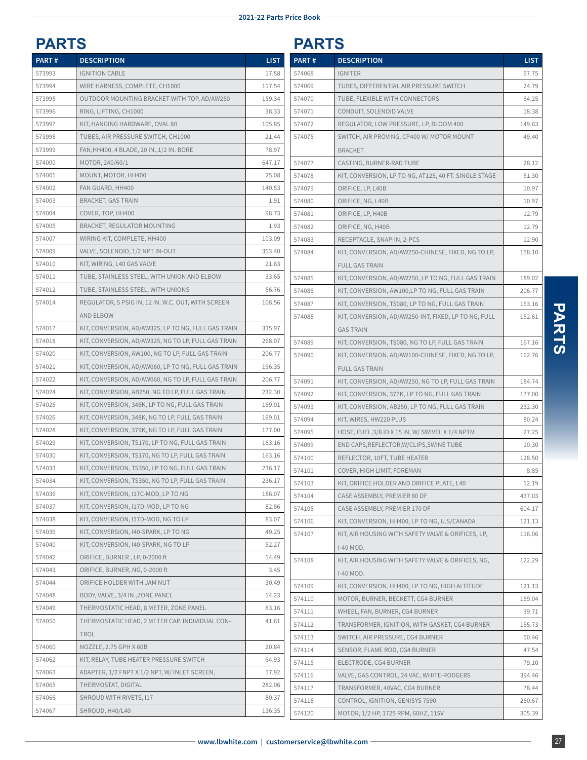## PARTS

| PART # | DESCRIPTION | LIST |
|---|---|---|
| 573993 | IGNITION CABLE | 17.58 |
| 573994 | WIRE HARNESS, COMPLETE, CH1000 | 117.54 |
| 573995 | OUTDOOR MOUNTING BRACKET WITH TOP, AD/AW250 | 159.34 |
| 573996 | RING, LIFTING, CH1000 | 38.33 |
| 573997 | KIT, HANGING HARDWARE, OVAL 80 | 105.85 |
| 573998 | TUBES, AIR PRESSURE SWITCH, CH1000 | 21.44 |
| 573999 | FAN,HH400, 4 BLADE, 20 IN.,1/2 IN. BORE | 78.97 |
| 574000 | MOTOR, 240/60/1 | 647.17 |
| 574001 | MOUNT, MOTOR, HH400 | 25.08 |
| 574002 | FAN GUARD, HH400 | 140.53 |
| 574003 | BRACKET, GAS TRAIN | 1.91 |
| 574004 | COVER, TOP, HH400 | 98.73 |
| 574005 | BRACKET, REGULATOR MOUNTING | 1.93 |
| 574007 | WIRING KIT, COMPLETE, HH400 | 103.09 |
| 574009 | VALVE, SOLENOID, 1/2 NPT IN-OUT | 353.40 |
| 574010 | KIT, WIRING, L40 GAS VALVE | 21.63 |
| 574011 | TUBE, STAINLESS STEEL, WITH UNION AND ELBOW | 33.65 |
| 574012 | TUBE, STAINLESS STEEL, WITH UNIONS | 56.76 |
| 574014 | REGULATOR, 5 PSIG IN, 12 IN. W.C. OUT, WITH SCREEN AND ELBOW | 108.56 |
| 574017 | KIT, CONVERSION, AD/AW325, LP TO NG, FULL GAS TRAIN | 335.97 |
| 574018 | KIT, CONVERSION, AD/AW325, NG TO LP, FULL GAS TRAIN | 268.07 |
| 574020 | KIT, CONVERSION, AW100, NG TO LP, FULL GAS TRAIN | 206.77 |
| 574021 | KIT, CONVERSION, AD/AW060, LP TO NG, FULL GAS TRAIN | 196.35 |
| 574022 | KIT, CONVERSION, AD/AW060, NG TO LP, FULL GAS TRAIN | 206.77 |
| 574024 | KIT, CONVERSION, AB250, NG TO LP, FULL GAS TRAIN | 232.30 |
| 574025 | KIT, CONVERSION, 346K, LP TO NG, FULL GAS TRAIN | 169.01 |
| 574026 | KIT, CONVERSION, 348K, NG TO LP, FULL GAS TRAIN | 169.01 |
| 574028 | KIT, CONVERSION, 379K, NG TO LP, FULL GAS TRAIN | 177.00 |
| 574029 | KIT, CONVERSION, TS170, LP TO NG, FULL GAS TRAIN | 163.16 |
| 574030 | KIT, CONVERSION, TS170, NG TO LP, FULL GAS TRAIN | 163.16 |
| 574033 | KIT, CONVERSION, TS350, LP TO NG, FULL GAS TRAIN | 236.17 |
| 574034 | KIT, CONVERSION, TS350, NG TO LP, FULL GAS TRAIN | 236.17 |
| 574036 | KIT, CONVERSION, I17C-MOD, LP TO NG | 186.07 |
| 574037 | KIT, CONVERSION, I17D-MOD, LP TO NG | 82.86 |
| 574038 | KIT, CONVERSION, I17D-MOD, NG TO LP | 83.07 |
| 574039 | KIT, CONVERSION, I40-SPARK, LP TO NG | 49.25 |
| 574040 | KIT, CONVERSION, I40-SPARK, NG TO LP | 52.27 |
| 574042 | ORIFICE, BURNER , LP, 0-2000 ft | 14.49 |
| 574043 | ORIFICE, BURNER, NG, 0-2000 ft | 3.45 |
| 574044 | ORIFICE HOLDER WITH JAM NUT | 30.49 |
| 574048 | BODY, VALVE, 3/4 IN.,ZONE PANEL | 14.23 |
| 574049 | THERMOSTATIC HEAD, 8 METER, ZONE PANEL | 83.16 |
| 574050 | THERMOSTATIC HEAD, 2 METER CAP. INDIVIDUAL CON-TROL | 41.61 |
| 574060 | NOZZLE, 2.75 GPH X 60B | 20.84 |
| 574062 | KIT, RELAY, TUBE HEATER PRESSURE SWITCH | 64.93 |
| 574063 | ADAPTER, 1/2 FNPT X 1/2 NPT, W/ INLET SCREEN, | 17.92 |
| 574065 | THERMOSTAT, DIGITAL | 282.06 |
| 574066 | SHROUD WITH RIVETS, I17 | 80.37 |
| 574067 | SHROUD, H40/L40 | 136.35 |

## PARTS

| PART # | DESCRIPTION | LIST |
|---|---|---|
| 574068 | IGNITER | 57.75 |
| 574069 | TUBES, DIFFERENTIAL AIR PRESSURE SWITCH | 24.79 |
| 574070 | TUBE, FLEXIBLE WITH CONNECTORS | 64.25 |
| 574071 | CONDUIT, SOLENOID VALVE | 18.38 |
| 574072 | REGULATOR, LOW PRESSURE, LP, BLOOM 400 | 149.63 |
| 574075 | SWITCH, AIR PROVING, CP400 W/ MOTOR MOUNT BRACKET | 49.40 |
| 574077 | CASTING, BURNER-RAD TUBE | 28.12 |
| 574078 | KIT, CONVERSION, LP TO NG, AT125, 40 FT. SINGLE STAGE | 51.30 |
| 574079 | ORIFICE, LP, L40B | 10.97 |
| 574080 | ORIFICE, NG, L40B | 10.97 |
| 574081 | ORIFICE, LP, H40B | 12.79 |
| 574082 | ORIFICE, NG, H40B | 12.79 |
| 574083 | RECEPTACLE, SNAP-IN, 2-PCS | 12.90 |
| 574084 | KIT, CONVERSION, AD/AW250-CHINESE, FIXED, NG TO LP, FULL GAS TRAIN | 158.10 |
| 574085 | KIT, CONVERSION, AD/AW250, LP TO NG, FULL GAS TRAIN | 189.02 |
| 574086 | KIT, CONVERSION, AW100,LP TO NG, FULL GAS TRAIN | 206.77 |
| 574087 | KIT, CONVERSION, TS080, LP TO NG, FULL GAS TRAIN | 163.16 |
| 574088 | KIT, CONVERSION, AD/AW250-INT, FIXED, LP TO NG, FULL GAS TRAIN | 152.61 |
| 574089 | KIT, CONVERSION, TS080, NG TO LP, FULL GAS TRAIN | 167.16 |
| 574090 | KIT, CONVERSION, AD/AW100-CHINESE, FIXED, NG TO LP, FULL GAS TRAIN | 162.76 |
| 574091 | KIT, CONVERSION, AD/AW250, NG TO LP, FULL GAS TRAIN | 184.74 |
| 574092 | KIT, CONVERSION, 377K, LP TO NG, FULL GAS TRAIN | 177.00 |
| 574093 | KIT, CONVERSION, AB250, LP TO NG, FULL GAS TRAIN | 232.30 |
| 574094 | KIT, WIRES, HW220 PLUS | 80.24 |
| 574095 | HOSE, FUEL,3/8 ID X 15 IN, W/ SWIVEL X 1/4 NPTM | 27.25 |
| 574099 | END CAPS,REFLECTOR,W/CLIPS,SWINE TUBE | 10.30 |
| 574100 | REFLECTOR, 10FT, TUBE HEATER | 128.50 |
| 574101 | COVER, HIGH LIMIT, FOREMAN | 8.85 |
| 574103 | KIT, ORIFICE HOLDER AND ORIFICE PLATE, L40 | 12.19 |
| 574104 | CASE ASSEMBLY, PREMIER 80 DF | 437.03 |
| 574105 | CASE ASSEMBLY, PREMIER 170 DF | 604.17 |
| 574106 | KIT, CONVERSION, HH400, LP TO NG, U.S/CANADA | 121.13 |
| 574107 | KIT, AIR HOUSING WITH SAFETY VALVE & ORIFICES, LP, I-40 MOD. | 116.06 |
| 574108 | KIT, AIR HOUSING WITH SAFETY VALVE & ORIFICES, NG, I-40 MOD. | 122.29 |
| 574109 | KIT, CONVERSION, HH400, LP TO NG, HIGH ALTITUDE | 121.13 |
| 574110 | MOTOR, BURNER, BECKETT, CG4 BURNER | 159.04 |
| 574111 | WHEEL, FAN, BURNER, CG4 BURNER | 39.71 |
| 574112 | TRANSFORMER, IGNITION, WITH GASKET, CG4 BURNER | 155.73 |
| 574113 | SWITCH, AIR PRESSURE, CG4 BURNER | 50.46 |
| 574114 | SENSOR, FLAME ROD, CG4 BURNER | 47.54 |
| 574115 | ELECTRODE, CG4 BURNER | 79.10 |
| 574116 | VALVE, GAS CONTROL, 24 VAC, WHITE-RODGERS | 394.46 |
| 574117 | TRANSFORMER, 40VAC, CG4 BURNER | 78.44 |
| 574118 | CONTROL, IGNITION, GENISYS 7590 | 260.67 |
| 574120 | MOTOR, 1/2 HP, 1725 RPM, 60HZ, 115V | 305.39 |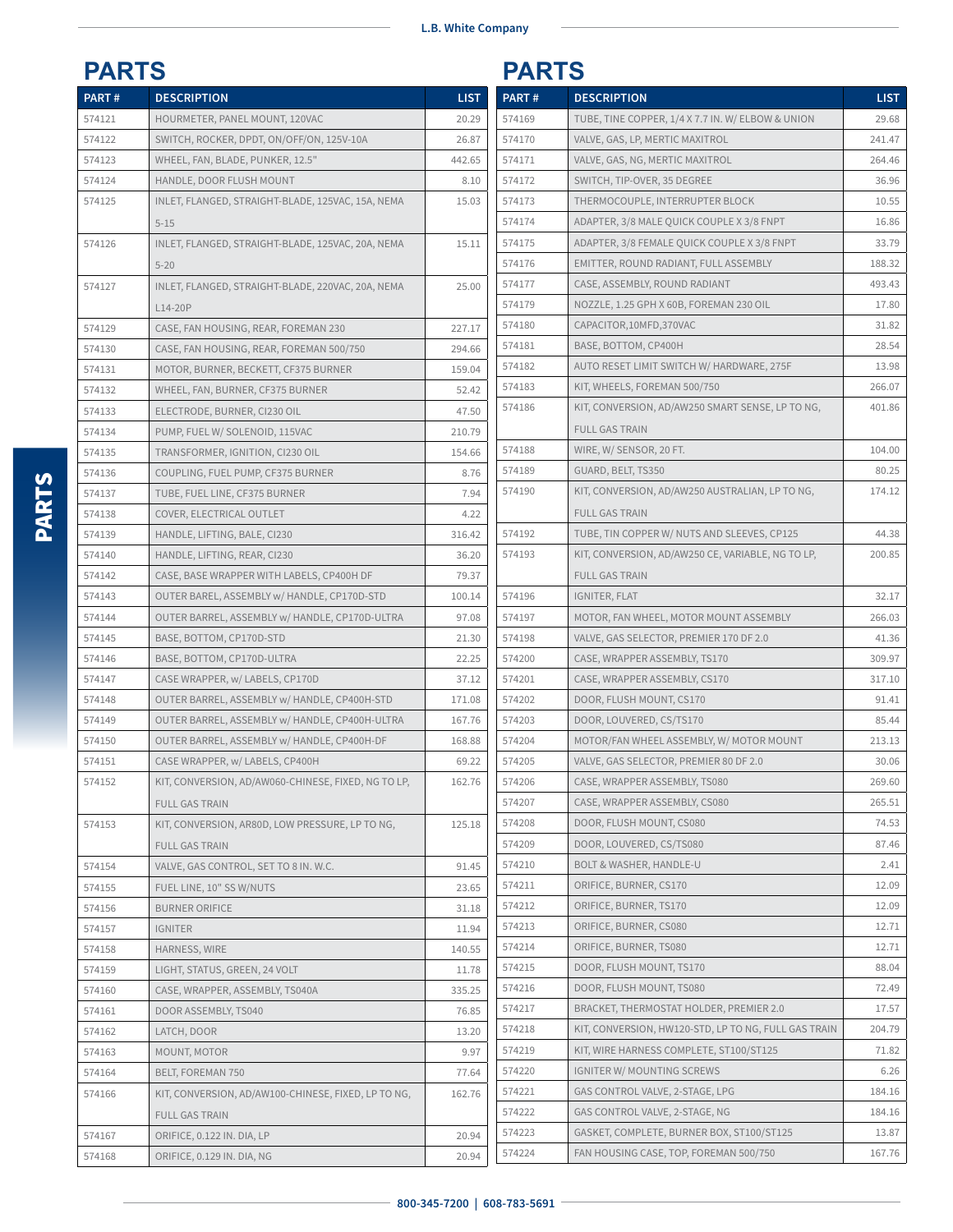## PARTS

| PART # | DESCRIPTION | LIST |
|---|---|---|
| 574121 | HOURMETER, PANEL MOUNT, 120VAC | 20.29 |
| 574122 | SWITCH, ROCKER, DPDT, ON/OFF/ON, 125V-10A | 26.87 |
| 574123 | WHEEL, FAN, BLADE, PUNKER, 12.5" | 442.65 |
| 574124 | HANDLE, DOOR FLUSH MOUNT | 8.10 |
| 574125 | INLET, FLANGED, STRAIGHT-BLADE, 125VAC, 15A, NEMA 5-15 | 15.03 |
| 574126 | INLET, FLANGED, STRAIGHT-BLADE, 125VAC, 20A, NEMA 5-20 | 15.11 |
| 574127 | INLET, FLANGED, STRAIGHT-BLADE, 220VAC, 20A, NEMA L14-20P | 25.00 |
| 574129 | CASE, FAN HOUSING, REAR, FOREMAN 230 | 227.17 |
| 574130 | CASE, FAN HOUSING, REAR, FOREMAN 500/750 | 294.66 |
| 574131 | MOTOR, BURNER, BECKETT, CF375 BURNER | 159.04 |
| 574132 | WHEEL, FAN, BURNER, CF375 BURNER | 52.42 |
| 574133 | ELECTRODE, BURNER, CI230 OIL | 47.50 |
| 574134 | PUMP, FUEL W/ SOLENOID, 115VAC | 210.79 |
| 574135 | TRANSFORMER, IGNITION, CI230 OIL | 154.66 |
| 574136 | COUPLING, FUEL PUMP, CF375 BURNER | 8.76 |
| 574137 | TUBE, FUEL LINE, CF375 BURNER | 7.94 |
| 574138 | COVER, ELECTRICAL OUTLET | 4.22 |
| 574139 | HANDLE, LIFTING, BALE, CI230 | 316.42 |
| 574140 | HANDLE, LIFTING, REAR, CI230 | 36.20 |
| 574142 | CASE, BASE WRAPPER WITH LABELS, CP400H DF | 79.37 |
| 574143 | OUTER BAREL, ASSEMBLY w/ HANDLE, CP170D-STD | 100.14 |
| 574144 | OUTER BARREL, ASSEMBLY w/ HANDLE, CP170D-ULTRA | 97.08 |
| 574145 | BASE, BOTTOM, CP170D-STD | 21.30 |
| 574146 | BASE, BOTTOM, CP170D-ULTRA | 22.25 |
| 574147 | CASE WRAPPER, w/ LABELS, CP170D | 37.12 |
| 574148 | OUTER BARREL, ASSEMBLY w/ HANDLE, CP400H-STD | 171.08 |
| 574149 | OUTER BARREL, ASSEMBLY w/ HANDLE, CP400H-ULTRA | 167.76 |
| 574150 | OUTER BARREL, ASSEMBLY w/ HANDLE, CP400H-DF | 168.88 |
| 574151 | CASE WRAPPER, w/ LABELS, CP400H | 69.22 |
| 574152 | KIT, CONVERSION, AD/AW060-CHINESE, FIXED, NG TO LP, FULL GAS TRAIN | 162.76 |
| 574153 | KIT, CONVERSION, AR80D, LOW PRESSURE, LP TO NG, FULL GAS TRAIN | 125.18 |
| 574154 | VALVE, GAS CONTROL, SET TO 8 IN. W.C. | 91.45 |
| 574155 | FUEL LINE, 10" SS W/NUTS | 23.65 |
| 574156 | BURNER ORIFICE | 31.18 |
| 574157 | IGNITER | 11.94 |
| 574158 | HARNESS, WIRE | 140.55 |
| 574159 | LIGHT, STATUS, GREEN, 24 VOLT | 11.78 |
| 574160 | CASE, WRAPPER, ASSEMBLY, TS040A | 335.25 |
| 574161 | DOOR ASSEMBLY, TS040 | 76.85 |
| 574162 | LATCH, DOOR | 13.20 |
| 574163 | MOUNT, MOTOR | 9.97 |
| 574164 | BELT, FOREMAN 750 | 77.64 |
| 574166 | KIT, CONVERSION, AD/AW100-CHINESE, FIXED, LP TO NG, FULL GAS TRAIN | 162.76 |
| 574167 | ORIFICE, 0.122 IN. DIA, LP | 20.94 |
| 574168 | ORIFICE, 0.129 IN. DIA, NG | 20.94 |

## PARTS

| PART # | DESCRIPTION | LIST |
|---|---|---|
| 574169 | TUBE, TINE COPPER, 1/4 X 7.7 IN. W/ ELBOW & UNION | 29.68 |
| 574170 | VALVE, GAS, LP, MERTIC MAXITROL | 241.47 |
| 574171 | VALVE, GAS, NG, MERTIC MAXITROL | 264.46 |
| 574172 | SWITCH, TIP-OVER, 35 DEGREE | 36.96 |
| 574173 | THERMOCOUPLE, INTERRUPTER BLOCK | 10.55 |
| 574174 | ADAPTER, 3/8 MALE QUICK COUPLE X 3/8 FNPT | 16.86 |
| 574175 | ADAPTER, 3/8 FEMALE QUICK COUPLE X 3/8 FNPT | 33.79 |
| 574176 | EMITTER, ROUND RADIANT, FULL ASSEMBLY | 188.32 |
| 574177 | CASE, ASSEMBLY, ROUND RADIANT | 493.43 |
| 574179 | NOZZLE, 1.25 GPH X 60B, FOREMAN 230 OIL | 17.80 |
| 574180 | CAPACITOR,10MFD,370VAC | 31.82 |
| 574181 | BASE, BOTTOM, CP400H | 28.54 |
| 574182 | AUTO RESET LIMIT SWITCH W/ HARDWARE, 275F | 13.98 |
| 574183 | KIT, WHEELS, FOREMAN 500/750 | 266.07 |
| 574186 | KIT, CONVERSION, AD/AW250 SMART SENSE, LP TO NG, FULL GAS TRAIN | 401.86 |
| 574188 | WIRE, W/ SENSOR, 20 FT. | 104.00 |
| 574189 | GUARD, BELT, TS350 | 80.25 |
| 574190 | KIT, CONVERSION, AD/AW250 AUSTRALIAN, LP TO NG, FULL GAS TRAIN | 174.12 |
| 574192 | TUBE, TIN COPPER W/ NUTS AND SLEEVES, CP125 | 44.38 |
| 574193 | KIT, CONVERSION, AD/AW250 CE, VARIABLE, NG TO LP, FULL GAS TRAIN | 200.85 |
| 574196 | IGNITER, FLAT | 32.17 |
| 574197 | MOTOR, FAN WHEEL, MOTOR MOUNT ASSEMBLY | 266.03 |
| 574198 | VALVE, GAS SELECTOR, PREMIER 170 DF 2.0 | 41.36 |
| 574200 | CASE, WRAPPER ASSEMBLY, TS170 | 309.97 |
| 574201 | CASE, WRAPPER ASSEMBLY, CS170 | 317.10 |
| 574202 | DOOR, FLUSH MOUNT, CS170 | 91.41 |
| 574203 | DOOR, LOUVERED, CS/TS170 | 85.44 |
| 574204 | MOTOR/FAN WHEEL ASSEMBLY, W/ MOTOR MOUNT | 213.13 |
| 574205 | VALVE, GAS SELECTOR, PREMIER 80 DF 2.0 | 30.06 |
| 574206 | CASE, WRAPPER ASSEMBLY, TS080 | 269.60 |
| 574207 | CASE, WRAPPER ASSEMBLY, CS080 | 265.51 |
| 574208 | DOOR, FLUSH MOUNT, CS080 | 74.53 |
| 574209 | DOOR, LOUVERED, CS/TS080 | 87.46 |
| 574210 | BOLT & WASHER, HANDLE-U | 2.41 |
| 574211 | ORIFICE, BURNER, CS170 | 12.09 |
| 574212 | ORIFICE, BURNER, TS170 | 12.09 |
| 574213 | ORIFICE, BURNER, CS080 | 12.71 |
| 574214 | ORIFICE, BURNER, TS080 | 12.71 |
| 574215 | DOOR, FLUSH MOUNT, TS170 | 88.04 |
| 574216 | DOOR, FLUSH MOUNT, TS080 | 72.49 |
| 574217 | BRACKET, THERMOSTAT HOLDER, PREMIER 2.0 | 17.57 |
| 574218 | KIT, CONVERSION, HW120-STD, LP TO NG, FULL GAS TRAIN | 204.79 |
| 574219 | KIT, WIRE HARNESS COMPLETE, ST100/ST125 | 71.82 |
| 574220 | IGNITER W/ MOUNTING SCREWS | 6.26 |
| 574221 | GAS CONTROL VALVE, 2-STAGE, LPG | 184.16 |
| 574222 | GAS CONTROL VALVE, 2-STAGE, NG | 184.16 |
| 574223 | GASKET, COMPLETE, BURNER BOX, ST100/ST125 | 13.87 |
| 574224 | FAN HOUSING CASE, TOP, FOREMAN 500/750 | 167.76 |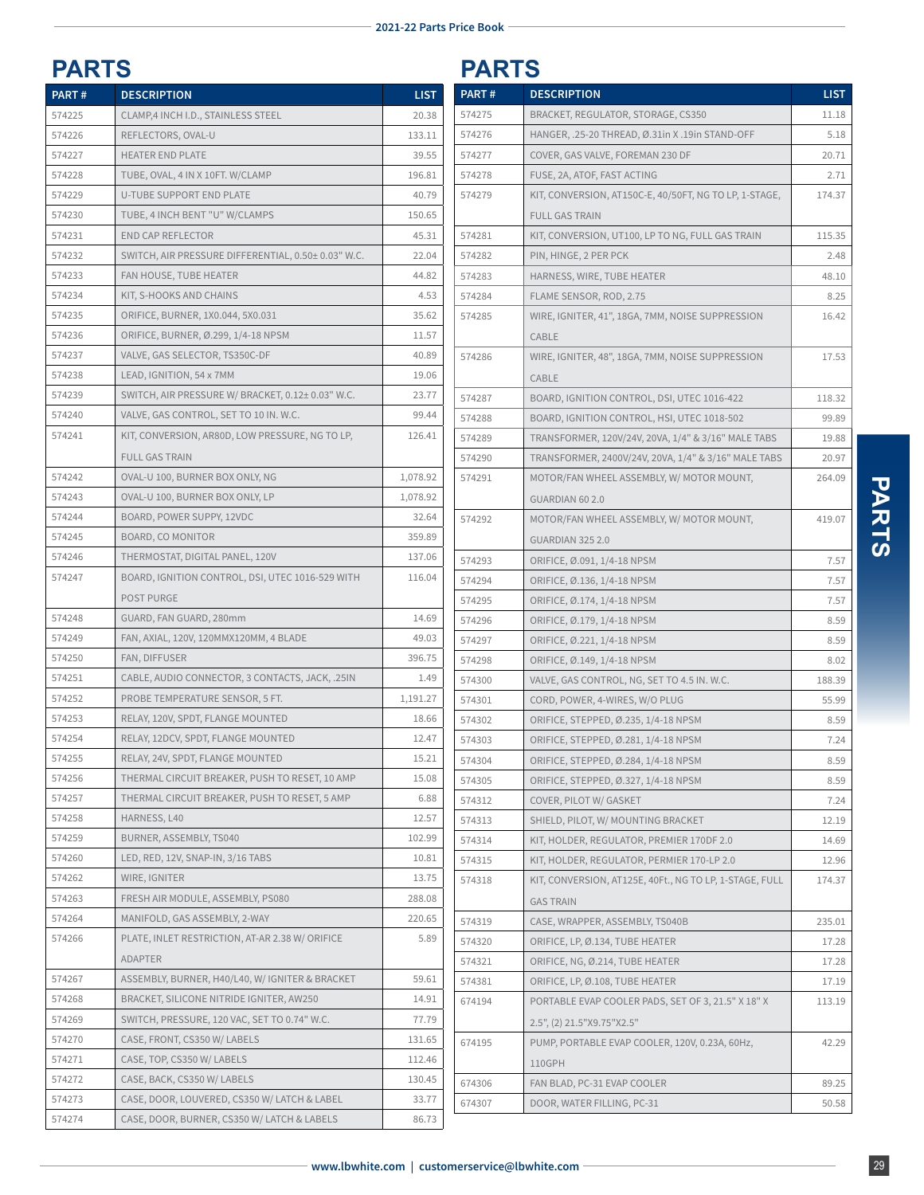## PARTS

| PART # | DESCRIPTION | LIST |
|---|---|---|
| 574225 | CLAMP,4 INCH I.D., STAINLESS STEEL | 20.38 |
| 574226 | REFLECTORS, OVAL-U | 133.11 |
| 574227 | HEATER END PLATE | 39.55 |
| 574228 | TUBE, OVAL, 4 IN X 10FT. W/CLAMP | 196.81 |
| 574229 | U-TUBE SUPPORT END PLATE | 40.79 |
| 574230 | TUBE, 4 INCH BENT "U" W/CLAMPS | 150.65 |
| 574231 | END CAP REFLECTOR | 45.31 |
| 574232 | SWITCH, AIR PRESSURE DIFFERENTIAL, 0.50± 0.03" W.C. | 22.04 |
| 574233 | FAN HOUSE, TUBE HEATER | 44.82 |
| 574234 | KIT, S-HOOKS AND CHAINS | 4.53 |
| 574235 | ORIFICE, BURNER, 1X0.044, 5X0.031 | 35.62 |
| 574236 | ORIFICE, BURNER, Ø.299, 1/4-18 NPSM | 11.57 |
| 574237 | VALVE, GAS SELECTOR, TS350C-DF | 40.89 |
| 574238 | LEAD, IGNITION, 54 x 7MM | 19.06 |
| 574239 | SWITCH, AIR PRESSURE W/ BRACKET, 0.12± 0.03" W.C. | 23.77 |
| 574240 | VALVE, GAS CONTROL, SET TO 10 IN. W.C. | 99.44 |
| 574241 | KIT, CONVERSION, AR80D, LOW PRESSURE, NG TO LP, FULL GAS TRAIN | 126.41 |
| 574242 | OVAL-U 100, BURNER BOX ONLY, NG | 1,078.92 |
| 574243 | OVAL-U 100, BURNER BOX ONLY, LP | 1,078.92 |
| 574244 | BOARD, POWER SUPPY, 12VDC | 32.64 |
| 574245 | BOARD, CO MONITOR | 359.89 |
| 574246 | THERMOSTAT, DIGITAL PANEL, 120V | 137.06 |
| 574247 | BOARD, IGNITION CONTROL, DSI, UTEC 1016-529 WITH POST PURGE | 116.04 |
| 574248 | GUARD, FAN GUARD, 280mm | 14.69 |
| 574249 | FAN, AXIAL, 120V, 120MMX120MM, 4 BLADE | 49.03 |
| 574250 | FAN, DIFFUSER | 396.75 |
| 574251 | CABLE, AUDIO CONNECTOR, 3 CONTACTS, JACK, .25IN | 1.49 |
| 574252 | PROBE TEMPERATURE SENSOR, 5 FT. | 1,191.27 |
| 574253 | RELAY, 120V, SPDT, FLANGE MOUNTED | 18.66 |
| 574254 | RELAY, 12DCV, SPDT, FLANGE MOUNTED | 12.47 |
| 574255 | RELAY, 24V, SPDT, FLANGE MOUNTED | 15.21 |
| 574256 | THERMAL CIRCUIT BREAKER, PUSH TO RESET, 10 AMP | 15.08 |
| 574257 | THERMAL CIRCUIT BREAKER, PUSH TO RESET, 5 AMP | 6.88 |
| 574258 | HARNESS, L40 | 12.57 |
| 574259 | BURNER, ASSEMBLY, TS040 | 102.99 |
| 574260 | LED, RED, 12V, SNAP-IN, 3/16 TABS | 10.81 |
| 574262 | WIRE, IGNITER | 13.75 |
| 574263 | FRESH AIR MODULE, ASSEMBLY, PS080 | 288.08 |
| 574264 | MANIFOLD, GAS ASSEMBLY, 2-WAY | 220.65 |
| 574266 | PLATE, INLET RESTRICTION, AT-AR 2.38 W/ ORIFICE ADAPTER | 5.89 |
| 574267 | ASSEMBLY, BURNER, H40/L40, W/ IGNITER & BRACKET | 59.61 |
| 574268 | BRACKET, SILICONE NITRIDE IGNITER, AW250 | 14.91 |
| 574269 | SWITCH, PRESSURE, 120 VAC, SET TO 0.74" W.C. | 77.79 |
| 574270 | CASE, FRONT, CS350 W/ LABELS | 131.65 |
| 574271 | CASE, TOP, CS350 W/ LABELS | 112.46 |
| 574272 | CASE, BACK, CS350 W/ LABELS | 130.45 |
| 574273 | CASE, DOOR, LOUVERED, CS350 W/ LATCH & LABEL | 33.77 |
| 574274 | CASE, DOOR, BURNER, CS350 W/ LATCH & LABELS | 86.73 |

## PARTS

| PART # | DESCRIPTION | LIST |
|---|---|---|
| 574275 | BRACKET, REGULATOR, STORAGE, CS350 | 11.18 |
| 574276 | HANGER, .25-20 THREAD, Ø.31in X .19in STAND-OFF | 5.18 |
| 574277 | COVER, GAS VALVE, FOREMAN 230 DF | 20.71 |
| 574278 | FUSE, 2A, ATOF, FAST ACTING | 2.71 |
| 574279 | KIT, CONVERSION, AT150C-E, 40/50FT, NG TO LP, 1-STAGE, FULL GAS TRAIN | 174.37 |
| 574281 | KIT, CONVERSION, UT100, LP TO NG, FULL GAS TRAIN | 115.35 |
| 574282 | PIN, HINGE, 2 PER PCK | 2.48 |
| 574283 | HARNESS, WIRE, TUBE HEATER | 48.10 |
| 574284 | FLAME SENSOR, ROD, 2.75 | 8.25 |
| 574285 | WIRE, IGNITER, 41", 18GA, 7MM, NOISE SUPPRESSION CABLE | 16.42 |
| 574286 | WIRE, IGNITER, 48", 18GA, 7MM, NOISE SUPPRESSION CABLE | 17.53 |
| 574287 | BOARD, IGNITION CONTROL, DSI, UTEC 1016-422 | 118.32 |
| 574288 | BOARD, IGNITION CONTROL, HSI, UTEC 1018-502 | 99.89 |
| 574289 | TRANSFORMER, 120V/24V, 20VA, 1/4" & 3/16" MALE TABS | 19.88 |
| 574290 | TRANSFORMER, 2400V/24V, 20VA, 1/4" & 3/16" MALE TABS | 20.97 |
| 574291 | MOTOR/FAN WHEEL ASSEMBLY, W/ MOTOR MOUNT, GUARDIAN 60 2.0 | 264.09 |
| 574292 | MOTOR/FAN WHEEL ASSEMBLY, W/ MOTOR MOUNT, GUARDIAN 325 2.0 | 419.07 |
| 574293 | ORIFICE, Ø.091, 1/4-18 NPSM | 7.57 |
| 574294 | ORIFICE, Ø.136, 1/4-18 NPSM | 7.57 |
| 574295 | ORIFICE, Ø.174, 1/4-18 NPSM | 7.57 |
| 574296 | ORIFICE, Ø.179, 1/4-18 NPSM | 8.59 |
| 574297 | ORIFICE, Ø.221, 1/4-18 NPSM | 8.59 |
| 574298 | ORIFICE, Ø.149, 1/4-18 NPSM | 8.02 |
| 574300 | VALVE, GAS CONTROL, NG, SET TO 4.5 IN. W.C. | 188.39 |
| 574301 | CORD, POWER, 4-WIRES, W/O PLUG | 55.99 |
| 574302 | ORIFICE, STEPPED, Ø.235, 1/4-18 NPSM | 8.59 |
| 574303 | ORIFICE, STEPPED, Ø.281, 1/4-18 NPSM | 7.24 |
| 574304 | ORIFICE, STEPPED, Ø.284, 1/4-18 NPSM | 8.59 |
| 574305 | ORIFICE, STEPPED, Ø.327, 1/4-18 NPSM | 8.59 |
| 574312 | COVER, PILOT W/ GASKET | 7.24 |
| 574313 | SHIELD, PILOT, W/ MOUNTING BRACKET | 12.19 |
| 574314 | KIT, HOLDER, REGULATOR, PREMIER 170DF 2.0 | 14.69 |
| 574315 | KIT, HOLDER, REGULATOR, PERMIER 170-LP 2.0 | 12.96 |
| 574318 | KIT, CONVERSION, AT125E, 40Ft., NG TO LP, 1-STAGE, FULL GAS TRAIN | 174.37 |
| 574319 | CASE, WRAPPER, ASSEMBLY, TS040B | 235.01 |
| 574320 | ORIFICE, LP, Ø.134, TUBE HEATER | 17.28 |
| 574321 | ORIFICE, NG, Ø.214, TUBE HEATER | 17.28 |
| 574381 | ORIFICE, LP, Ø.108, TUBE HEATER | 17.19 |
| 674194 | PORTABLE EVAP COOLER PADS, SET OF 3, 21.5" X 18" X 2.5", (2) 21.5"X9.75"X2.5" | 113.19 |
| 674195 | PUMP, PORTABLE EVAP COOLER, 120V, 0.23A, 60Hz, 110GPH | 42.29 |
| 674306 | FAN BLAD, PC-31 EVAP COOLER | 89.25 |
| 674307 | DOOR, WATER FILLING, PC-31 | 50.58 |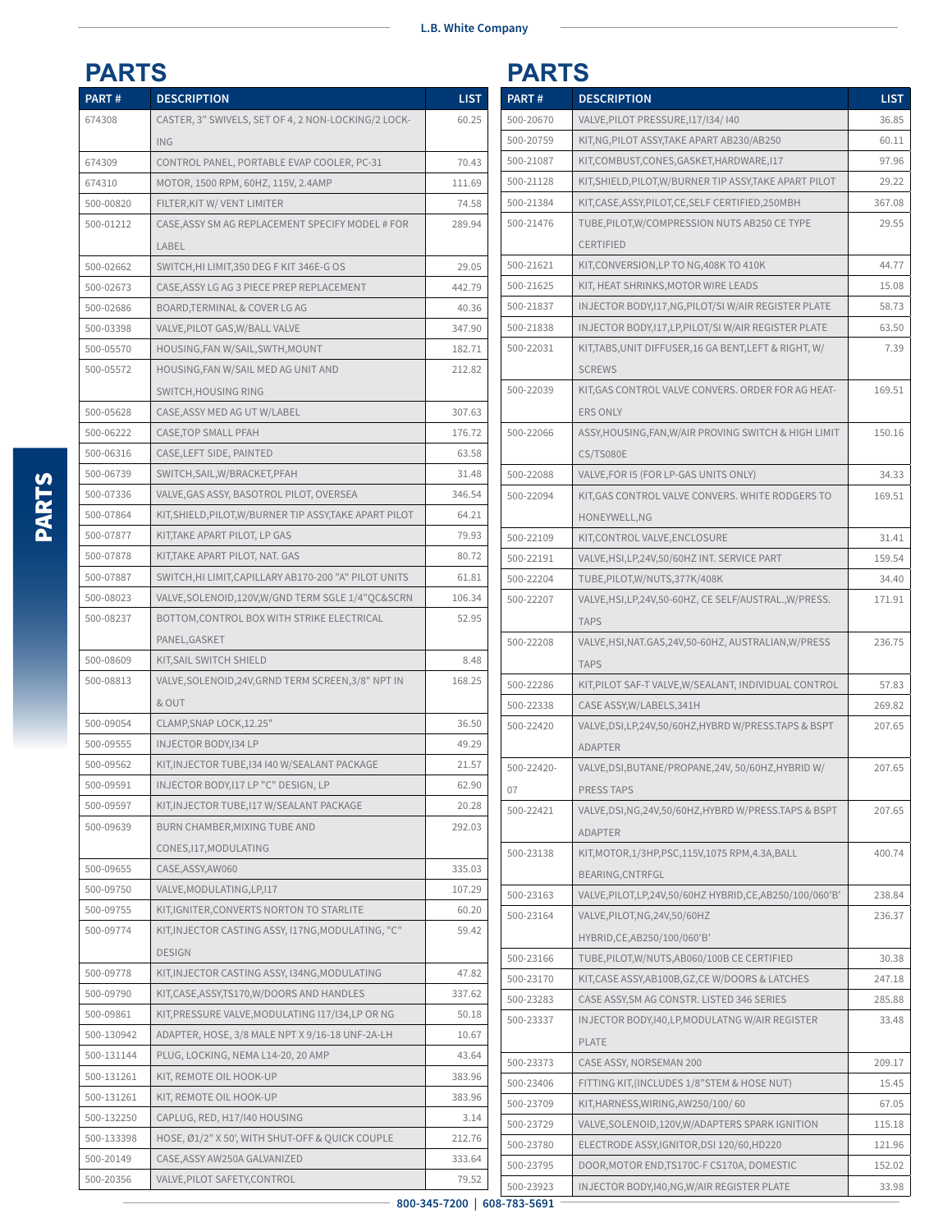## PARTS

| PART # | DESCRIPTION | LIST |
|---|---|---|
| 674308 | CASTER, 3" SWIVELS, SET OF 4, 2 NON-LOCKING/2 LOCK-ING | 60.25 |
| 674309 | CONTROL PANEL, PORTABLE EVAP COOLER, PC-31 | 70.43 |
| 674310 | MOTOR, 1500 RPM, 60HZ, 115V, 2.4AMP | 111.69 |
| 500-00820 | FILTER,KIT W/ VENT LIMITER | 74.58 |
| 500-01212 | CASE,ASSY SM AG REPLACEMENT SPECIFY MODEL # FOR LABEL | 289.94 |
| 500-02662 | SWITCH,HI LIMIT,350 DEG F KIT 346E-G OS | 29.05 |
| 500-02673 | CASE,ASSY LG AG 3 PIECE PREP REPLACEMENT | 442.79 |
| 500-02686 | BOARD,TERMINAL & COVER LG AG | 40.36 |
| 500-03398 | VALVE,PILOT GAS,W/BALL VALVE | 347.90 |
| 500-05570 | HOUSING,FAN W/SAIL,SWTH,MOUNT | 182.71 |
| 500-05572 | HOUSING,FAN W/SAIL MED AG UNIT AND SWITCH,HOUSING RING | 212.82 |
| 500-05628 | CASE,ASSY MED AG UT W/LABEL | 307.63 |
| 500-06222 | CASE,TOP SMALL PFAH | 176.72 |
| 500-06316 | CASE,LEFT SIDE, PAINTED | 63.58 |
| 500-06739 | SWITCH,SAIL,W/BRACKET,PFAH | 31.48 |
| 500-07336 | VALVE,GAS ASSY, BASOTROL PILOT, OVERSEA | 346.54 |
| 500-07864 | KIT,SHIELD,PILOT,W/BURNER TIP ASSY,TAKE APART PILOT | 64.21 |
| 500-07877 | KIT,TAKE APART PILOT, LP GAS | 79.93 |
| 500-07878 | KIT,TAKE APART PILOT, NAT. GAS | 80.72 |
| 500-07887 | SWITCH,HI LIMIT,CAPILLARY AB170-200 "A" PILOT UNITS | 61.81 |
| 500-08023 | VALVE,SOLENOID,120V,W/GND TERM SGLE 1/4"QC&SCRN | 106.34 |
| 500-08237 | BOTTOM,CONTROL BOX WITH STRIKE ELECTRICAL PANEL,GASKET | 52.95 |
| 500-08609 | KIT,SAIL SWITCH SHIELD | 8.48 |
| 500-08813 | VALVE,SOLENOID,24V,GRND TERM SCREEN,3/8" NPT IN & OUT | 168.25 |
| 500-09054 | CLAMP,SNAP LOCK,12.25" | 36.50 |
| 500-09555 | INJECTOR BODY,I34 LP | 49.29 |
| 500-09562 | KIT,INJECTOR TUBE,I34 I40 W/SEALANT PACKAGE | 21.57 |
| 500-09591 | INJECTOR BODY,I17 LP "C" DESIGN, LP | 62.90 |
| 500-09597 | KIT,INJECTOR TUBE,I17 W/SEALANT PACKAGE | 20.28 |
| 500-09639 | BURN CHAMBER,MIXING TUBE AND CONES,I17,MODULATING | 292.03 |
| 500-09655 | CASE,ASSY,AW060 | 335.03 |
| 500-09750 | VALVE,MODULATING,LP,I17 | 107.29 |
| 500-09755 | KIT,IGNITER,CONVERTS NORTON TO STARLITE | 60.20 |
| 500-09774 | KIT,INJECTOR CASTING ASSY, I17NG,MODULATING, "C" DESIGN | 59.42 |
| 500-09778 | KIT,INJECTOR CASTING ASSY, I34NG,MODULATING | 47.82 |
| 500-09790 | KIT,CASE,ASSY,TS170,W/DOORS AND HANDLES | 337.62 |
| 500-09861 | KIT,PRESSURE VALVE,MODULATING I17/I34,LP OR NG | 50.18 |
| 500-130942 | ADAPTER, HOSE, 3/8 MALE NPT X 9/16-18 UNF-2A-LH | 10.67 |
| 500-131144 | PLUG, LOCKING, NEMA L14-20, 20 AMP | 43.64 |
| 500-131261 | KIT, REMOTE OIL HOOK-UP | 383.96 |
| 500-131261 | KIT, REMOTE OIL HOOK-UP | 383.96 |
| 500-132250 | CAPLUG, RED, H17/I40 HOUSING | 3.14 |
| 500-133398 | HOSE, Ø1/2" X 50', WITH SHUT-OFF & QUICK COUPLE | 212.76 |
| 500-20149 | CASE,ASSY AW250A GALVANIZED | 333.64 |
| 500-20356 | VALVE,PILOT SAFETY,CONTROL | 79.52 |

## PARTS

| PART # | DESCRIPTION | LIST |
|---|---|---|
| 500-20670 | VALVE,PILOT PRESSURE,I17/I34/ I40 | 36.85 |
| 500-20759 | KIT,NG,PILOT ASSY,TAKE APART AB230/AB250 | 60.11 |
| 500-21087 | KIT,COMBUST,CONES,GASKET,HARDWARE,I17 | 97.96 |
| 500-21128 | KIT,SHIELD,PILOT,W/BURNER TIP ASSY,TAKE APART PILOT | 29.22 |
| 500-21384 | KIT,CASE,ASSY,PILOT,CE,SELF CERTIFIED,250MBH | 367.08 |
| 500-21476 | TUBE,PILOT,W/COMPRESSION NUTS AB250 CE TYPE CERTIFIED | 29.55 |
| 500-21621 | KIT,CONVERSION,LP TO NG,408K TO 410K | 44.77 |
| 500-21625 | KIT, HEAT SHRINKS,MOTOR WIRE LEADS | 15.08 |
| 500-21837 | INJECTOR BODY,I17,NG,PILOT/SI W/AIR REGISTER PLATE | 58.73 |
| 500-21838 | INJECTOR BODY,I17,LP,PILOT/SI W/AIR REGISTER PLATE | 63.50 |
| 500-22031 | KIT,TABS,UNIT DIFFUSER,16 GA BENT,LEFT & RIGHT, W/ SCREWS | 7.39 |
| 500-22039 | KIT,GAS CONTROL VALVE CONVERS. ORDER FOR AG HEAT-ERS ONLY | 169.51 |
| 500-22066 | ASSY,HOUSING,FAN,W/AIR PROVING SWITCH & HIGH LIMIT CS/TS080E | 150.16 |
| 500-22088 | VALVE,FOR I5 (FOR LP-GAS UNITS ONLY) | 34.33 |
| 500-22094 | KIT,GAS CONTROL VALVE CONVERS. WHITE RODGERS TO HONEYWELL,NG | 169.51 |
| 500-22109 | KIT,CONTROL VALVE,ENCLOSURE | 31.41 |
| 500-22191 | VALVE,HSI,LP,24V,50/60HZ INT. SERVICE PART | 159.54 |
| 500-22204 | TUBE,PILOT,W/NUTS,377K/408K | 34.40 |
| 500-22207 | VALVE,HSI,LP,24V,50-60HZ, CE SELF/AUSTRAL.,W/PRESS. TAPS | 171.91 |
| 500-22208 | VALVE,HSI,NAT.GAS,24V,50-60HZ, AUSTRALIAN,W/PRESS TAPS | 236.75 |
| 500-22286 | KIT,PILOT SAF-T VALVE,W/SEALANT, INDIVIDUAL CONTROL | 57.83 |
| 500-22338 | CASE ASSY,W/LABELS,341H | 269.82 |
| 500-22420 | VALVE,DSI,LP,24V,50/60HZ,HYBRD W/PRESS.TAPS & BSPT ADAPTER | 207.65 |
| 500-22420-07 | VALVE,DSI,BUTANE/PROPANE,24V, 50/60HZ,HYBRID W/ PRESS TAPS | 207.65 |
| 500-22421 | VALVE,DSI,NG,24V,50/60HZ,HYBRD W/PRESS.TAPS & BSPT ADAPTER | 207.65 |
| 500-23138 | KIT,MOTOR,1/3HP,PSC,115V,1075 RPM,4.3A,BALL BEARING,CNTRFGL | 400.74 |
| 500-23163 | VALVE,PILOT,LP,24V,50/60HZ HYBRID,CE,AB250/100/060'B' | 238.84 |
| 500-23164 | VALVE,PILOT,NG,24V,50/60HZ HYBRID,CE,AB250/100/060'B' | 236.37 |
| 500-23166 | TUBE,PILOT,W/NUTS,AB060/100B CE CERTIFIED | 30.38 |
| 500-23170 | KIT,CASE ASSY,AB100B,GZ,CE W/DOORS & LATCHES | 247.18 |
| 500-23283 | CASE ASSY,SM AG CONSTR. LISTED 346 SERIES | 285.88 |
| 500-23337 | INJECTOR BODY,I40,LP,MODULATNG W/AIR REGISTER PLATE | 33.48 |
| 500-23373 | CASE ASSY, NORSEMAN 200 | 209.17 |
| 500-23406 | FITTING KIT,(INCLUDES 1/8"STEM & HOSE NUT) | 15.45 |
| 500-23709 | KIT,HARNESS,WIRING,AW250/100/ 60 | 67.05 |
| 500-23729 | VALVE,SOLENOID,120V,W/ADAPTERS SPARK IGNITION | 115.18 |
| 500-23780 | ELECTRODE ASSY,IGNITOR,DSI 120/60,HD220 | 121.96 |
| 500-23795 | DOOR,MOTOR END,TS170C-F CS170A, DOMESTIC | 152.02 |
| 500-23923 | INJECTOR BODY,I40,NG,W/AIR REGISTER PLATE | 33.98 |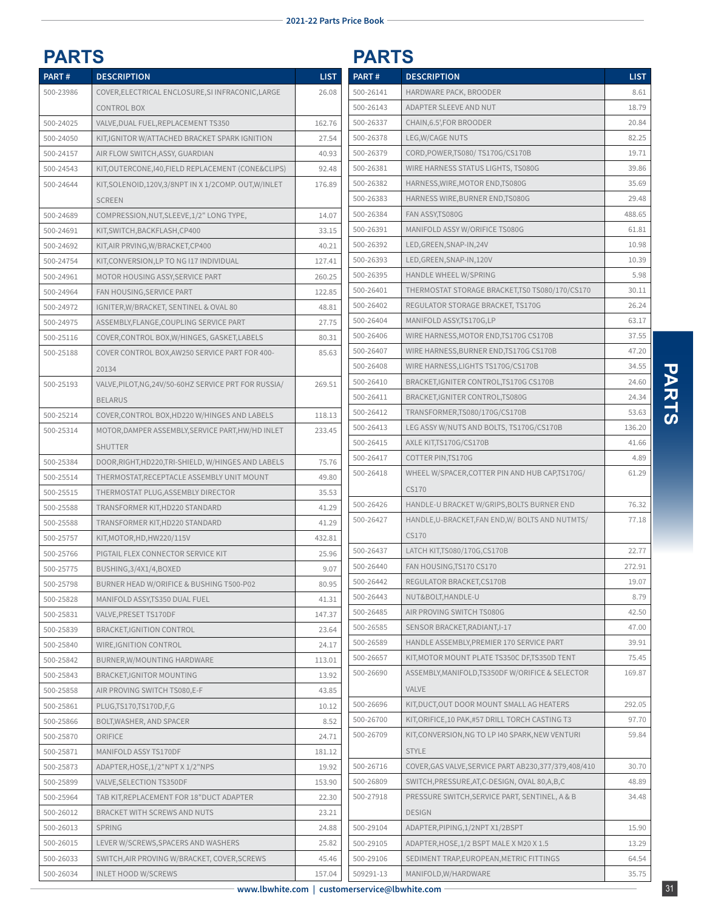# PARTS

| PART # | DESCRIPTION | LIST |
|---|---|---|
| 500-23986 | COVER,ELECTRICAL ENCLOSURE,SI INFRACONIC,LARGE CONTROL BOX | 26.08 |
| 500-24025 | VALVE,DUAL FUEL,REPLACEMENT TS350 | 162.76 |
| 500-24050 | KIT,IGNITOR W/ATTACHED BRACKET SPARK IGNITION | 27.54 |
| 500-24157 | AIR FLOW SWITCH,ASSY, GUARDIAN | 40.93 |
| 500-24543 | KIT,OUTERCONE,I40,FIELD REPLACEMENT (CONE&CLIPS) | 92.48 |
| 500-24644 | KIT,SOLENOID,120V,3/8NPT IN X 1/2COMP. OUT,W/INLET SCREEN | 176.89 |
| 500-24689 | COMPRESSION,NUT,SLEEVE,1/2" LONG TYPE, | 14.07 |
| 500-24691 | KIT,SWITCH,BACKFLASH,CP400 | 33.15 |
| 500-24692 | KIT,AIR PRVING,W/BRACKET,CP400 | 40.21 |
| 500-24754 | KIT,CONVERSION,LP TO NG I17 INDIVIDUAL | 127.41 |
| 500-24961 | MOTOR HOUSING ASSY,SERVICE PART | 260.25 |
| 500-24964 | FAN HOUSING,SERVICE PART | 122.85 |
| 500-24972 | IGNITER,W/BRACKET, SENTINEL & OVAL 80 | 48.81 |
| 500-24975 | ASSEMBLY,FLANGE,COUPLING SERVICE PART | 27.75 |
| 500-25116 | COVER,CONTROL BOX,W/HINGES, GASKET,LABELS | 80.31 |
| 500-25188 | COVER CONTROL BOX,AW250 SERVICE PART FOR 400-20134 | 85.63 |
| 500-25193 | VALVE,PILOT,NG,24V/50-60HZ SERVICE PRT FOR RUSSIA/ BELARUS | 269.51 |
| 500-25214 | COVER,CONTROL BOX,HD220 W/HINGES AND LABELS | 118.13 |
| 500-25314 | MOTOR,DAMPER ASSEMBLY,SERVICE PART,HW/HD INLET SHUTTER | 233.45 |
| 500-25384 | DOOR,RIGHT,HD220,TRI-SHIELD, W/HINGES AND LABELS | 75.76 |
| 500-25514 | THERMOSTAT,RECEPTACLE ASSEMBLY UNIT MOUNT | 49.80 |
| 500-25515 | THERMOSTAT PLUG,ASSEMBLY DIRECTOR | 35.53 |
| 500-25588 | TRANSFORMER KIT,HD220 STANDARD | 41.29 |
| 500-25588 | TRANSFORMER KIT,HD220 STANDARD | 41.29 |
| 500-25757 | KIT,MOTOR,HD,HW220/115V | 432.81 |
| 500-25766 | PIGTAIL FLEX CONNECTOR SERVICE KIT | 25.96 |
| 500-25775 | BUSHING,3/4X1/4,BOXED | 9.07 |
| 500-25798 | BURNER HEAD W/ORIFICE & BUSHING T500-P02 | 80.95 |
| 500-25828 | MANIFOLD ASSY,TS350 DUAL FUEL | 41.31 |
| 500-25831 | VALVE,PRESET TS170DF | 147.37 |
| 500-25839 | BRACKET,IGNITION CONTROL | 23.64 |
| 500-25840 | WIRE,IGNITION CONTROL | 24.17 |
| 500-25842 | BURNER,W/MOUNTING HARDWARE | 113.01 |
| 500-25843 | BRACKET,IGNITOR MOUNTING | 13.92 |
| 500-25858 | AIR PROVING SWITCH TS080,E-F | 43.85 |
| 500-25861 | PLUG,TS170,TS170D,F,G | 10.12 |
| 500-25866 | BOLT,WASHER, AND SPACER | 8.52 |
| 500-25870 | ORIFICE | 24.71 |
| 500-25871 | MANIFOLD ASSY TS170DF | 181.12 |
| 500-25873 | ADAPTER,HOSE,1/2"NPT X 1/2"NPS | 19.92 |
| 500-25899 | VALVE,SELECTION TS350DF | 153.90 |
| 500-25964 | TAB KIT,REPLACEMENT FOR 18"DUCT ADAPTER | 22.30 |
| 500-26012 | BRACKET WITH SCREWS AND NUTS | 23.21 |
| 500-26013 | SPRING | 24.88 |
| 500-26015 | LEVER W/SCREWS,SPACERS AND WASHERS | 25.82 |
| 500-26033 | SWITCH,AIR PROVING W/BRACKET, COVER,SCREWS | 45.46 |
| 500-26034 | INLET HOOD W/SCREWS | 157.04 |

# PARTS

| PART # | DESCRIPTION | LIST |
|---|---|---|
| 500-26141 | HARDWARE PACK, BROODER | 8.61 |
| 500-26143 | ADAPTER SLEEVE AND NUT | 18.79 |
| 500-26337 | CHAIN,6.5',FOR BROODER | 20.84 |
| 500-26378 | LEG,W/CAGE NUTS | 82.25 |
| 500-26379 | CORD,POWER,TS080/ TS170G/CS170B | 19.71 |
| 500-26381 | WIRE HARNESS STATUS LIGHTS, TS080G | 39.86 |
| 500-26382 | HARNESS,WIRE,MOTOR END,TS080G | 35.69 |
| 500-26383 | HARNESS WIRE,BURNER END,TS080G | 29.48 |
| 500-26384 | FAN ASSY,TS080G | 488.65 |
| 500-26391 | MANIFOLD ASSY W/ORIFICE TS080G | 61.81 |
| 500-26392 | LED,GREEN,SNAP-IN,24V | 10.98 |
| 500-26393 | LED,GREEN,SNAP-IN,120V | 10.39 |
| 500-26395 | HANDLE WHEEL W/SPRING | 5.98 |
| 500-26401 | THERMOSTAT STORAGE BRACKET,TS0 TS080/170/CS170 | 30.11 |
| 500-26402 | REGULATOR STORAGE BRACKET, TS170G | 26.24 |
| 500-26404 | MANIFOLD ASSY,TS170G,LP | 63.17 |
| 500-26406 | WIRE HARNESS,MOTOR END,TS170G CS170B | 37.55 |
| 500-26407 | WIRE HARNESS,BURNER END,TS170G CS170B | 47.20 |
| 500-26408 | WIRE HARNESS,LIGHTS TS170G/CS170B | 34.55 |
| 500-26410 | BRACKET,IGNITER CONTROL,TS170G CS170B | 24.60 |
| 500-26411 | BRACKET,IGNITER CONTROL,TS080G | 24.34 |
| 500-26412 | TRANSFORMER,TS080/170G/CS170B | 53.63 |
| 500-26413 | LEG ASSY W/NUTS AND BOLTS, TS170G/CS170B | 136.20 |
| 500-26415 | AXLE KIT,TS170G/CS170B | 41.66 |
| 500-26417 | COTTER PIN,TS170G | 4.89 |
| 500-26418 | WHEEL W/SPACER,COTTER PIN AND HUB CAP,TS170G/ CS170 | 61.29 |
| 500-26426 | HANDLE-U BRACKET W/GRIPS,BOLTS BURNER END | 76.32 |
| 500-26427 | HANDLE,U-BRACKET,FAN END,W/ BOLTS AND NUTMTS/ CS170 | 77.18 |
| 500-26437 | LATCH KIT,TS080/170G,CS170B | 22.77 |
| 500-26440 | FAN HOUSING,TS170 CS170 | 272.91 |
| 500-26442 | REGULATOR BRACKET,CS170B | 19.07 |
| 500-26443 | NUT&BOLT,HANDLE-U | 8.79 |
| 500-26485 | AIR PROVING SWITCH TS080G | 42.50 |
| 500-26585 | SENSOR BRACKET,RADIANT,I-17 | 47.00 |
| 500-26589 | HANDLE ASSEMBLY,PREMIER 170 SERVICE PART | 39.91 |
| 500-26657 | KIT,MOTOR MOUNT PLATE TS350C DF,TS350D TENT | 75.45 |
| 500-26690 | ASSEMBLY,MANIFOLD,TS350DF W/ORIFICE & SELECTOR VALVE | 169.87 |
| 500-26696 | KIT,DUCT,OUT DOOR MOUNT SMALL AG HEATERS | 292.05 |
| 500-26700 | KIT,ORIFICE,10 PAK,#57 DRILL TORCH CASTING T3 | 97.70 |
| 500-26709 | KIT,CONVERSION,NG TO LP I40 SPARK,NEW VENTURI STYLE | 59.84 |
| 500-26716 | COVER,GAS VALVE,SERVICE PART AB230,377/379,408/410 | 30.70 |
| 500-26809 | SWITCH,PRESSURE,AT,C-DESIGN, OVAL 80,A,B,C | 48.89 |
| 500-27918 | PRESSURE SWITCH,SERVICE PART, SENTINEL, A & B DESIGN | 34.48 |
| 500-29104 | ADAPTER,PIPING,1/2NPT X1/2BSPT | 15.90 |
| 500-29105 | ADAPTER,HOSE,1/2 BSPT MALE X M20 X 1.5 | 13.29 |
| 500-29106 | SEDIMENT TRAP,EUROPEAN,METRIC FITTINGS | 64.54 |
| 509291-13 | MANIFOLD,W/HARDWARE | 35.75 |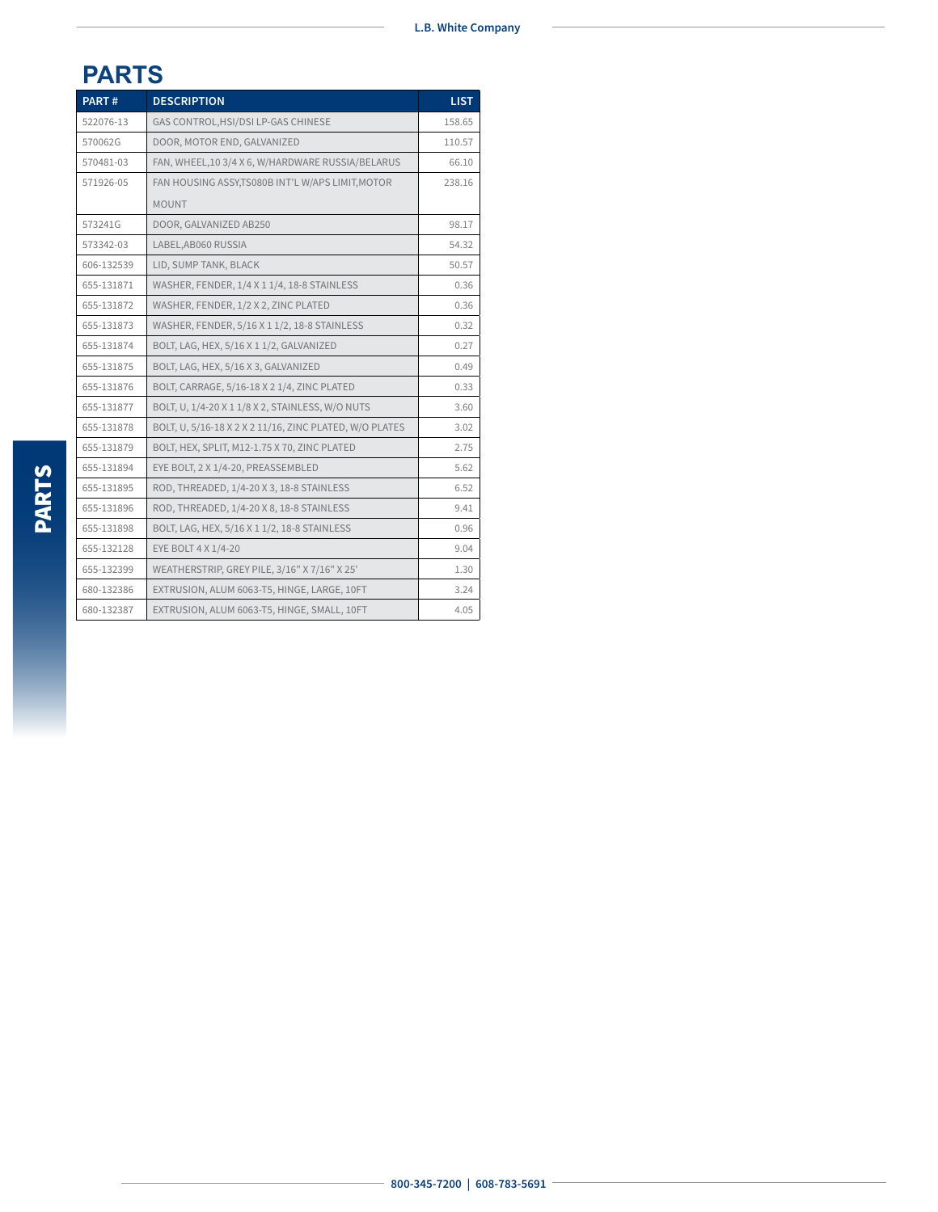# PARTS

| PART # | DESCRIPTION | LIST |
|---|---|---|
| 522076-13 | GAS CONTROL,HSI/DSI LP-GAS CHINESE | 158.65 |
| 570062G | DOOR, MOTOR END, GALVANIZED | 110.57 |
| 570481-03 | FAN, WHEEL,10 3/4 X 6, W/HARDWARE RUSSIA/BELARUS | 66.10 |
| 571926-05 | FAN HOUSING ASSY,TS080B INT'L W/APS LIMIT,MOTOR MOUNT | 238.16 |
| 573241G | DOOR, GALVANIZED AB250 | 98.17 |
| 573342-03 | LABEL,AB060 RUSSIA | 54.32 |
| 606-132539 | LID, SUMP TANK, BLACK | 50.57 |
| 655-131871 | WASHER, FENDER, 1/4 X 1 1/4, 18-8 STAINLESS | 0.36 |
| 655-131872 | WASHER, FENDER, 1/2 X 2, ZINC PLATED | 0.36 |
| 655-131873 | WASHER, FENDER, 5/16 X 1 1/2, 18-8 STAINLESS | 0.32 |
| 655-131874 | BOLT, LAG, HEX, 5/16 X 1 1/2, GALVANIZED | 0.27 |
| 655-131875 | BOLT, LAG, HEX, 5/16 X 3, GALVANIZED | 0.49 |
| 655-131876 | BOLT, CARRAGE, 5/16-18 X 2 1/4, ZINC PLATED | 0.33 |
| 655-131877 | BOLT, U, 1/4-20 X 1 1/8 X 2, STAINLESS, W/O NUTS | 3.60 |
| 655-131878 | BOLT, U, 5/16-18 X 2 X 2 11/16, ZINC PLATED, W/O PLATES | 3.02 |
| 655-131879 | BOLT, HEX, SPLIT, M12-1.75 X 70, ZINC PLATED | 2.75 |
| 655-131894 | EYE BOLT, 2 X 1/4-20, PREASSEMBLED | 5.62 |
| 655-131895 | ROD, THREADED, 1/4-20 X 3, 18-8 STAINLESS | 6.52 |
| 655-131896 | ROD, THREADED, 1/4-20 X 8, 18-8 STAINLESS | 9.41 |
| 655-131898 | BOLT, LAG, HEX, 5/16 X 1 1/2, 18-8 STAINLESS | 0.96 |
| 655-132128 | EYE BOLT 4 X 1/4-20 | 9.04 |
| 655-132399 | WEATHERSTRIP, GREY PILE, 3/16" X 7/16" X 25' | 1.30 |
| 680-132386 | EXTRUSION, ALUM 6063-T5, HINGE, LARGE, 10FT | 3.24 |
| 680-132387 | EXTRUSION, ALUM 6063-T5, HINGE, SMALL, 10FT | 4.05 |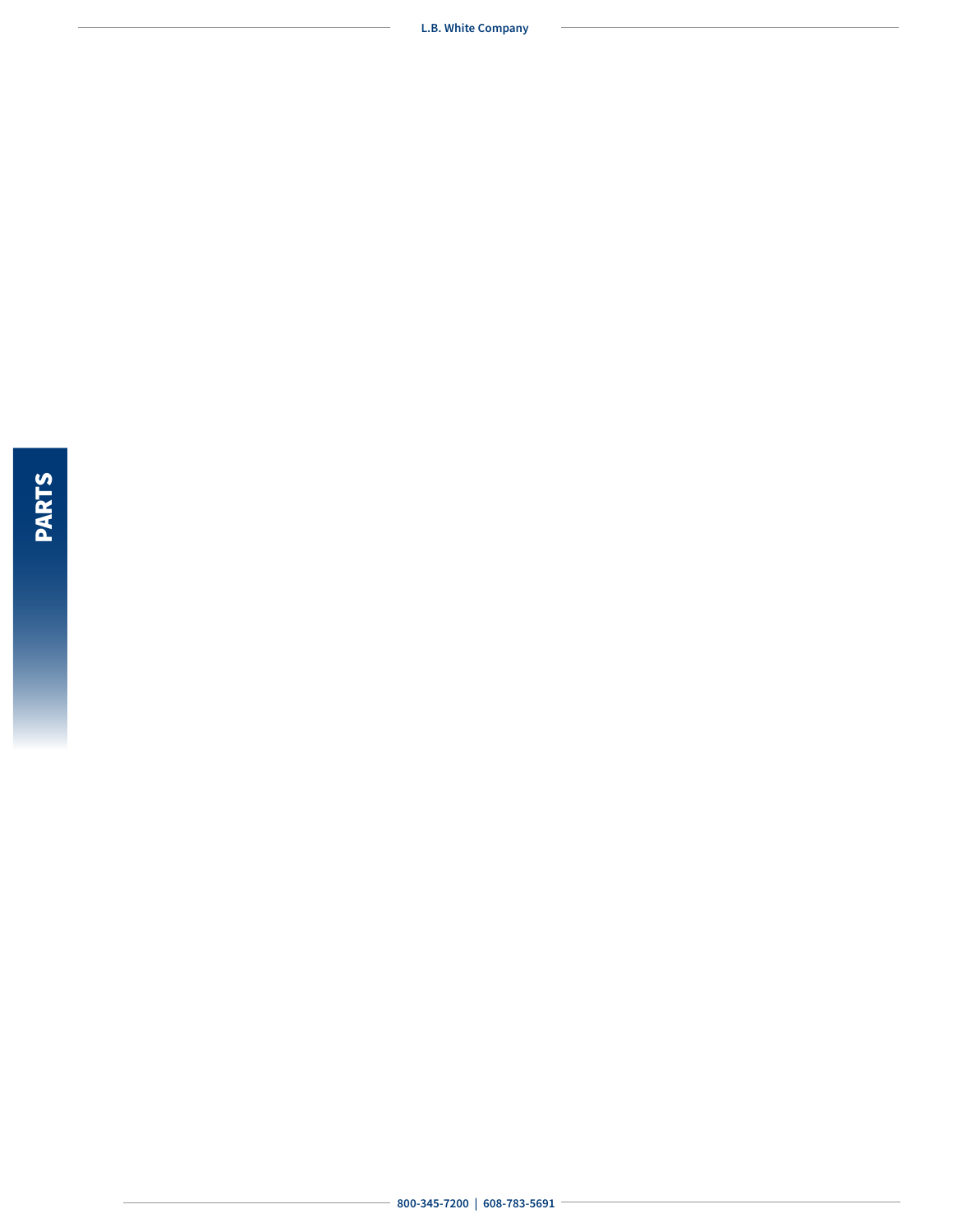PARTS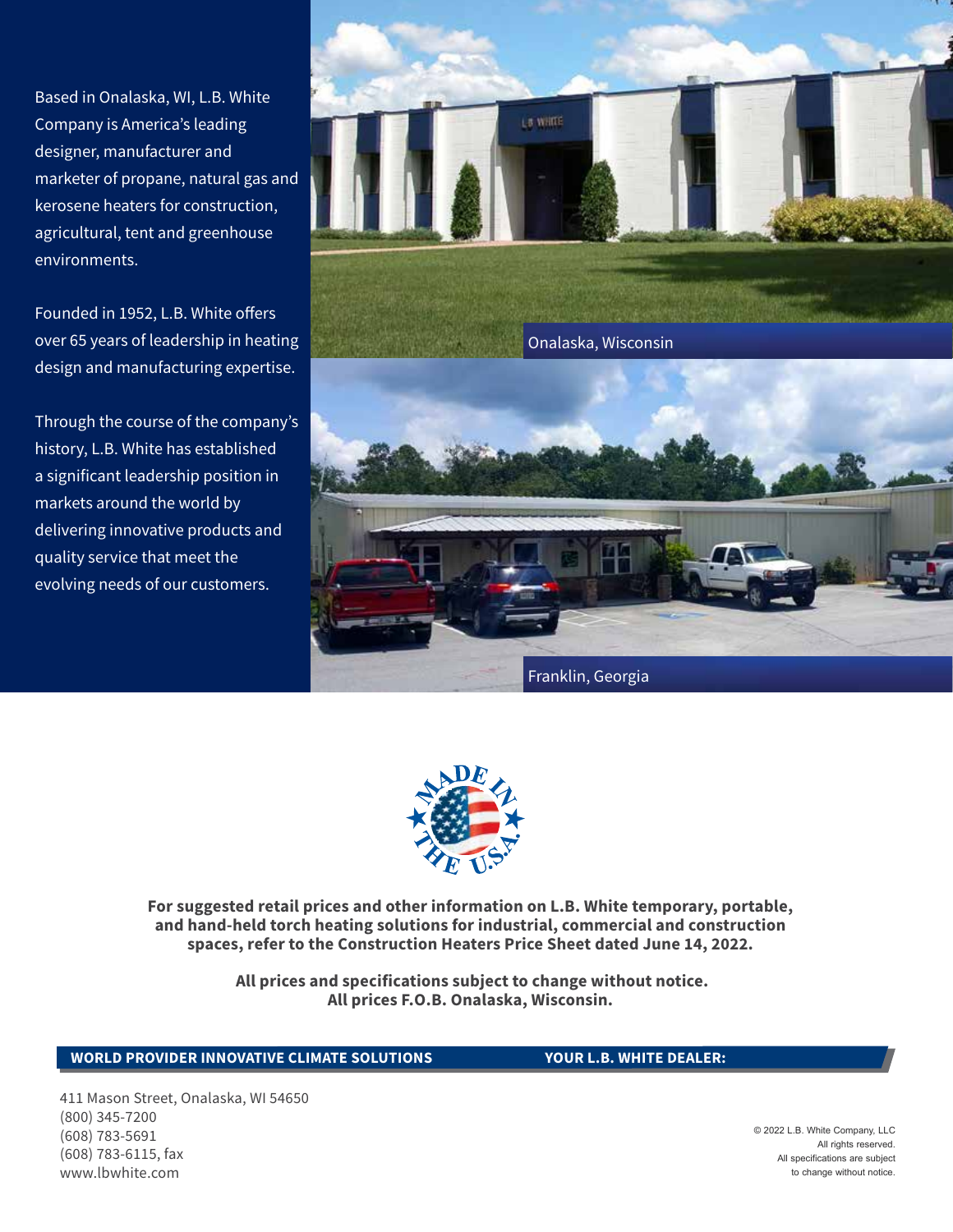Based in Onalaska, WI, L.B. White Company is America's leading designer, manufacturer and marketer of propane, natural gas and kerosene heaters for construction, agricultural, tent and greenhouse environments.

Founded in 1952, L.B. White offers over 65 years of leadership in heating design and manufacturing expertise.

Through the course of the company's history, L.B. White has established a significant leadership position in markets around the world by delivering innovative products and quality service that meet the evolving needs of our customers.

Onalaska, Wisconsin

Franklin, Georgia

**For suggested retail prices and other information on L.B. White temporary, portable, and hand-held torch heating solutions for industrial, commercial and construction spaces, refer to the Construction Heaters Price Sheet dated June 14, 2022.**

**All prices and specifications subject to change without notice.**
**All prices F.O.B. Onalaska, Wisconsin.**

**WORLD PROVIDER INNOVATIVE CLIMATE SOLUTIONS**

411 Mason Street, Onalaska, WI 54650
(800) 345-7200
(608) 783-5691
(608) 783-6115, fax
www.lbwhite.com

**YOUR L.B. WHITE DEALER:**

© 2022 L.B. White Company, LLC
All rights reserved.
All specifications are subject to change without notice.